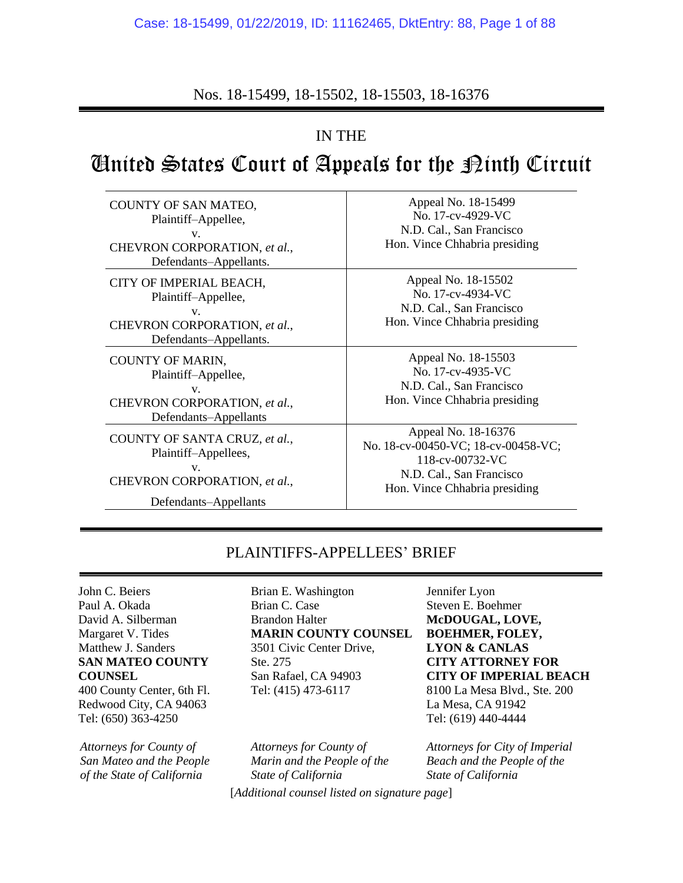Nos. 18-15499, 18-15502, 18-15503, 18-16376

IN THE

# United States Court of Appeals for the Ninth Circuit

| | |
|---|---|
| COUNTY OF SAN MATEO,<br>Plaintiff–Appellee,<br>v.<br>CHEVRON CORPORATION, *et al.*,<br>Defendants–Appellants. | Appeal No. 18-15499<br>No. 17-cv-4929-VC<br>N.D. Cal., San Francisco<br>Hon. Vince Chhabria presiding |
| CITY OF IMPERIAL BEACH,<br>Plaintiff–Appellee,<br>v.<br>CHEVRON CORPORATION, *et al.*,<br>Defendants–Appellants. | Appeal No. 18-15502<br>No. 17-cv-4934-VC<br>N.D. Cal., San Francisco<br>Hon. Vince Chhabria presiding |
| COUNTY OF MARIN,<br>Plaintiff–Appellee,<br>v.<br>CHEVRON CORPORATION, *et al.*,<br>Defendants–Appellants | Appeal No. 18-15503<br>No. 17-cv-4935-VC<br>N.D. Cal., San Francisco<br>Hon. Vince Chhabria presiding |
| COUNTY OF SANTA CRUZ, *et al.*,<br>Plaintiff–Appellees,<br>v.<br>CHEVRON CORPORATION, *et al.*,<br>Defendants–Appellants | Appeal No. 18-16376<br>No. 18-cv-00450-VC; 18-cv-00458-VC;<br>118-cv-00732-VC<br>N.D. Cal., San Francisco<br>Hon. Vince Chhabria presiding |

## PLAINTIFFS-APPELLEES' BRIEF

John C. Beiers
Paul A. Okada
David A. Silberman
Margaret V. Tides
Matthew J. Sanders
**SAN MATEO COUNTY COUNSEL**
400 County Center, 6th Fl.
Redwood City, CA 94063
Tel: (650) 363-4250

*Attorneys for County of San Mateo and the People of the State of California*

Brian E. Washington
Brian C. Case
Brandon Halter
**MARIN COUNTY COUNSEL**
3501 Civic Center Drive, Ste. 275
San Rafael, CA 94903
Tel: (415) 473-6117

*Attorneys for County of Marin and the People of the State of California*

Jennifer Lyon
Steven E. Boehmer
**McDOUGAL, LOVE, BOEHMER, FOLEY, LYON & CANLAS**
**CITY ATTORNEY FOR CITY OF IMPERIAL BEACH**
8100 La Mesa Blvd., Ste. 200
La Mesa, CA 91942
Tel: (619) 440-4444

*Attorneys for City of Imperial Beach and the People of the State of California*

[*Additional counsel listed on signature page*]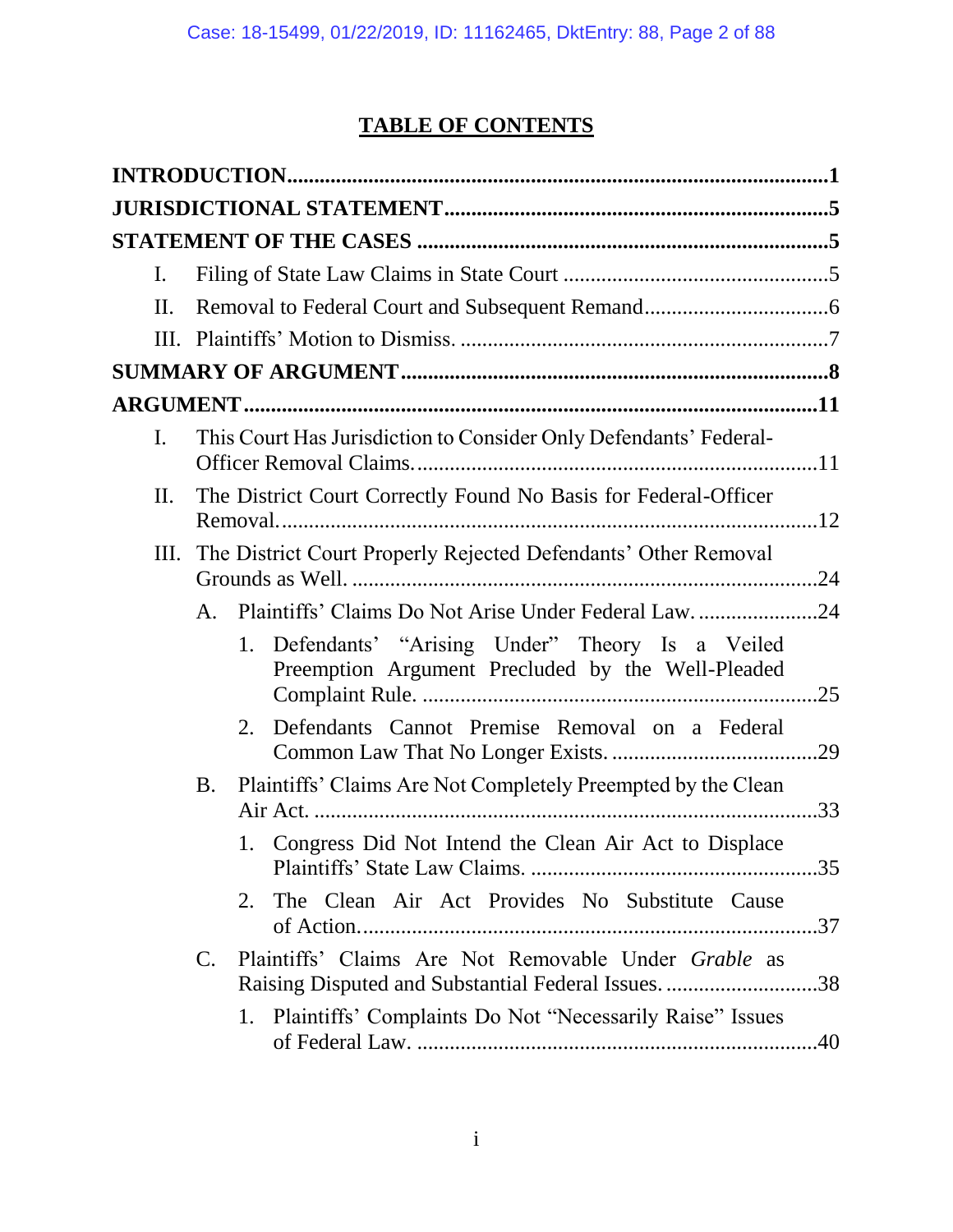# TABLE OF CONTENTS

**INTRODUCTION** .......... **1**

**JURISDICTIONAL STATEMENT** .......... **5**

**STATEMENT OF THE CASES** .......... **5**

- I. Filing of State Law Claims in State Court .......... 5
- II. Removal to Federal Court and Subsequent Remand .......... 6
- III. Plaintiffs' Motion to Dismiss. .......... 7

**SUMMARY OF ARGUMENT** .......... **8**

**ARGUMENT** .......... **11**

- I. This Court Has Jurisdiction to Consider Only Defendants' Federal-Officer Removal Claims. .......... 11
- II. The District Court Correctly Found No Basis for Federal-Officer Removal. .......... 12
- III. The District Court Properly Rejected Defendants' Other Removal Grounds as Well. .......... 24
  - A. Plaintiffs' Claims Do Not Arise Under Federal Law. .......... 24
    - 1. Defendants' "Arising Under" Theory Is a Veiled Preemption Argument Precluded by the Well-Pleaded Complaint Rule. .......... 25
    - 2. Defendants Cannot Premise Removal on a Federal Common Law That No Longer Exists. .......... 29
  - B. Plaintiffs' Claims Are Not Completely Preempted by the Clean Air Act. .......... 33
    - 1. Congress Did Not Intend the Clean Air Act to Displace Plaintiffs' State Law Claims. .......... 35
    - 2. The Clean Air Act Provides No Substitute Cause of Action. .......... 37
  - C. Plaintiffs' Claims Are Not Removable Under *Grable* as Raising Disputed and Substantial Federal Issues. .......... 38
    - 1. Plaintiffs' Complaints Do Not "Necessarily Raise" Issues of Federal Law. .......... 40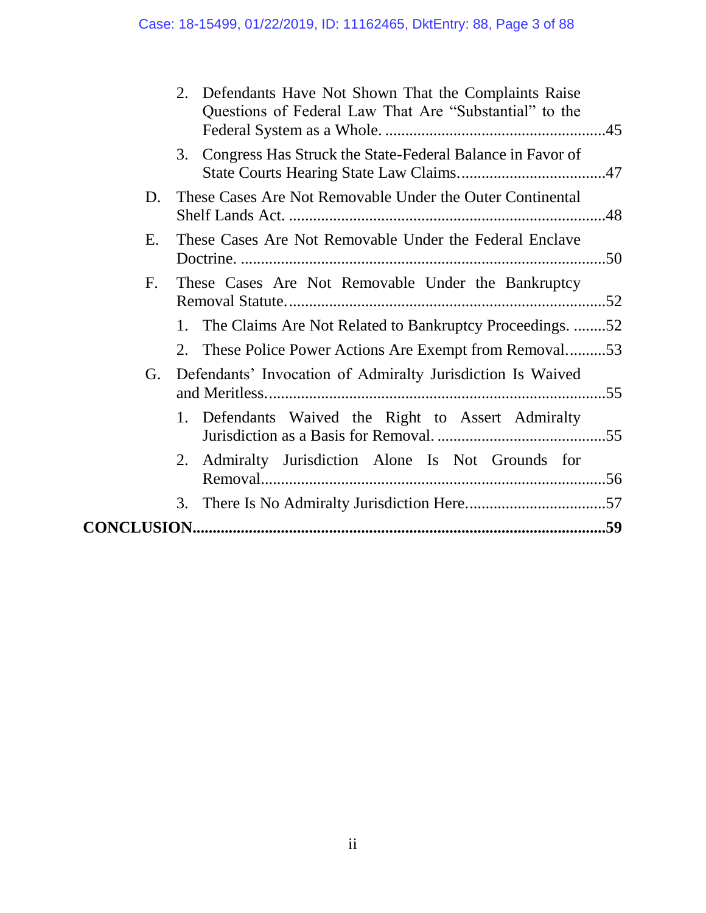2. Defendants Have Not Shown That the Complaints Raise Questions of Federal Law That Are "Substantial" to the Federal System as a Whole. ......................................................45

3. Congress Has Struck the State-Federal Balance in Favor of State Courts Hearing State Law Claims. ...................................47

D. These Cases Are Not Removable Under the Outer Continental Shelf Lands Act. ..............................................................................48

E. These Cases Are Not Removable Under the Federal Enclave Doctrine. ..........................................................................................50

F. These Cases Are Not Removable Under the Bankruptcy Removal Statute. ...............................................................................52

1. The Claims Are Not Related to Bankruptcy Proceedings. ........52

2. These Police Power Actions Are Exempt from Removal. ..........53

G. Defendants' Invocation of Admiralty Jurisdiction Is Waived and Meritless. ...................................................................................55

1. Defendants Waived the Right to Assert Admiralty Jurisdiction as a Basis for Removal. ..........................................55

2. Admiralty Jurisdiction Alone Is Not Grounds for Removal. ....................................................................................56

3. There Is No Admiralty Jurisdiction Here. ..................................57

**CONCLUSION.......................................................................................................59**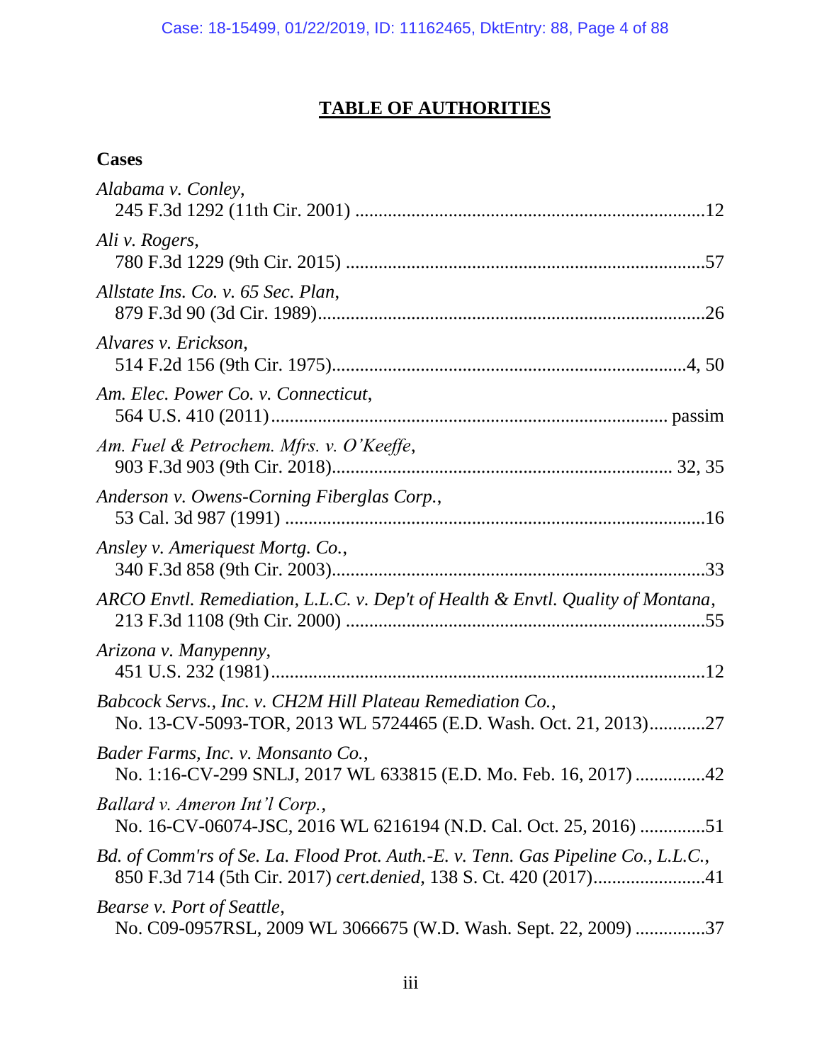# TABLE OF AUTHORITIES

## Cases

*Alabama v. Conley*,
245 F.3d 1292 (11th Cir. 2001) ..........................................................................12

*Ali v. Rogers*,
780 F.3d 1229 (9th Cir. 2015) ............................................................................57

*Allstate Ins. Co. v. 65 Sec. Plan*,
879 F.3d 90 (3d Cir. 1989)..................................................................................26

*Alvares v. Erickson*,
514 F.2d 156 (9th Cir. 1975)............................................................................4, 50

*Am. Elec. Power Co. v. Connecticut*,
564 U.S. 410 (2011)................................................................................ passim

*Am. Fuel & Petrochem. Mfrs. v. O'Keeffe*,
903 F.3d 903 (9th Cir. 2018)....................................................................... 32, 35

*Anderson v. Owens-Corning Fiberglas Corp.*,
53 Cal. 3d 987 (1991) .........................................................................................16

*Ansley v. Ameriquest Mortg. Co.*,
340 F.3d 858 (9th Cir. 2003)...............................................................................33

*ARCO Envtl. Remediation, L.L.C. v. Dep't of Health & Envtl. Quality of Montana*,
213 F.3d 1108 (9th Cir. 2000) ............................................................................55

*Arizona v. Manypenny*,
451 U.S. 232 (1981)............................................................................................12

*Babcock Servs., Inc. v. CH2M Hill Plateau Remediation Co.*,
No. 13-CV-5093-TOR, 2013 WL 5724465 (E.D. Wash. Oct. 21, 2013)............27

*Bader Farms, Inc. v. Monsanto Co.*,
No. 1:16-CV-299 SNLJ, 2017 WL 633815 (E.D. Mo. Feb. 16, 2017) ...............42

*Ballard v. Ameron Int'l Corp.*,
No. 16-CV-06074-JSC, 2016 WL 6216194 (N.D. Cal. Oct. 25, 2016) ..............51

*Bd. of Comm'rs of Se. La. Flood Prot. Auth.-E. v. Tenn. Gas Pipeline Co., L.L.C.*,
850 F.3d 714 (5th Cir. 2017) *cert.denied*, 138 S. Ct. 420 (2017)........................41

*Bearse v. Port of Seattle*,
No. C09-0957RSL, 2009 WL 3066675 (W.D. Wash. Sept. 22, 2009) ...............37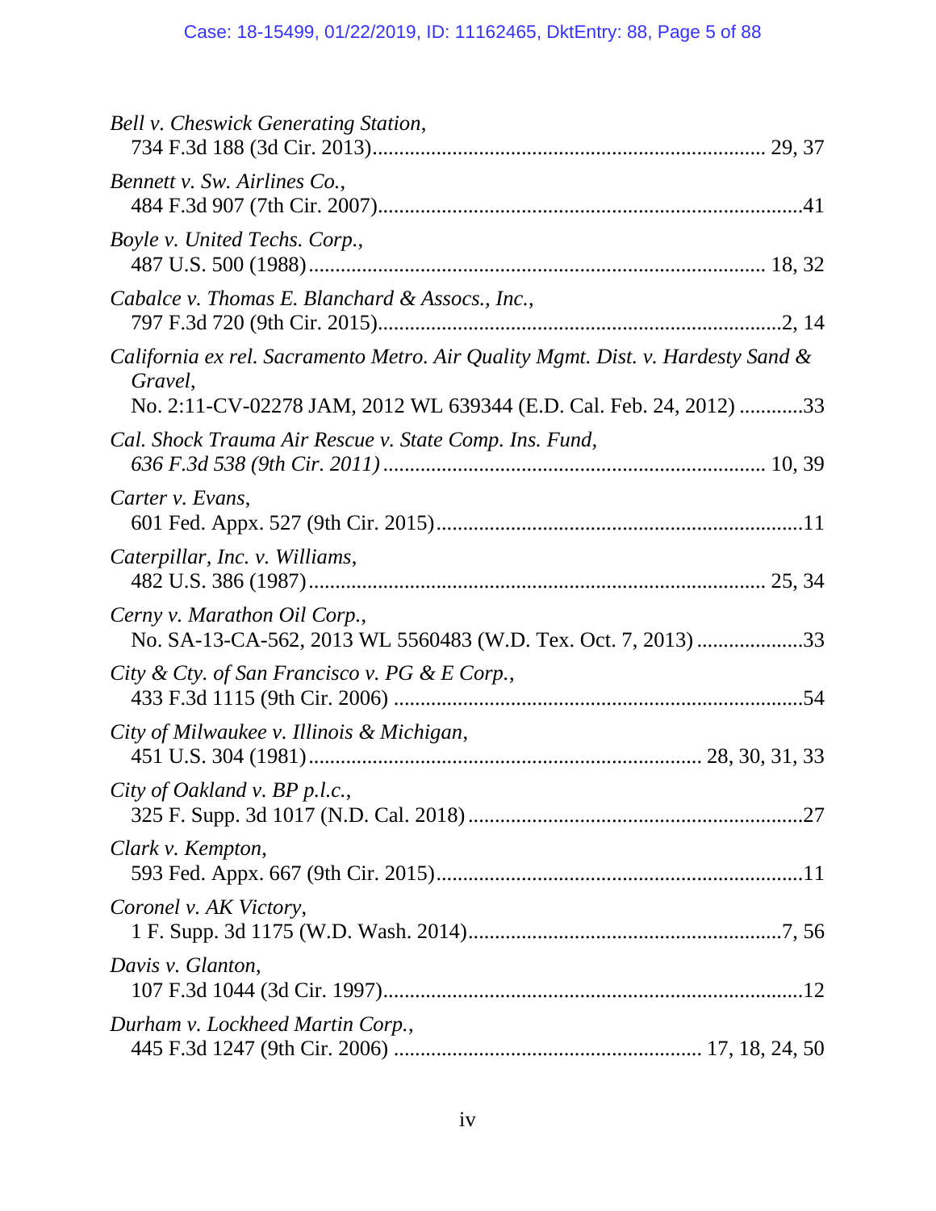*Bell v. Cheswick Generating Station*,
734 F.3d 188 (3d Cir. 2013)........................................................................ 29, 37

*Bennett v. Sw. Airlines Co.*,
484 F.3d 907 (7th Cir. 2007)...............................................................................41

*Boyle v. United Techs. Corp.*,
487 U.S. 500 (1988).................................................................................... 18, 32

*Cabalce v. Thomas E. Blanchard & Assocs., Inc.*,
797 F.3d 720 (9th Cir. 2015)...........................................................................2, 14

*California ex rel. Sacramento Metro. Air Quality Mgmt. Dist. v. Hardesty Sand & Gravel*,
No. 2:11-CV-02278 JAM, 2012 WL 639344 (E.D. Cal. Feb. 24, 2012) ............33

*Cal. Shock Trauma Air Rescue v. State Comp. Ins. Fund*,
*636 F.3d 538 (9th Cir. 2011)* ...................................................................... 10, 39

*Carter v. Evans*,
601 Fed. Appx. 527 (9th Cir. 2015)....................................................................11

*Caterpillar, Inc. v. Williams*,
482 U.S. 386 (1987).................................................................................... 25, 34

*Cerny v. Marathon Oil Corp.*,
No. SA-13-CA-562, 2013 WL 5560483 (W.D. Tex. Oct. 7, 2013) ....................33

*City & Cty. of San Francisco v. PG & E Corp.*,
433 F.3d 1115 (9th Cir. 2006) ............................................................................54

*City of Milwaukee v. Illinois & Michigan*,
451 U.S. 304 (1981)......................................................................... 28, 30, 31, 33

*City of Oakland v. BP p.l.c.*,
325 F. Supp. 3d 1017 (N.D. Cal. 2018) ...............................................................27

*Clark v. Kempton*,
593 Fed. Appx. 667 (9th Cir. 2015)....................................................................11

*Coronel v. AK Victory*,
1 F. Supp. 3d 1175 (W.D. Wash. 2014)...........................................................7, 56

*Davis v. Glanton*,
107 F.3d 1044 (3d Cir. 1997)...............................................................................12

*Durham v. Lockheed Martin Corp.*,
445 F.3d 1247 (9th Cir. 2006) ......................................................... 17, 18, 24, 50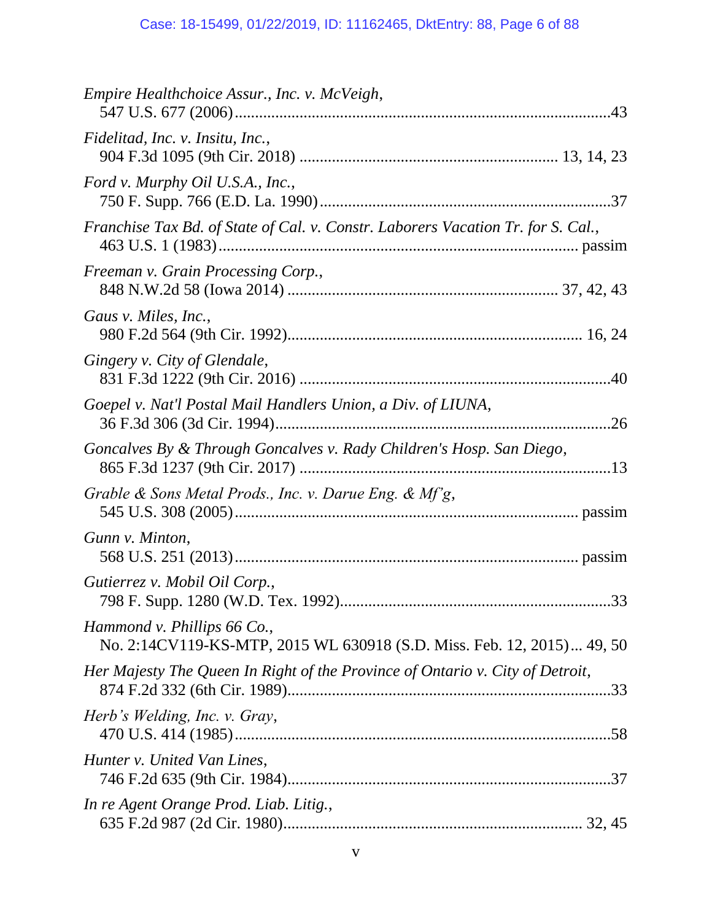*Empire Healthchoice Assur., Inc. v. McVeigh*,
547 U.S. 677 (2006)...........................................................................................43

*Fidelitad, Inc. v. Insitu, Inc.*,
904 F.3d 1095 (9th Cir. 2018) ............................................................. 13, 14, 23

*Ford v. Murphy Oil U.S.A., Inc.*,
750 F. Supp. 766 (E.D. La. 1990).......................................................................37

*Franchise Tax Bd. of State of Cal. v. Constr. Laborers Vacation Tr. for S. Cal.*,
463 U.S. 1 (1983)...................................................................................... passim

*Freeman v. Grain Processing Corp.*,
848 N.W.2d 58 (Iowa 2014) ................................................................. 37, 42, 43

*Gaus v. Miles, Inc.*,
980 F.2d 564 (9th Cir. 1992)..................................................................... 16, 24

*Gingery v. City of Glendale*,
831 F.3d 1222 (9th Cir. 2016) ............................................................................40

*Goepel v. Nat'l Postal Mail Handlers Union, a Div. of LIUNA*,
36 F.3d 306 (3d Cir. 1994)..................................................................................26

*Goncalves By & Through Goncalves v. Rady Children's Hosp. San Diego*,
865 F.3d 1237 (9th Cir. 2017) ............................................................................13

*Grable & Sons Metal Prods., Inc. v. Darue Eng. & Mf'g*,
545 U.S. 308 (2005)................................................................................... passim

*Gunn v. Minton*,
568 U.S. 251 (2013)................................................................................... passim

*Gutierrez v. Mobil Oil Corp.*,
798 F. Supp. 1280 (W.D. Tex. 1992)..................................................................33

*Hammond v. Phillips 66 Co.*,
No. 2:14CV119-KS-MTP, 2015 WL 630918 (S.D. Miss. Feb. 12, 2015)... 49, 50

*Her Majesty The Queen In Right of the Province of Ontario v. City of Detroit*,
874 F.2d 332 (6th Cir. 1989)...............................................................................33

*Herb's Welding, Inc. v. Gray*,
470 U.S. 414 (1985)............................................................................................58

*Hunter v. United Van Lines*,
746 F.2d 635 (9th Cir. 1984)...............................................................................37

*In re Agent Orange Prod. Liab. Litig.*,
635 F.2d 987 (2d Cir. 1980)........................................................................ 32, 45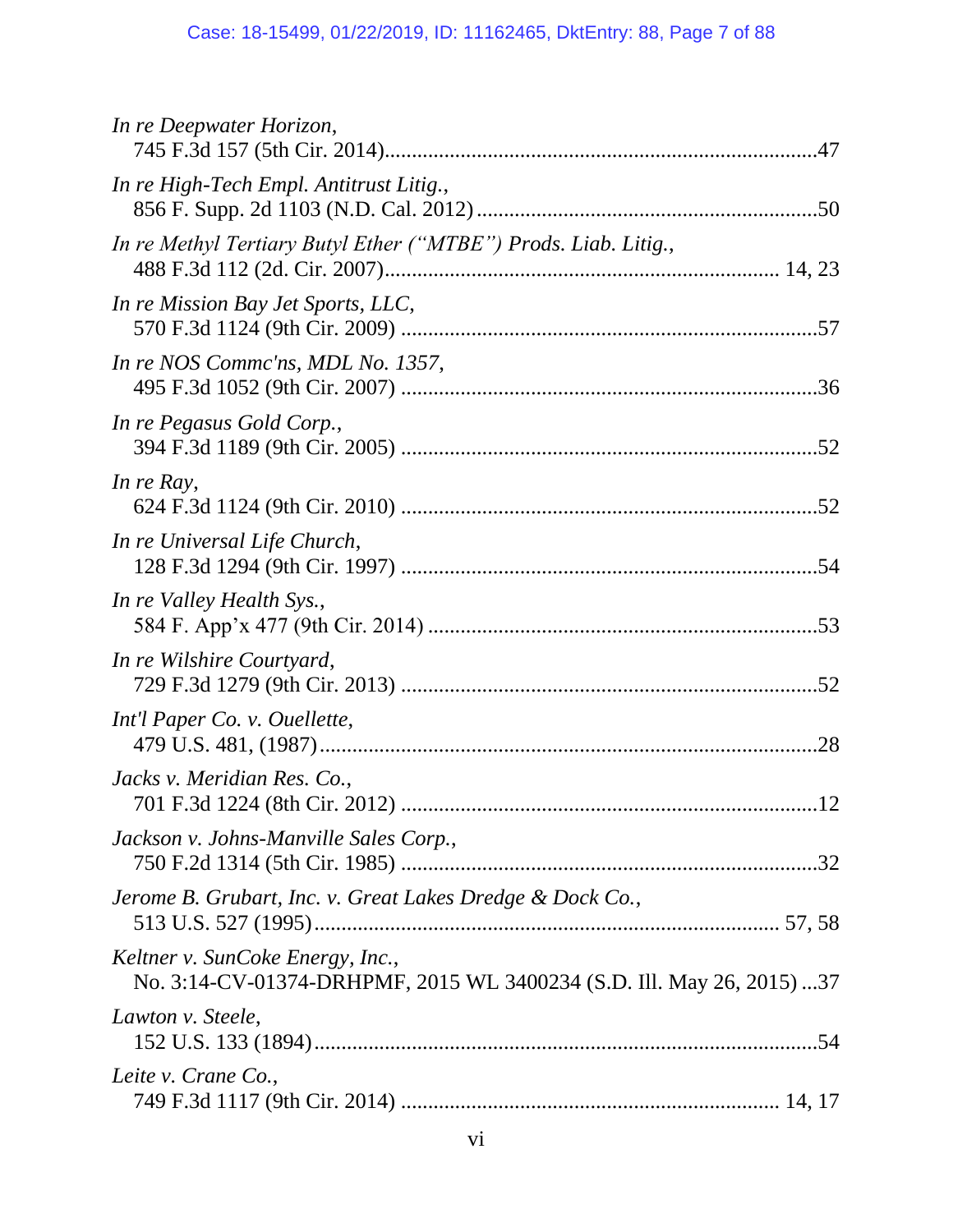*In re Deepwater Horizon*,
745 F.3d 157 (5th Cir. 2014) ................................................................................47

*In re High-Tech Empl. Antitrust Litig.*,
856 F. Supp. 2d 1103 (N.D. Cal. 2012) ..............................................................50

*In re Methyl Tertiary Butyl Ether ("MTBE") Prods. Liab. Litig.*,
488 F.3d 112 (2d. Cir. 2007)....................................................................... 14, 23

*In re Mission Bay Jet Sports, LLC*,
570 F.3d 1124 (9th Cir. 2009) ............................................................................57

*In re NOS Commc'ns, MDL No. 1357*,
495 F.3d 1052 (9th Cir. 2007) ............................................................................36

*In re Pegasus Gold Corp.*,
394 F.3d 1189 (9th Cir. 2005) ............................................................................52

*In re Ray*,
624 F.3d 1124 (9th Cir. 2010) ............................................................................52

*In re Universal Life Church*,
128 F.3d 1294 (9th Cir. 1997) ............................................................................54

*In re Valley Health Sys.*,
584 F. App'x 477 (9th Cir. 2014) .......................................................................53

*In re Wilshire Courtyard*,
729 F.3d 1279 (9th Cir. 2013) ............................................................................52

*Int'l Paper Co. v. Ouellette*,
479 U.S. 481, (1987)...........................................................................................28

*Jacks v. Meridian Res. Co.*,
701 F.3d 1224 (8th Cir. 2012) ............................................................................12

*Jackson v. Johns-Manville Sales Corp.*,
750 F.2d 1314 (5th Cir. 1985) ............................................................................32

*Jerome B. Grubart, Inc. v. Great Lakes Dredge & Dock Co.*,
513 U.S. 527 (1995).................................................................................... 57, 58

*Keltner v. SunCoke Energy, Inc.*,
No. 3:14-CV-01374-DRHPMF, 2015 WL 3400234 (S.D. Ill. May 26, 2015) ...37

*Lawton v. Steele*,
152 U.S. 133 (1894).............................................................................................54

*Leite v. Crane Co.*,
749 F.3d 1117 (9th Cir. 2014) .................................................................... 14, 17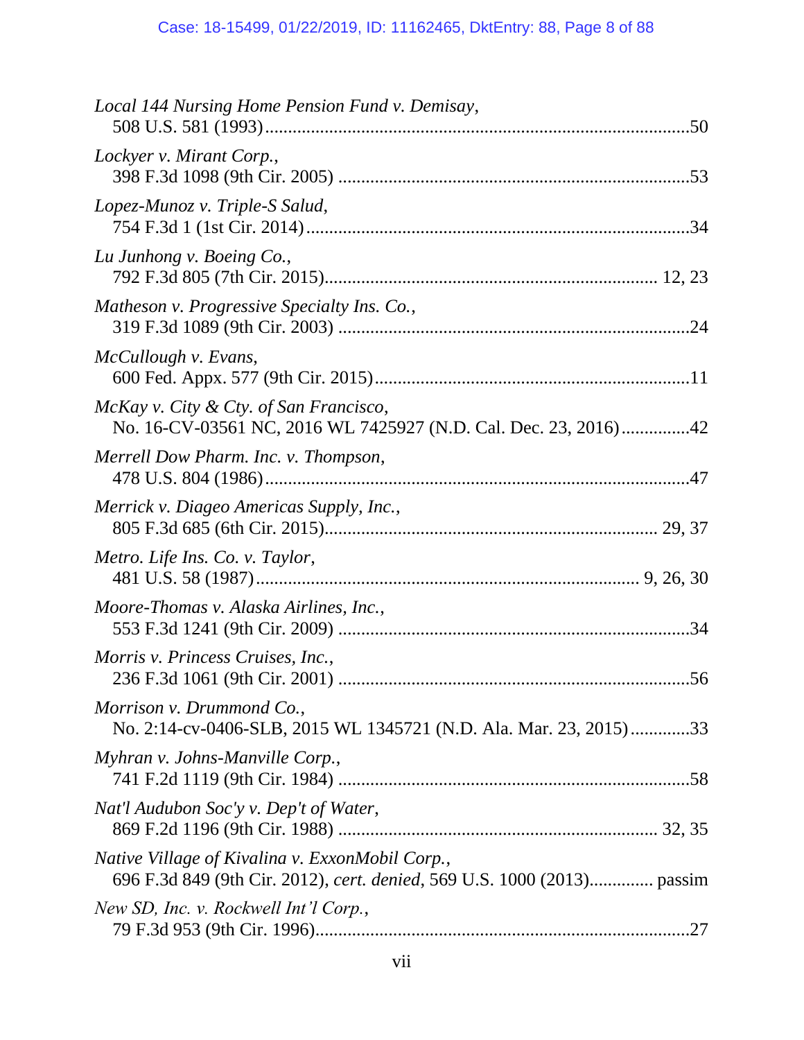*Local 144 Nursing Home Pension Fund v. Demisay*,
508 U.S. 581 (1993)..........................................................................................50

*Lockyer v. Mirant Corp.*,
398 F.3d 1098 (9th Cir. 2005) ............................................................................53

*Lopez-Munoz v. Triple-S Salud*,
754 F.3d 1 (1st Cir. 2014)..................................................................................34

*Lu Junhong v. Boeing Co.*,
792 F.3d 805 (7th Cir. 2015)...................................................................... 12, 23

*Matheson v. Progressive Specialty Ins. Co.*,
319 F.3d 1089 (9th Cir. 2003) ............................................................................24

*McCullough v. Evans*,
600 Fed. Appx. 577 (9th Cir. 2015)....................................................................11

*McKay v. City & Cty. of San Francisco*,
No. 16-CV-03561 NC, 2016 WL 7425927 (N.D. Cal. Dec. 23, 2016)...............42

*Merrell Dow Pharm. Inc. v. Thompson*,
478 U.S. 804 (1986)............................................................................................47

*Merrick v. Diageo Americas Supply, Inc.*,
805 F.3d 685 (6th Cir. 2015)...................................................................... 29, 37

*Metro. Life Ins. Co. v. Taylor*,
481 U.S. 58 (1987)................................................................................ 9, 26, 30

*Moore-Thomas v. Alaska Airlines, Inc.*,
553 F.3d 1241 (9th Cir. 2009) ............................................................................34

*Morris v. Princess Cruises, Inc.*,
236 F.3d 1061 (9th Cir. 2001) ............................................................................56

*Morrison v. Drummond Co.*,
No. 2:14-cv-0406-SLB, 2015 WL 1345721 (N.D. Ala. Mar. 23, 2015).............33

*Myhran v. Johns-Manville Corp.*,
741 F.2d 1119 (9th Cir. 1984) ............................................................................58

*Nat'l Audubon Soc'y v. Dep't of Water*,
869 F.2d 1196 (9th Cir. 1988) ..................................................................... 32, 35

*Native Village of Kivalina v. ExxonMobil Corp.*,
696 F.3d 849 (9th Cir. 2012), *cert. denied*, 569 U.S. 1000 (2013)............. passim

*New SD, Inc. v. Rockwell Int'l Corp.*,
79 F.3d 953 (9th Cir. 1996).................................................................................27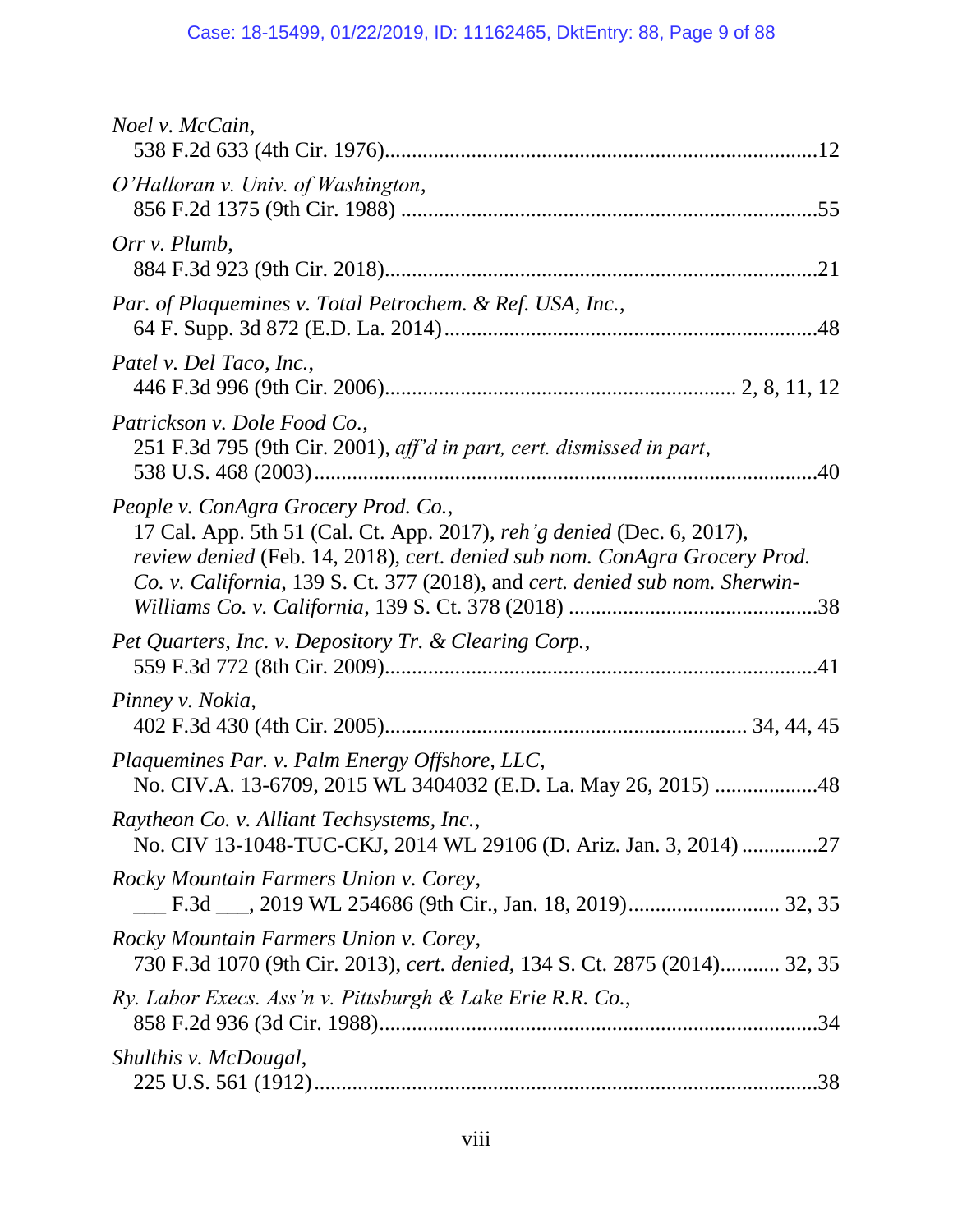*Noel v. McCain*,
538 F.2d 633 (4th Cir. 1976)................................................................................12

*O'Halloran v. Univ. of Washington*,
856 F.2d 1375 (9th Cir. 1988) ............................................................................55

*Orr v. Plumb*,
884 F.3d 923 (9th Cir. 2018)................................................................................21

*Par. of Plaquemines v. Total Petrochem. & Ref. USA, Inc.*,
64 F. Supp. 3d 872 (E.D. La. 2014).....................................................................48

*Patel v. Del Taco, Inc.*,
446 F.3d 996 (9th Cir. 2006)................................................................ 2, 8, 11, 12

*Patrickson v. Dole Food Co.*,
251 F.3d 795 (9th Cir. 2001), *aff'd in part, cert. dismissed in part*,
538 U.S. 468 (2003)............................................................................................40

*People v. ConAgra Grocery Prod. Co.*,
17 Cal. App. 5th 51 (Cal. Ct. App. 2017), *reh'g denied* (Dec. 6, 2017), *review denied* (Feb. 14, 2018), *cert. denied sub nom. ConAgra Grocery Prod. Co. v. California*, 139 S. Ct. 377 (2018), and *cert. denied sub nom. Sherwin-Williams Co. v. California*, 139 S. Ct. 378 (2018) ..............................................38

*Pet Quarters, Inc. v. Depository Tr. & Clearing Corp.*,
559 F.3d 772 (8th Cir. 2009)................................................................................41

*Pinney v. Nokia*,
402 F.3d 430 (4th Cir. 2005)................................................................. 34, 44, 45

*Plaquemines Par. v. Palm Energy Offshore, LLC*,
No. CIV.A. 13-6709, 2015 WL 3404032 (E.D. La. May 26, 2015) ...................48

*Raytheon Co. v. Alliant Techsystems, Inc.*,
No. CIV 13-1048-TUC-CKJ, 2014 WL 29106 (D. Ariz. Jan. 3, 2014) ..............27

*Rocky Mountain Farmers Union v. Corey*,
___ F.3d ___, 2019 WL 254686 (9th Cir., Jan. 18, 2019)............................ 32, 35

*Rocky Mountain Farmers Union v. Corey*,
730 F.3d 1070 (9th Cir. 2013), *cert. denied*, 134 S. Ct. 2875 (2014)........... 32, 35

*Ry. Labor Execs. Ass'n v. Pittsburgh & Lake Erie R.R. Co.*,
858 F.2d 936 (3d Cir. 1988)................................................................................34

*Shulthis v. McDougal*,
225 U.S. 561 (1912)............................................................................................38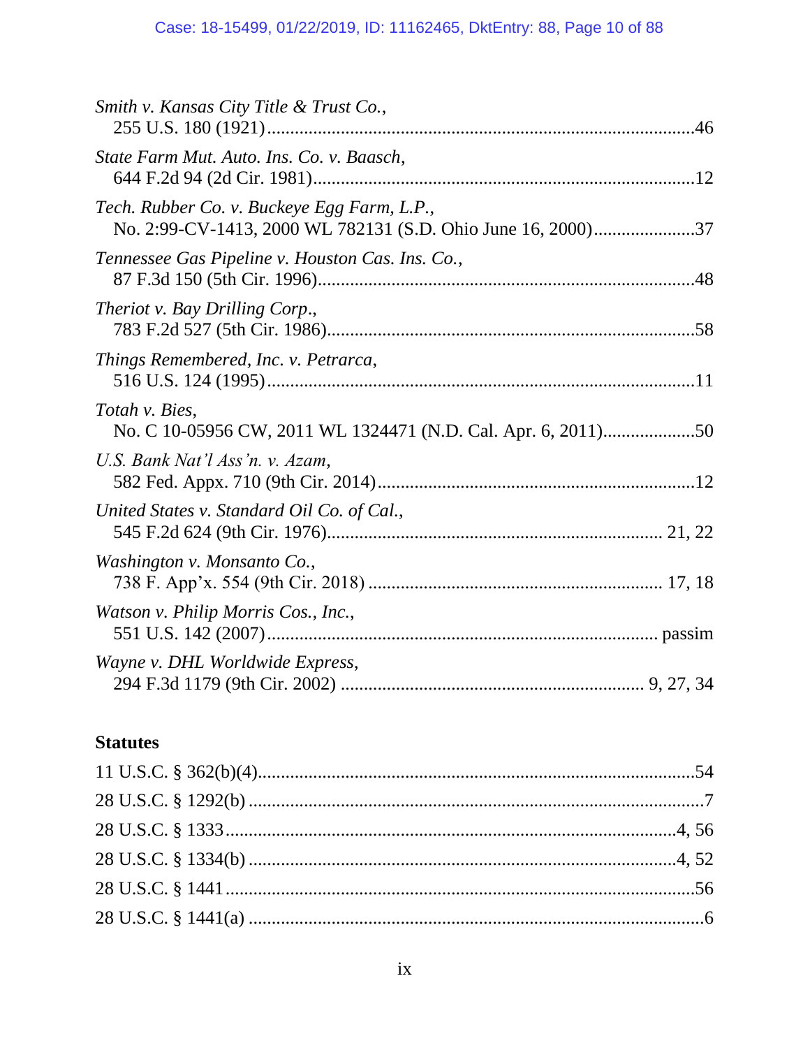*Smith v. Kansas City Title & Trust Co.*,
255 U.S. 180 (1921) ........................................................................................ 46

*State Farm Mut. Auto. Ins. Co. v. Baasch*,
644 F.2d 94 (2d Cir. 1981) ................................................................................ 12

*Tech. Rubber Co. v. Buckeye Egg Farm, L.P.*,
No. 2:99-CV-1413, 2000 WL 782131 (S.D. Ohio June 16, 2000) ..................... 37

*Tennessee Gas Pipeline v. Houston Cas. Ins. Co.*,
87 F.3d 150 (5th Cir. 1996) ................................................................................ 48

*Theriot v. Bay Drilling Corp*.,
783 F.2d 527 (5th Cir. 1986) .............................................................................. 58

*Things Remembered, Inc. v. Petrarca*,
516 U.S. 124 (1995) ............................................................................................ 11

*Totah v. Bies*,
No. C 10-05956 CW, 2011 WL 1324471 (N.D. Cal. Apr. 6, 2011) ................... 50

*U.S. Bank Nat'l Ass'n. v. Azam*,
582 Fed. Appx. 710 (9th Cir. 2014) .................................................................... 12

*United States v. Standard Oil Co. of Cal.*,
545 F.2d 624 (9th Cir. 1976) ........................................................................ 21, 22

*Washington v. Monsanto Co.*,
738 F. App'x. 554 (9th Cir. 2018) ................................................................ 17, 18

*Watson v. Philip Morris Cos., Inc.*,
551 U.S. 142 (2007) .................................................................................... passim

*Wayne v. DHL Worldwide Express*,
294 F.3d 1179 (9th Cir. 2002) ................................................................ 9, 27, 34

## Statutes

11 U.S.C. § 362(b)(4) ............................................................................................ 54

28 U.S.C. § 1292(b) ................................................................................................ 7

28 U.S.C. § 1333 ................................................................................................ 4, 56

28 U.S.C. § 1334(b) ........................................................................................... 4, 52

28 U.S.C. § 1441 .................................................................................................... 56

28 U.S.C. § 1441(a) .................................................................................................. 6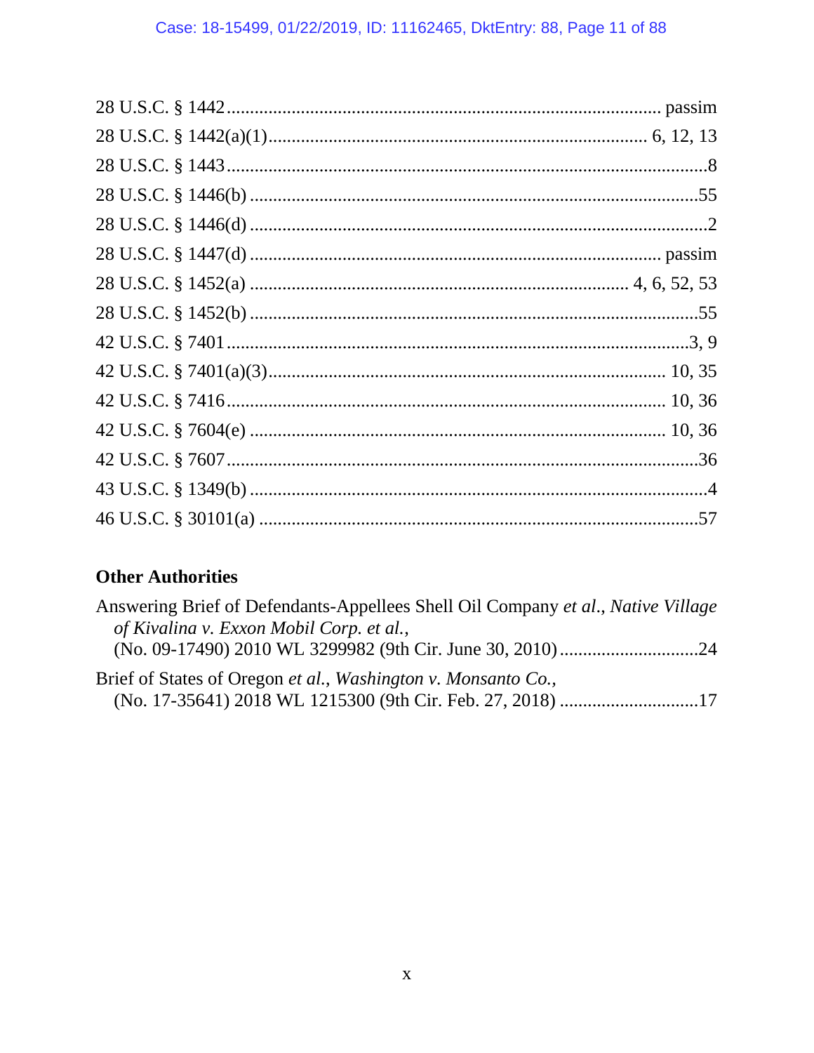28 U.S.C. § 1442 ........................................................................................ passim

28 U.S.C. § 1442(a)(1)........................................................................... 6, 12, 13

28 U.S.C. § 1443 ............................................................................................8

28 U.S.C. § 1446(b) .......................................................................................55

28 U.S.C. § 1446(d) .........................................................................................2

28 U.S.C. § 1447(d) ................................................................................ passim

28 U.S.C. § 1452(a) ........................................................................ 4, 6, 52, 53

28 U.S.C. § 1452(b) .......................................................................................55

42 U.S.C. § 7401 .........................................................................................3, 9

42 U.S.C. § 7401(a)(3)...................................................................... 10, 35

42 U.S.C. § 7416 ..................................................................................... 10, 36

42 U.S.C. § 7604(e) ................................................................................. 10, 36

42 U.S.C. § 7607 ...........................................................................................36

43 U.S.C. § 1349(b) .........................................................................................4

46 U.S.C. § 30101(a) ......................................................................................57

## Other Authorities

Answering Brief of Defendants-Appellees Shell Oil Company *et al*., *Native Village of Kivalina v. Exxon Mobil Corp. et al.*, (No. 09-17490) 2010 WL 3299982 (9th Cir. June 30, 2010) ..............................24

Brief of States of Oregon *et al., Washington v. Monsanto Co.,* (No. 17-35641) 2018 WL 1215300 (9th Cir. Feb. 27, 2018) ..............................17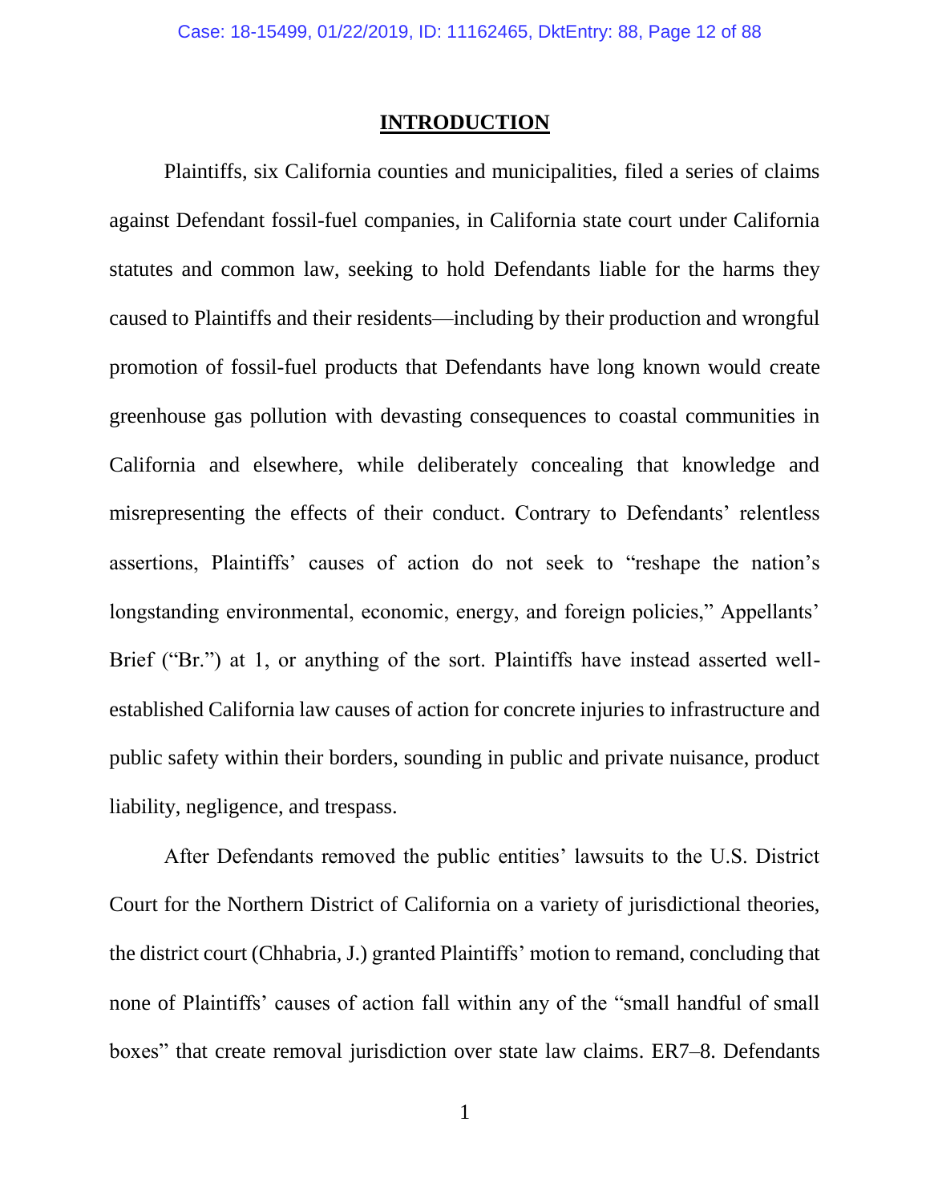## INTRODUCTION

Plaintiffs, six California counties and municipalities, filed a series of claims against Defendant fossil-fuel companies, in California state court under California statutes and common law, seeking to hold Defendants liable for the harms they caused to Plaintiffs and their residents—including by their production and wrongful promotion of fossil-fuel products that Defendants have long known would create greenhouse gas pollution with devasting consequences to coastal communities in California and elsewhere, while deliberately concealing that knowledge and misrepresenting the effects of their conduct. Contrary to Defendants' relentless assertions, Plaintiffs' causes of action do not seek to "reshape the nation's longstanding environmental, economic, energy, and foreign policies," Appellants' Brief ("Br.") at 1, or anything of the sort. Plaintiffs have instead asserted well-established California law causes of action for concrete injuries to infrastructure and public safety within their borders, sounding in public and private nuisance, product liability, negligence, and trespass.

After Defendants removed the public entities' lawsuits to the U.S. District Court for the Northern District of California on a variety of jurisdictional theories, the district court (Chhabria, J.) granted Plaintiffs' motion to remand, concluding that none of Plaintiffs' causes of action fall within any of the "small handful of small boxes" that create removal jurisdiction over state law claims. ER7–8. Defendants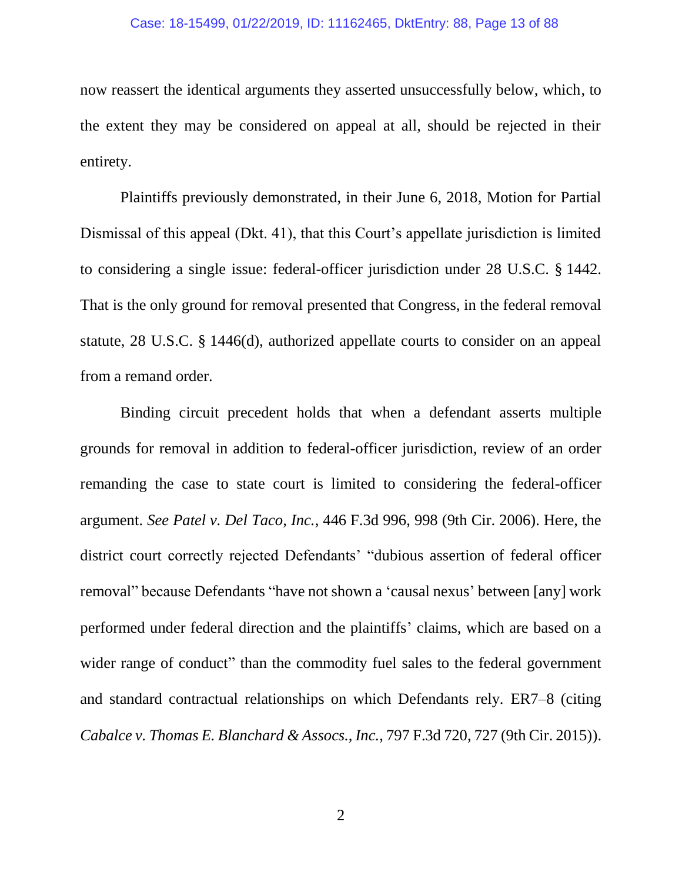now reassert the identical arguments they asserted unsuccessfully below, which, to the extent they may be considered on appeal at all, should be rejected in their entirety.

Plaintiffs previously demonstrated, in their June 6, 2018, Motion for Partial Dismissal of this appeal (Dkt. 41), that this Court's appellate jurisdiction is limited to considering a single issue: federal-officer jurisdiction under 28 U.S.C. § 1442. That is the only ground for removal presented that Congress, in the federal removal statute, 28 U.S.C. § 1446(d), authorized appellate courts to consider on an appeal from a remand order.

Binding circuit precedent holds that when a defendant asserts multiple grounds for removal in addition to federal-officer jurisdiction, review of an order remanding the case to state court is limited to considering the federal-officer argument. *See Patel v. Del Taco, Inc.*, 446 F.3d 996, 998 (9th Cir. 2006). Here, the district court correctly rejected Defendants' "dubious assertion of federal officer removal" because Defendants "have not shown a 'causal nexus' between [any] work performed under federal direction and the plaintiffs' claims, which are based on a wider range of conduct" than the commodity fuel sales to the federal government and standard contractual relationships on which Defendants rely. ER7–8 (citing *Cabalce v. Thomas E. Blanchard & Assocs., Inc.*, 797 F.3d 720, 727 (9th Cir. 2015)).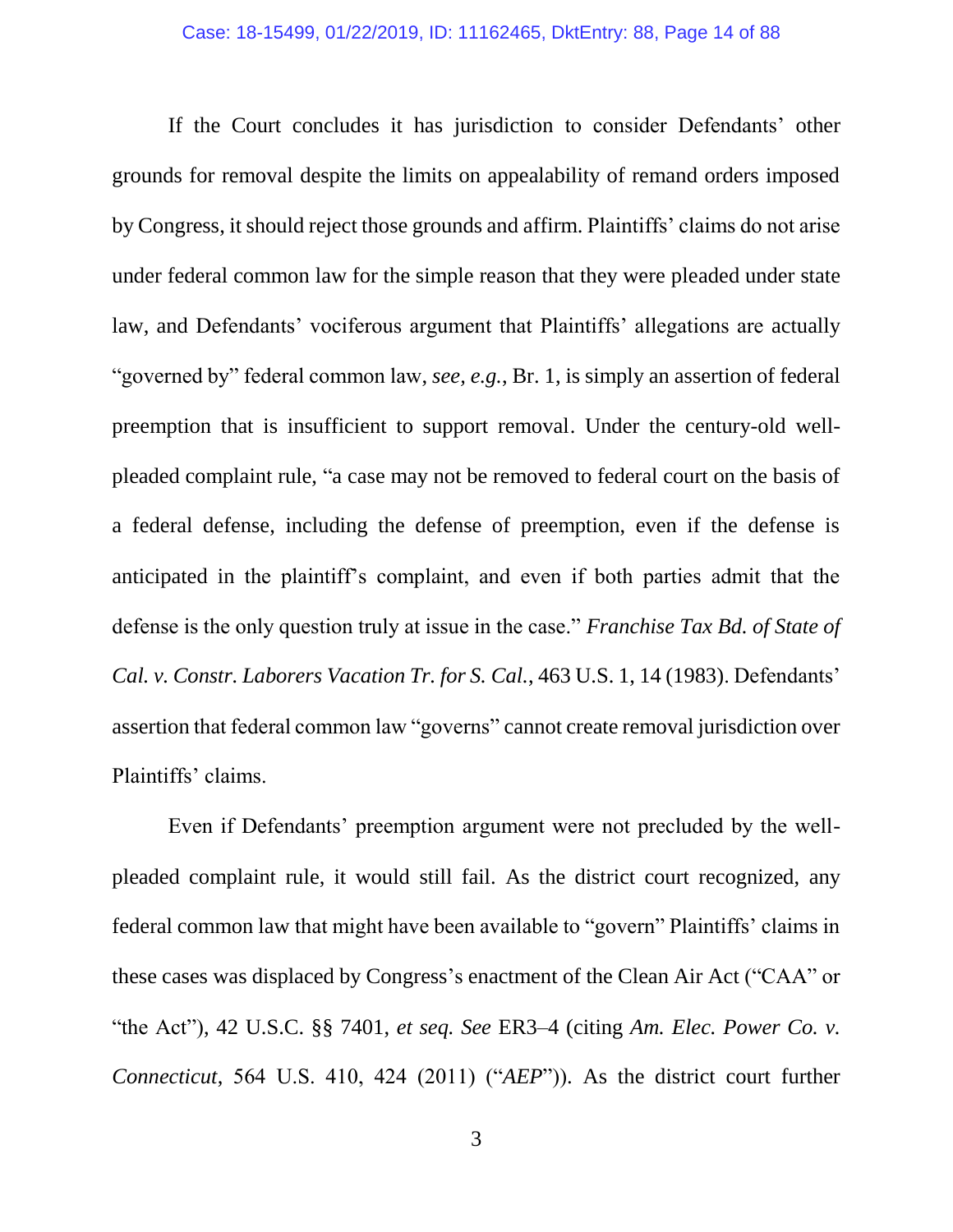If the Court concludes it has jurisdiction to consider Defendants' other grounds for removal despite the limits on appealability of remand orders imposed by Congress, it should reject those grounds and affirm. Plaintiffs' claims do not arise under federal common law for the simple reason that they were pleaded under state law, and Defendants' vociferous argument that Plaintiffs' allegations are actually "governed by" federal common law, *see, e.g.*, Br. 1, is simply an assertion of federal preemption that is insufficient to support removal. Under the century-old well-pleaded complaint rule, "a case may not be removed to federal court on the basis of a federal defense, including the defense of preemption, even if the defense is anticipated in the plaintiff's complaint, and even if both parties admit that the defense is the only question truly at issue in the case." *Franchise Tax Bd. of State of Cal. v. Constr. Laborers Vacation Tr. for S. Cal.*, 463 U.S. 1, 14 (1983). Defendants' assertion that federal common law "governs" cannot create removal jurisdiction over Plaintiffs' claims.

Even if Defendants' preemption argument were not precluded by the well-pleaded complaint rule, it would still fail. As the district court recognized, any federal common law that might have been available to "govern" Plaintiffs' claims in these cases was displaced by Congress's enactment of the Clean Air Act ("CAA" or "the Act"), 42 U.S.C. §§ 7401, *et seq. See* ER3–4 (citing *Am. Elec. Power Co. v. Connecticut*, 564 U.S. 410, 424 (2011) ("*AEP*")). As the district court further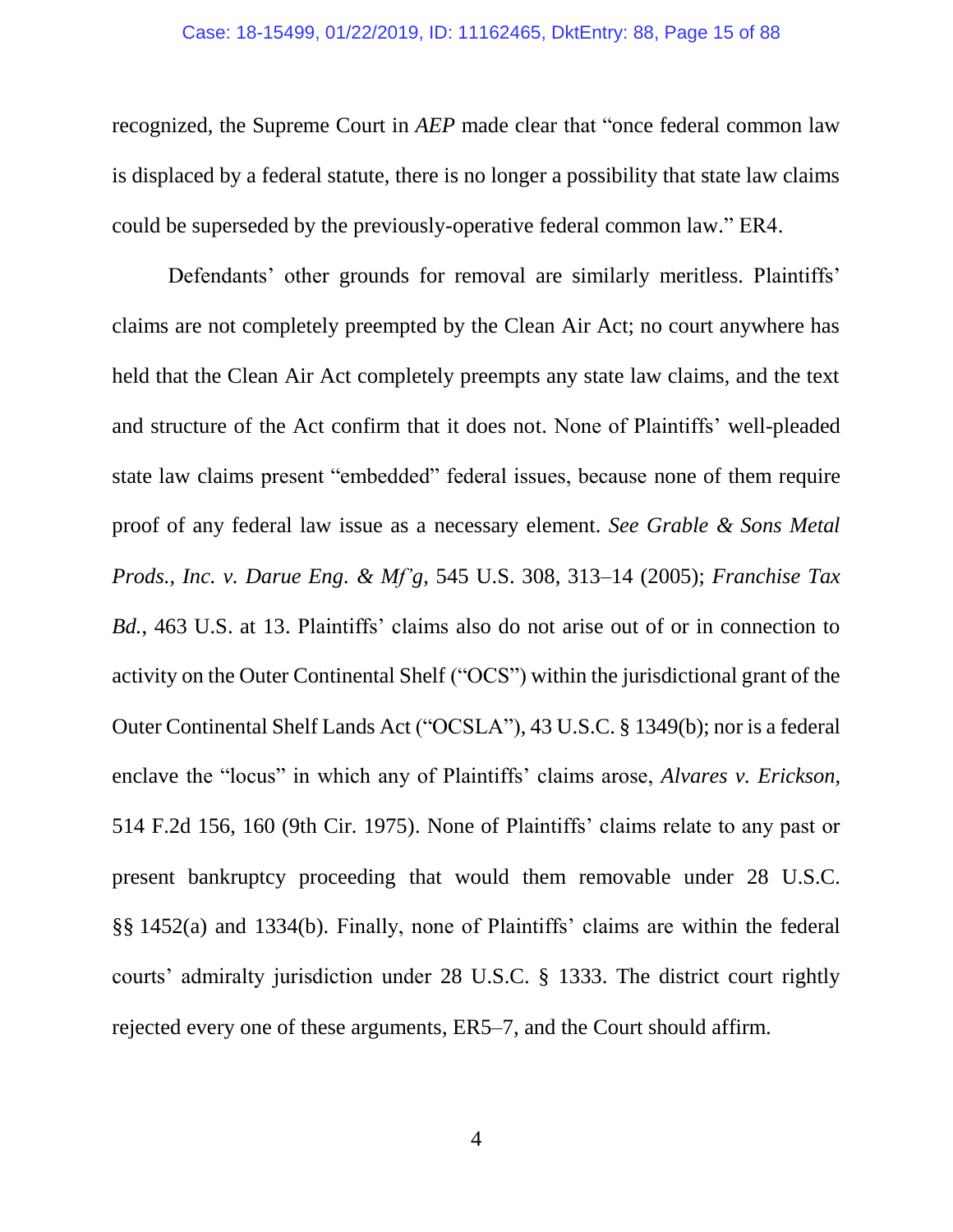recognized, the Supreme Court in *AEP* made clear that "once federal common law is displaced by a federal statute, there is no longer a possibility that state law claims could be superseded by the previously-operative federal common law." ER4.

Defendants' other grounds for removal are similarly meritless. Plaintiffs' claims are not completely preempted by the Clean Air Act; no court anywhere has held that the Clean Air Act completely preempts any state law claims, and the text and structure of the Act confirm that it does not. None of Plaintiffs' well-pleaded state law claims present "embedded" federal issues, because none of them require proof of any federal law issue as a necessary element. *See Grable & Sons Metal Prods., Inc. v. Darue Eng. & Mf'g*, 545 U.S. 308, 313–14 (2005); *Franchise Tax Bd.*, 463 U.S. at 13. Plaintiffs' claims also do not arise out of or in connection to activity on the Outer Continental Shelf ("OCS") within the jurisdictional grant of the Outer Continental Shelf Lands Act ("OCSLA"), 43 U.S.C. § 1349(b); nor is a federal enclave the "locus" in which any of Plaintiffs' claims arose, *Alvares v. Erickson*, 514 F.2d 156, 160 (9th Cir. 1975). None of Plaintiffs' claims relate to any past or present bankruptcy proceeding that would them removable under 28 U.S.C. §§ 1452(a) and 1334(b). Finally, none of Plaintiffs' claims are within the federal courts' admiralty jurisdiction under 28 U.S.C. § 1333. The district court rightly rejected every one of these arguments, ER5–7, and the Court should affirm.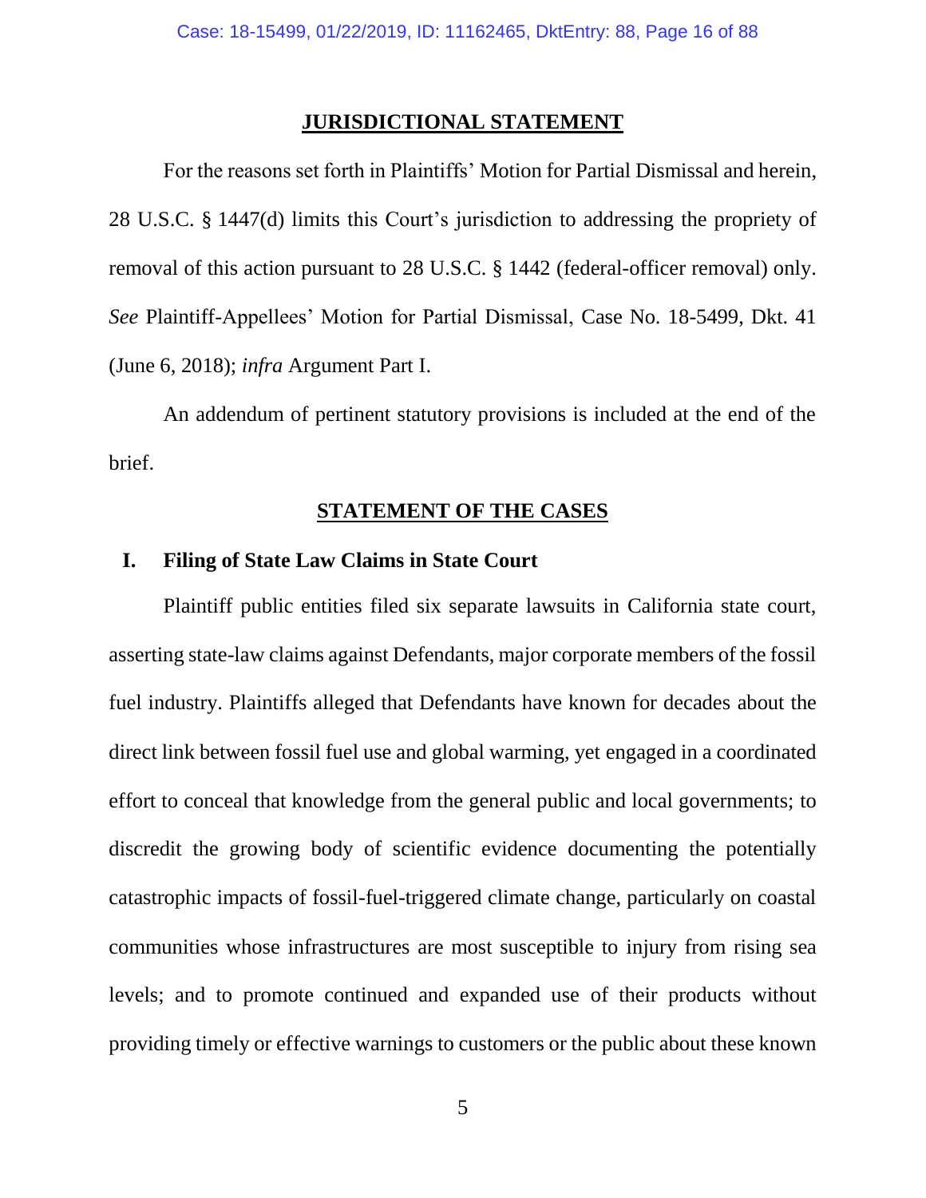## JURISDICTIONAL STATEMENT

For the reasons set forth in Plaintiffs' Motion for Partial Dismissal and herein, 28 U.S.C. § 1447(d) limits this Court's jurisdiction to addressing the propriety of removal of this action pursuant to 28 U.S.C. § 1442 (federal-officer removal) only. *See* Plaintiff-Appellees' Motion for Partial Dismissal, Case No. 18-5499, Dkt. 41 (June 6, 2018); *infra* Argument Part I.

An addendum of pertinent statutory provisions is included at the end of the brief.

## STATEMENT OF THE CASES

### I. Filing of State Law Claims in State Court

Plaintiff public entities filed six separate lawsuits in California state court, asserting state-law claims against Defendants, major corporate members of the fossil fuel industry. Plaintiffs alleged that Defendants have known for decades about the direct link between fossil fuel use and global warming, yet engaged in a coordinated effort to conceal that knowledge from the general public and local governments; to discredit the growing body of scientific evidence documenting the potentially catastrophic impacts of fossil-fuel-triggered climate change, particularly on coastal communities whose infrastructures are most susceptible to injury from rising sea levels; and to promote continued and expanded use of their products without providing timely or effective warnings to customers or the public about these known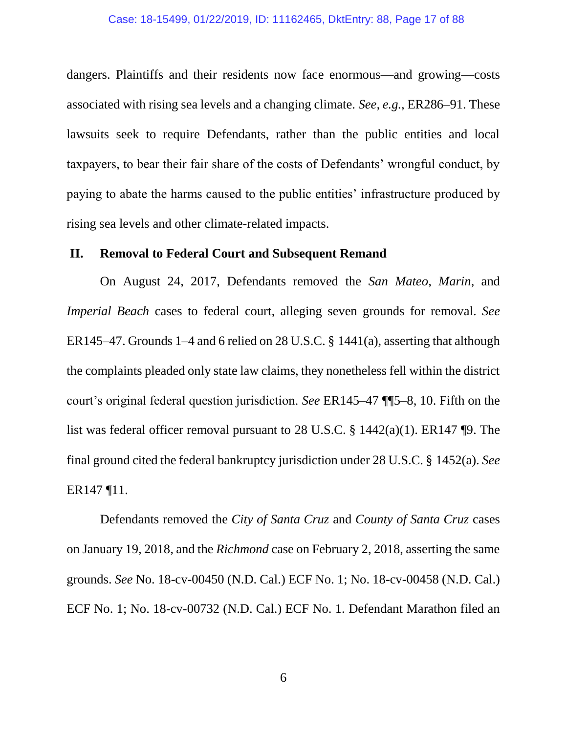dangers. Plaintiffs and their residents now face enormous—and growing—costs associated with rising sea levels and a changing climate. *See, e.g.*, ER286–91. These lawsuits seek to require Defendants, rather than the public entities and local taxpayers, to bear their fair share of the costs of Defendants' wrongful conduct, by paying to abate the harms caused to the public entities' infrastructure produced by rising sea levels and other climate-related impacts.

## II. Removal to Federal Court and Subsequent Remand

On August 24, 2017, Defendants removed the *San Mateo*, *Marin*, and *Imperial Beach* cases to federal court, alleging seven grounds for removal. *See* ER145–47. Grounds 1–4 and 6 relied on 28 U.S.C. § 1441(a), asserting that although the complaints pleaded only state law claims, they nonetheless fell within the district court's original federal question jurisdiction. *See* ER145–47 ¶¶5–8, 10. Fifth on the list was federal officer removal pursuant to 28 U.S.C. § 1442(a)(1). ER147 ¶9. The final ground cited the federal bankruptcy jurisdiction under 28 U.S.C. § 1452(a). *See* ER147 ¶11.

Defendants removed the *City of Santa Cruz* and *County of Santa Cruz* cases on January 19, 2018, and the *Richmond* case on February 2, 2018, asserting the same grounds. *See* No. 18-cv-00450 (N.D. Cal.) ECF No. 1; No. 18-cv-00458 (N.D. Cal.) ECF No. 1; No. 18-cv-00732 (N.D. Cal.) ECF No. 1. Defendant Marathon filed an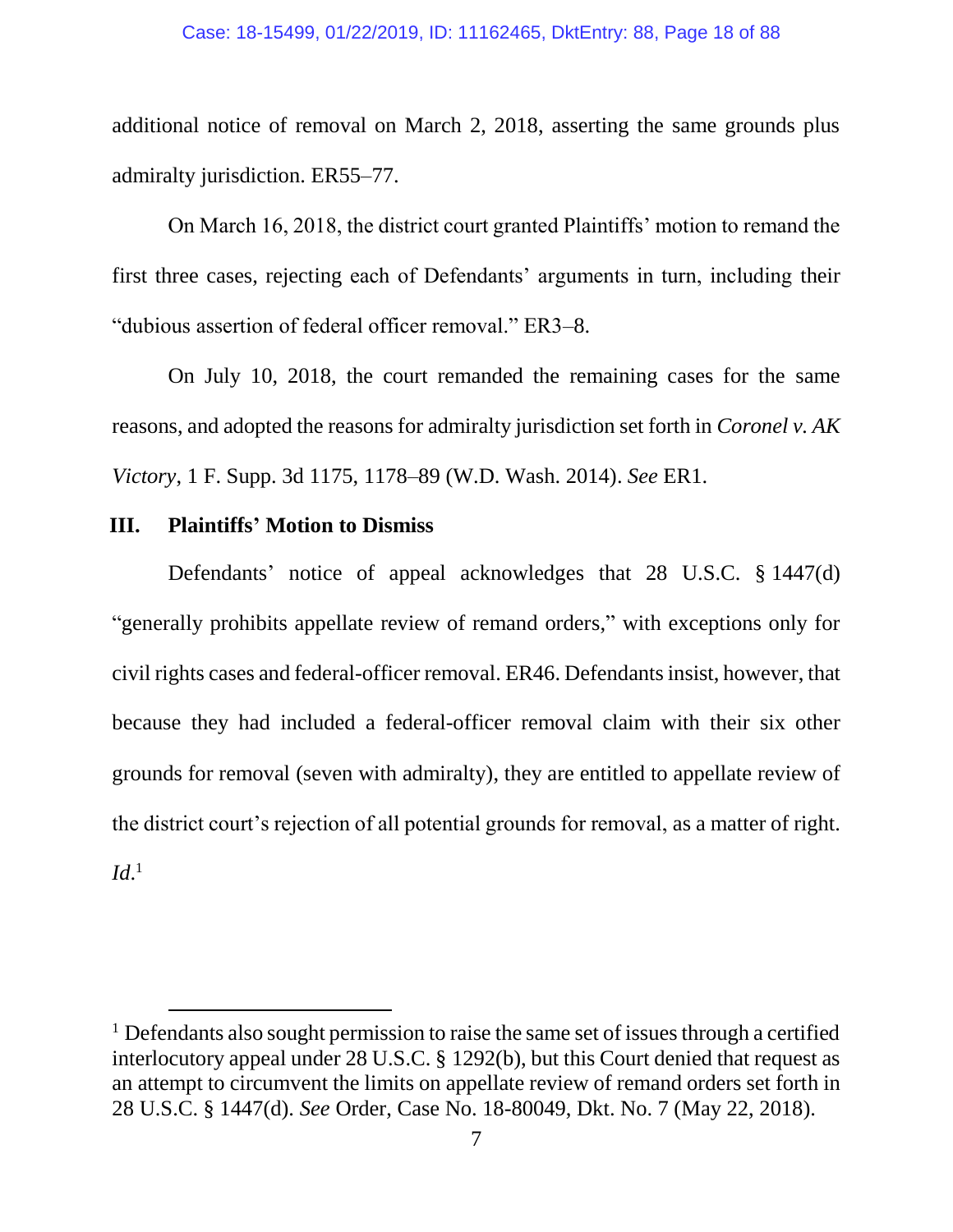additional notice of removal on March 2, 2018, asserting the same grounds plus admiralty jurisdiction. ER55–77.

On March 16, 2018, the district court granted Plaintiffs' motion to remand the first three cases, rejecting each of Defendants' arguments in turn, including their "dubious assertion of federal officer removal." ER3–8.

On July 10, 2018, the court remanded the remaining cases for the same reasons, and adopted the reasons for admiralty jurisdiction set forth in *Coronel v. AK Victory*, 1 F. Supp. 3d 1175, 1178–89 (W.D. Wash. 2014). *See* ER1.

### III. Plaintiffs' Motion to Dismiss

Defendants' notice of appeal acknowledges that 28 U.S.C. § 1447(d) "generally prohibits appellate review of remand orders," with exceptions only for civil rights cases and federal-officer removal. ER46. Defendants insist, however, that because they had included a federal-officer removal claim with their six other grounds for removal (seven with admiralty), they are entitled to appellate review of the district court's rejection of all potential grounds for removal, as a matter of right. *Id.*[1]

---

[1] Defendants also sought permission to raise the same set of issues through a certified interlocutory appeal under 28 U.S.C. § 1292(b), but this Court denied that request as an attempt to circumvent the limits on appellate review of remand orders set forth in 28 U.S.C. § 1447(d). *See* Order, Case No. 18-80049, Dkt. No. 7 (May 22, 2018).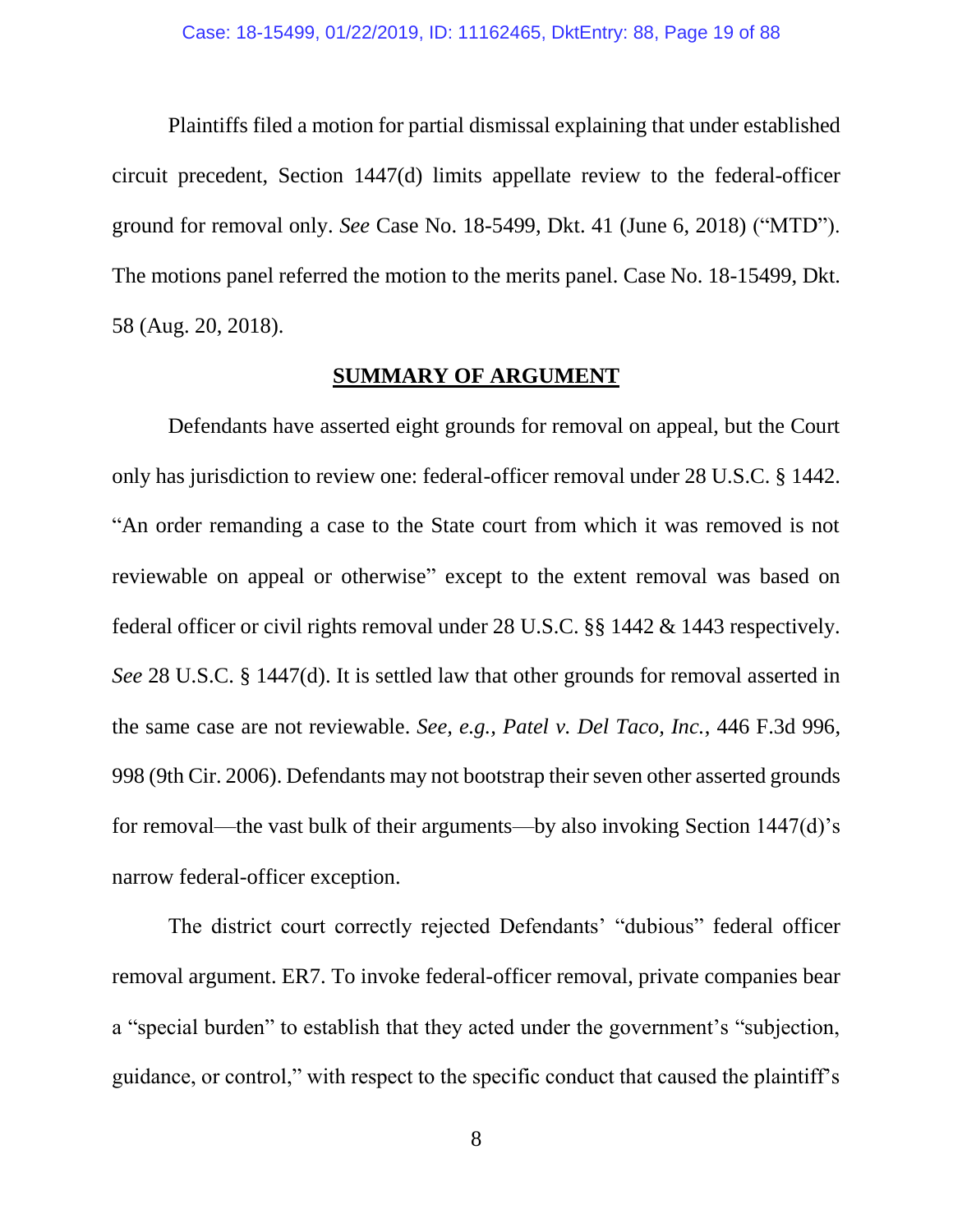Plaintiffs filed a motion for partial dismissal explaining that under established circuit precedent, Section 1447(d) limits appellate review to the federal-officer ground for removal only. *See* Case No. 18-5499, Dkt. 41 (June 6, 2018) ("MTD"). The motions panel referred the motion to the merits panel. Case No. 18-15499, Dkt. 58 (Aug. 20, 2018).

## SUMMARY OF ARGUMENT

Defendants have asserted eight grounds for removal on appeal, but the Court only has jurisdiction to review one: federal-officer removal under 28 U.S.C. § 1442. "An order remanding a case to the State court from which it was removed is not reviewable on appeal or otherwise" except to the extent removal was based on federal officer or civil rights removal under 28 U.S.C. §§ 1442 & 1443 respectively. *See* 28 U.S.C. § 1447(d). It is settled law that other grounds for removal asserted in the same case are not reviewable. *See, e.g.*, *Patel v. Del Taco, Inc.*, 446 F.3d 996, 998 (9th Cir. 2006). Defendants may not bootstrap their seven other asserted grounds for removal—the vast bulk of their arguments—by also invoking Section 1447(d)'s narrow federal-officer exception.

The district court correctly rejected Defendants' "dubious" federal officer removal argument. ER7. To invoke federal-officer removal, private companies bear a "special burden" to establish that they acted under the government's "subjection, guidance, or control," with respect to the specific conduct that caused the plaintiff's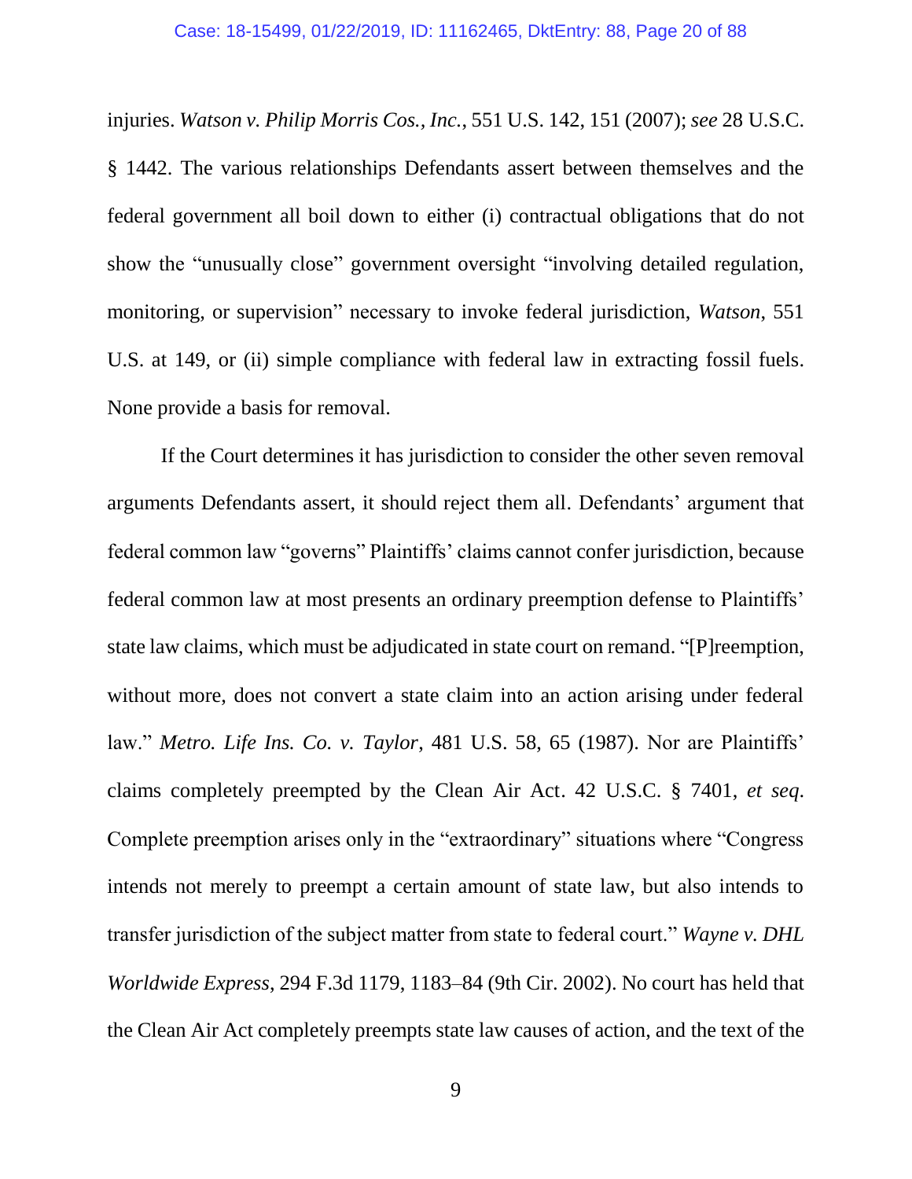injuries. *Watson v. Philip Morris Cos., Inc.*, 551 U.S. 142, 151 (2007); *see* 28 U.S.C. § 1442. The various relationships Defendants assert between themselves and the federal government all boil down to either (i) contractual obligations that do not show the "unusually close" government oversight "involving detailed regulation, monitoring, or supervision" necessary to invoke federal jurisdiction, *Watson*, 551 U.S. at 149, or (ii) simple compliance with federal law in extracting fossil fuels. None provide a basis for removal.

If the Court determines it has jurisdiction to consider the other seven removal arguments Defendants assert, it should reject them all. Defendants' argument that federal common law "governs" Plaintiffs' claims cannot confer jurisdiction, because federal common law at most presents an ordinary preemption defense to Plaintiffs' state law claims, which must be adjudicated in state court on remand. "[P]reemption, without more, does not convert a state claim into an action arising under federal law." *Metro. Life Ins. Co. v. Taylor*, 481 U.S. 58, 65 (1987). Nor are Plaintiffs' claims completely preempted by the Clean Air Act. 42 U.S.C. § 7401, *et seq*. Complete preemption arises only in the "extraordinary" situations where "Congress intends not merely to preempt a certain amount of state law, but also intends to transfer jurisdiction of the subject matter from state to federal court." *Wayne v. DHL Worldwide Express*, 294 F.3d 1179, 1183–84 (9th Cir. 2002). No court has held that the Clean Air Act completely preempts state law causes of action, and the text of the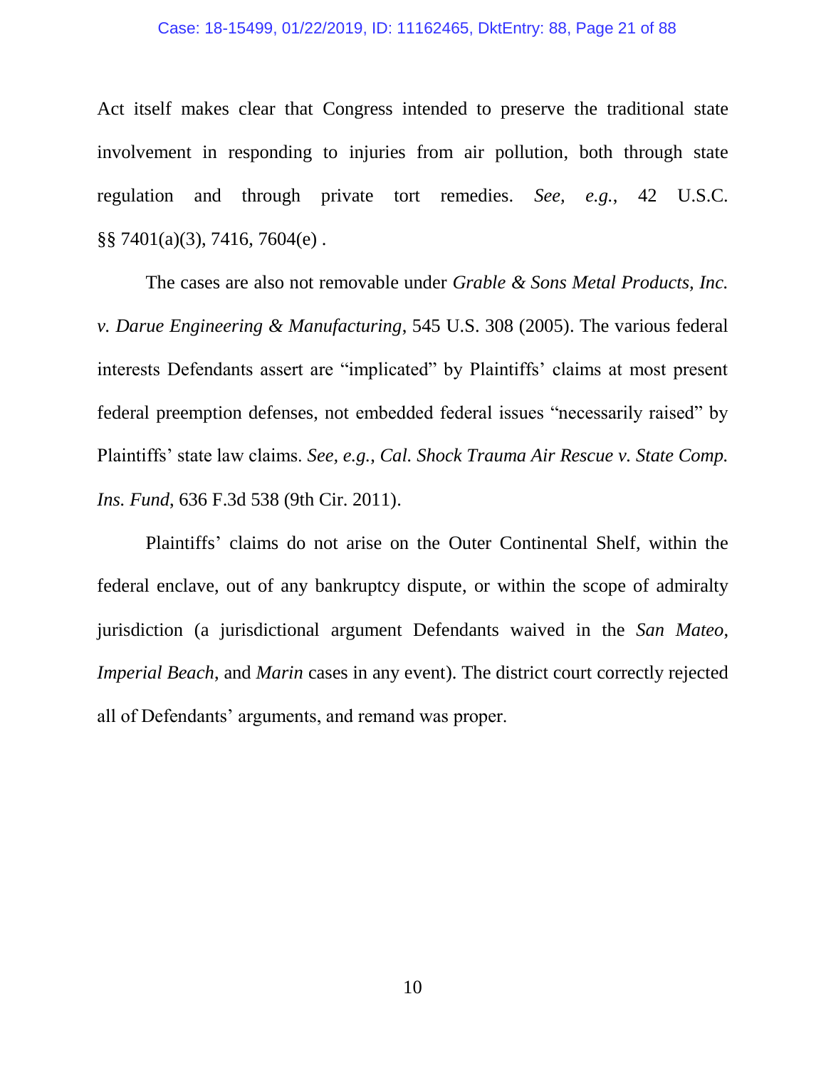Act itself makes clear that Congress intended to preserve the traditional state involvement in responding to injuries from air pollution, both through state regulation and through private tort remedies. *See, e.g.*, 42 U.S.C. §§ 7401(a)(3), 7416, 7604(e) .

The cases are also not removable under *Grable & Sons Metal Products, Inc. v. Darue Engineering & Manufacturing*, 545 U.S. 308 (2005). The various federal interests Defendants assert are "implicated" by Plaintiffs' claims at most present federal preemption defenses, not embedded federal issues "necessarily raised" by Plaintiffs' state law claims. *See, e.g.*, *Cal. Shock Trauma Air Rescue v. State Comp. Ins. Fund*, 636 F.3d 538 (9th Cir. 2011).

Plaintiffs' claims do not arise on the Outer Continental Shelf, within the federal enclave, out of any bankruptcy dispute, or within the scope of admiralty jurisdiction (a jurisdictional argument Defendants waived in the *San Mateo*, *Imperial Beach*, and *Marin* cases in any event). The district court correctly rejected all of Defendants' arguments, and remand was proper.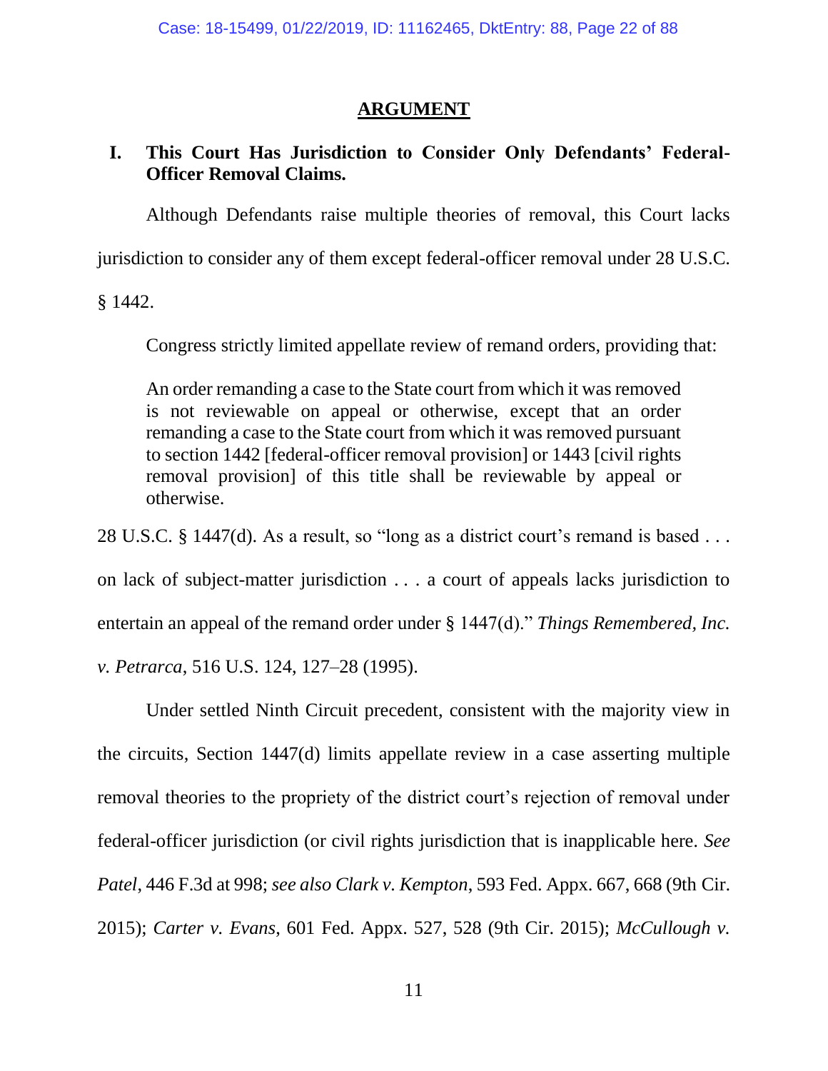## ARGUMENT

### I. This Court Has Jurisdiction to Consider Only Defendants' Federal-Officer Removal Claims.

Although Defendants raise multiple theories of removal, this Court lacks jurisdiction to consider any of them except federal-officer removal under 28 U.S.C. § 1442.

Congress strictly limited appellate review of remand orders, providing that:

> An order remanding a case to the State court from which it was removed is not reviewable on appeal or otherwise, except that an order remanding a case to the State court from which it was removed pursuant to section 1442 [federal-officer removal provision] or 1443 [civil rights removal provision] of this title shall be reviewable by appeal or otherwise.

28 U.S.C. § 1447(d). As a result, so "long as a district court's remand is based . . . on lack of subject-matter jurisdiction . . . a court of appeals lacks jurisdiction to entertain an appeal of the remand order under § 1447(d)." *Things Remembered, Inc. v. Petrarca*, 516 U.S. 124, 127–28 (1995).

Under settled Ninth Circuit precedent, consistent with the majority view in the circuits, Section 1447(d) limits appellate review in a case asserting multiple removal theories to the propriety of the district court's rejection of removal under federal-officer jurisdiction (or civil rights jurisdiction that is inapplicable here. *See Patel*, 446 F.3d at 998; *see also Clark v. Kempton*, 593 Fed. Appx. 667, 668 (9th Cir. 2015); *Carter v. Evans*, 601 Fed. Appx. 527, 528 (9th Cir. 2015); *McCullough v.*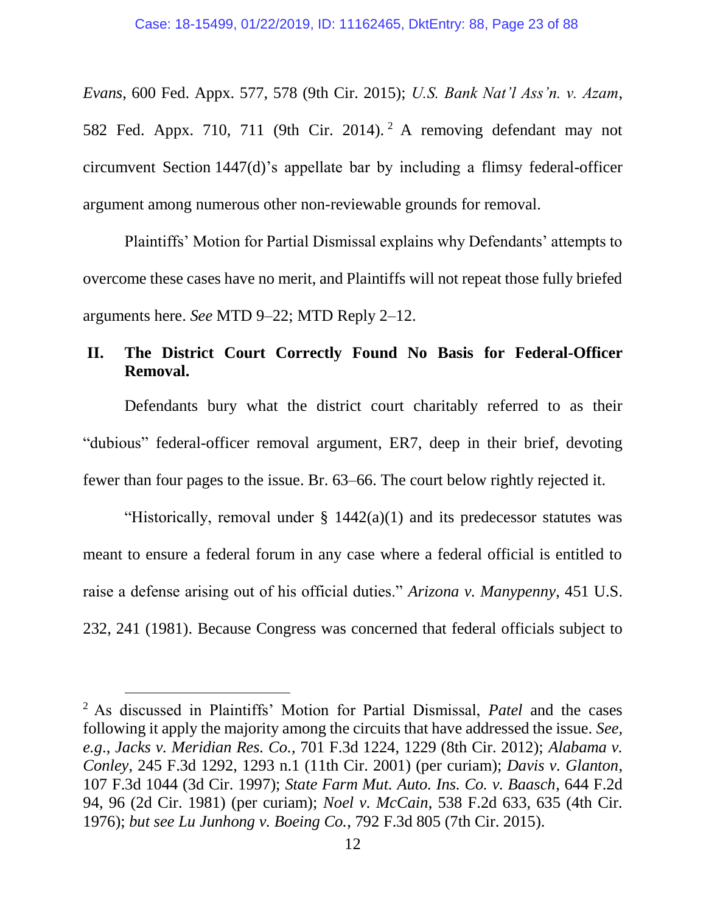*Evans*, 600 Fed. Appx. 577, 578 (9th Cir. 2015); *U.S. Bank Nat'l Ass'n. v. Azam*, 582 Fed. Appx. 710, 711 (9th Cir. 2014).[2] A removing defendant may not circumvent Section 1447(d)'s appellate bar by including a flimsy federal-officer argument among numerous other non-reviewable grounds for removal.

Plaintiffs' Motion for Partial Dismissal explains why Defendants' attempts to overcome these cases have no merit, and Plaintiffs will not repeat those fully briefed arguments here. *See* MTD 9–22; MTD Reply 2–12.

## II. The District Court Correctly Found No Basis for Federal-Officer Removal.

Defendants bury what the district court charitably referred to as their "dubious" federal-officer removal argument, ER7, deep in their brief, devoting fewer than four pages to the issue. Br. 63–66. The court below rightly rejected it.

"Historically, removal under § 1442(a)(1) and its predecessor statutes was meant to ensure a federal forum in any case where a federal official is entitled to raise a defense arising out of his official duties." *Arizona v. Manypenny*, 451 U.S. 232, 241 (1981). Because Congress was concerned that federal officials subject to

---

[2] As discussed in Plaintiffs' Motion for Partial Dismissal, *Patel* and the cases following it apply the majority among the circuits that have addressed the issue. *See, e.g.*, *Jacks v. Meridian Res. Co.*, 701 F.3d 1224, 1229 (8th Cir. 2012); *Alabama v. Conley*, 245 F.3d 1292, 1293 n.1 (11th Cir. 2001) (per curiam); *Davis v. Glanton*, 107 F.3d 1044 (3d Cir. 1997); *State Farm Mut. Auto. Ins. Co. v. Baasch*, 644 F.2d 94, 96 (2d Cir. 1981) (per curiam); *Noel v. McCain*, 538 F.2d 633, 635 (4th Cir. 1976); *but see Lu Junhong v. Boeing Co.*, 792 F.3d 805 (7th Cir. 2015).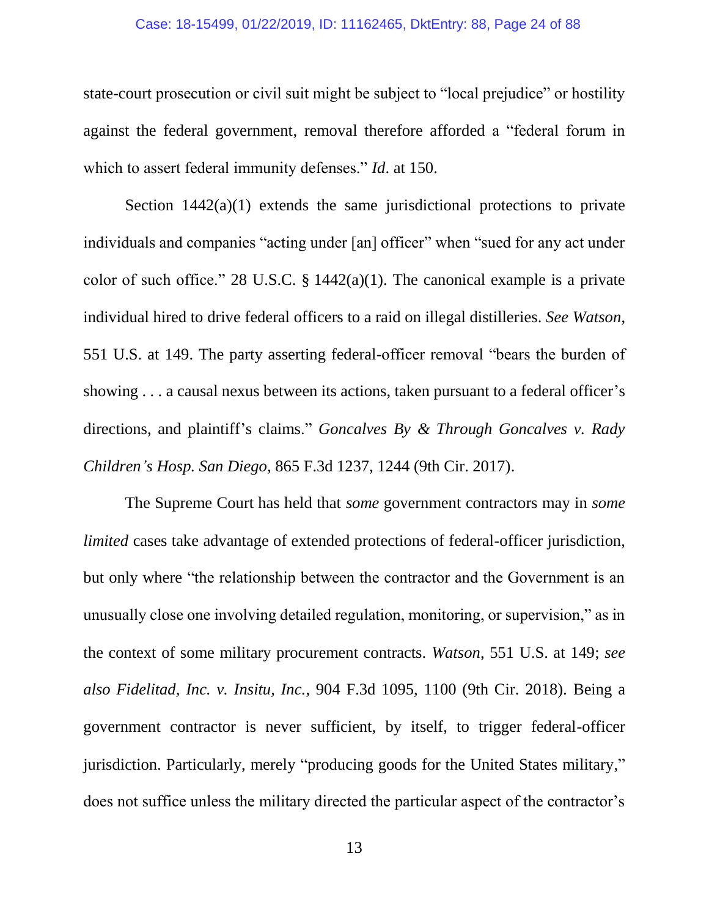state-court prosecution or civil suit might be subject to "local prejudice" or hostility against the federal government, removal therefore afforded a "federal forum in which to assert federal immunity defenses." *Id*. at 150.

Section 1442(a)(1) extends the same jurisdictional protections to private individuals and companies "acting under [an] officer" when "sued for any act under color of such office." 28 U.S.C. § 1442(a)(1). The canonical example is a private individual hired to drive federal officers to a raid on illegal distilleries. *See Watson*, 551 U.S. at 149. The party asserting federal-officer removal "bears the burden of showing . . . a causal nexus between its actions, taken pursuant to a federal officer's directions, and plaintiff's claims." *Goncalves By & Through Goncalves v. Rady Children's Hosp. San Diego*, 865 F.3d 1237, 1244 (9th Cir. 2017).

The Supreme Court has held that *some* government contractors may in *some limited* cases take advantage of extended protections of federal-officer jurisdiction, but only where "the relationship between the contractor and the Government is an unusually close one involving detailed regulation, monitoring, or supervision," as in the context of some military procurement contracts. *Watson*, 551 U.S. at 149; *see also Fidelitad, Inc. v. Insitu, Inc.*, 904 F.3d 1095, 1100 (9th Cir. 2018). Being a government contractor is never sufficient, by itself, to trigger federal-officer jurisdiction. Particularly, merely "producing goods for the United States military," does not suffice unless the military directed the particular aspect of the contractor's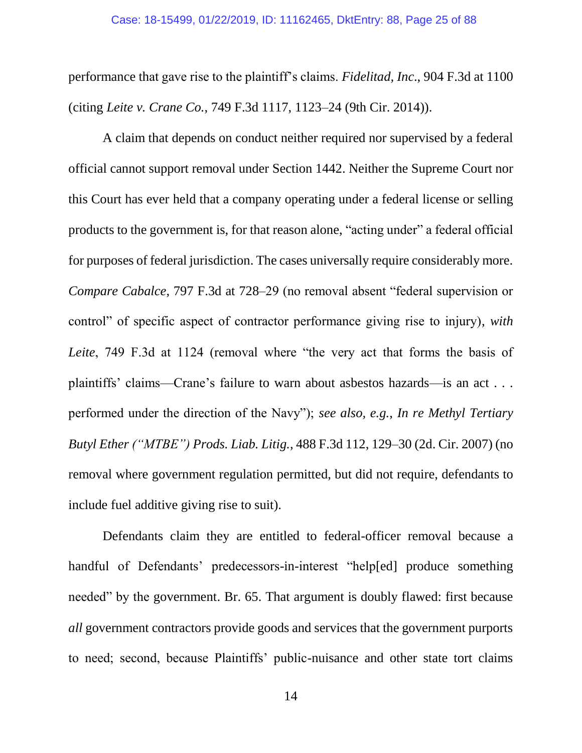performance that gave rise to the plaintiff's claims. *Fidelitad, Inc*., 904 F.3d at 1100 (citing *Leite v. Crane Co.*, 749 F.3d 1117, 1123–24 (9th Cir. 2014)).

A claim that depends on conduct neither required nor supervised by a federal official cannot support removal under Section 1442. Neither the Supreme Court nor this Court has ever held that a company operating under a federal license or selling products to the government is, for that reason alone, "acting under" a federal official for purposes of federal jurisdiction. The cases universally require considerably more. *Compare Cabalce*, 797 F.3d at 728–29 (no removal absent "federal supervision or control" of specific aspect of contractor performance giving rise to injury), *with Leite*, 749 F.3d at 1124 (removal where "the very act that forms the basis of plaintiffs' claims—Crane's failure to warn about asbestos hazards—is an act . . . performed under the direction of the Navy"); *see also, e.g.*, *In re Methyl Tertiary Butyl Ether ("MTBE") Prods. Liab. Litig.*, 488 F.3d 112, 129–30 (2d. Cir. 2007) (no removal where government regulation permitted, but did not require, defendants to include fuel additive giving rise to suit).

Defendants claim they are entitled to federal-officer removal because a handful of Defendants' predecessors-in-interest "help[ed] produce something needed" by the government. Br. 65. That argument is doubly flawed: first because *all* government contractors provide goods and services that the government purports to need; second, because Plaintiffs' public-nuisance and other state tort claims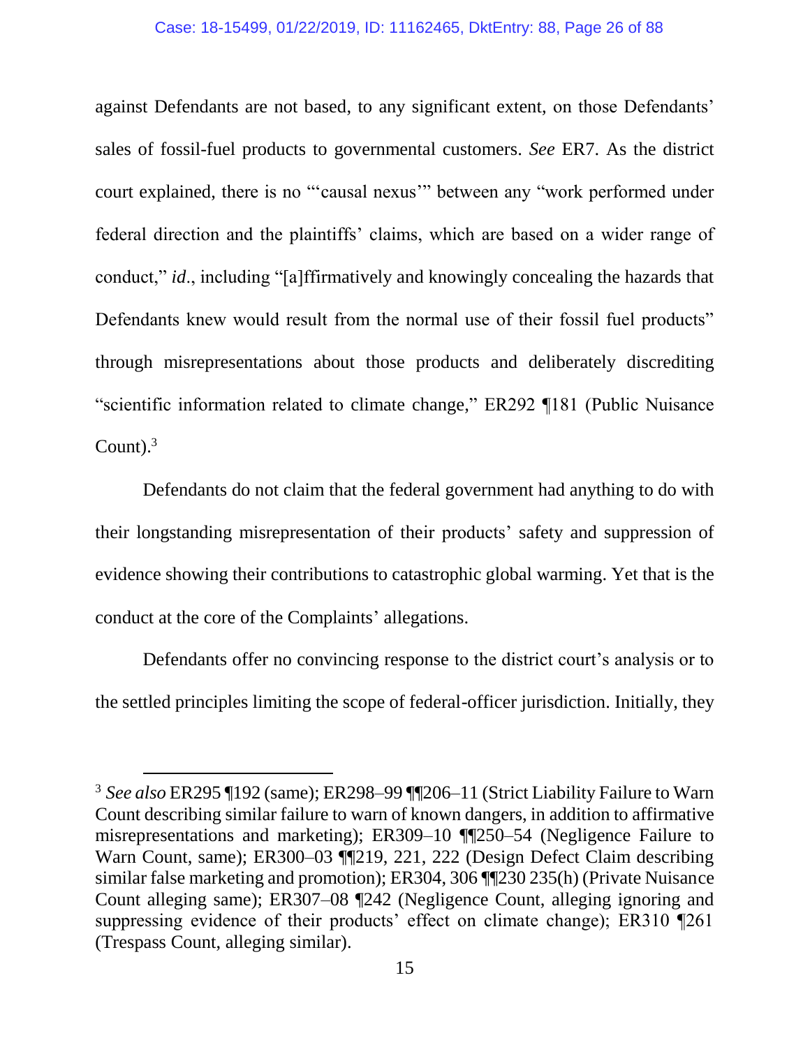against Defendants are not based, to any significant extent, on those Defendants' sales of fossil-fuel products to governmental customers. *See* ER7. As the district court explained, there is no "'causal nexus'" between any "work performed under federal direction and the plaintiffs' claims, which are based on a wider range of conduct," *id*., including "[a]ffirmatively and knowingly concealing the hazards that Defendants knew would result from the normal use of their fossil fuel products" through misrepresentations about those products and deliberately discrediting "scientific information related to climate change," ER292 ¶181 (Public Nuisance Count).[3]

Defendants do not claim that the federal government had anything to do with their longstanding misrepresentation of their products' safety and suppression of evidence showing their contributions to catastrophic global warming. Yet that is the conduct at the core of the Complaints' allegations.

Defendants offer no convincing response to the district court's analysis or to the settled principles limiting the scope of federal-officer jurisdiction. Initially, they

---

[3] *See also* ER295 ¶192 (same); ER298–99 ¶¶206–11 (Strict Liability Failure to Warn Count describing similar failure to warn of known dangers, in addition to affirmative misrepresentations and marketing); ER309–10 ¶¶250–54 (Negligence Failure to Warn Count, same); ER300–03 ¶¶219, 221, 222 (Design Defect Claim describing similar false marketing and promotion); ER304, 306 ¶¶230 235(h) (Private Nuisance Count alleging same); ER307–08 ¶242 (Negligence Count, alleging ignoring and suppressing evidence of their products' effect on climate change); ER310 ¶261 (Trespass Count, alleging similar).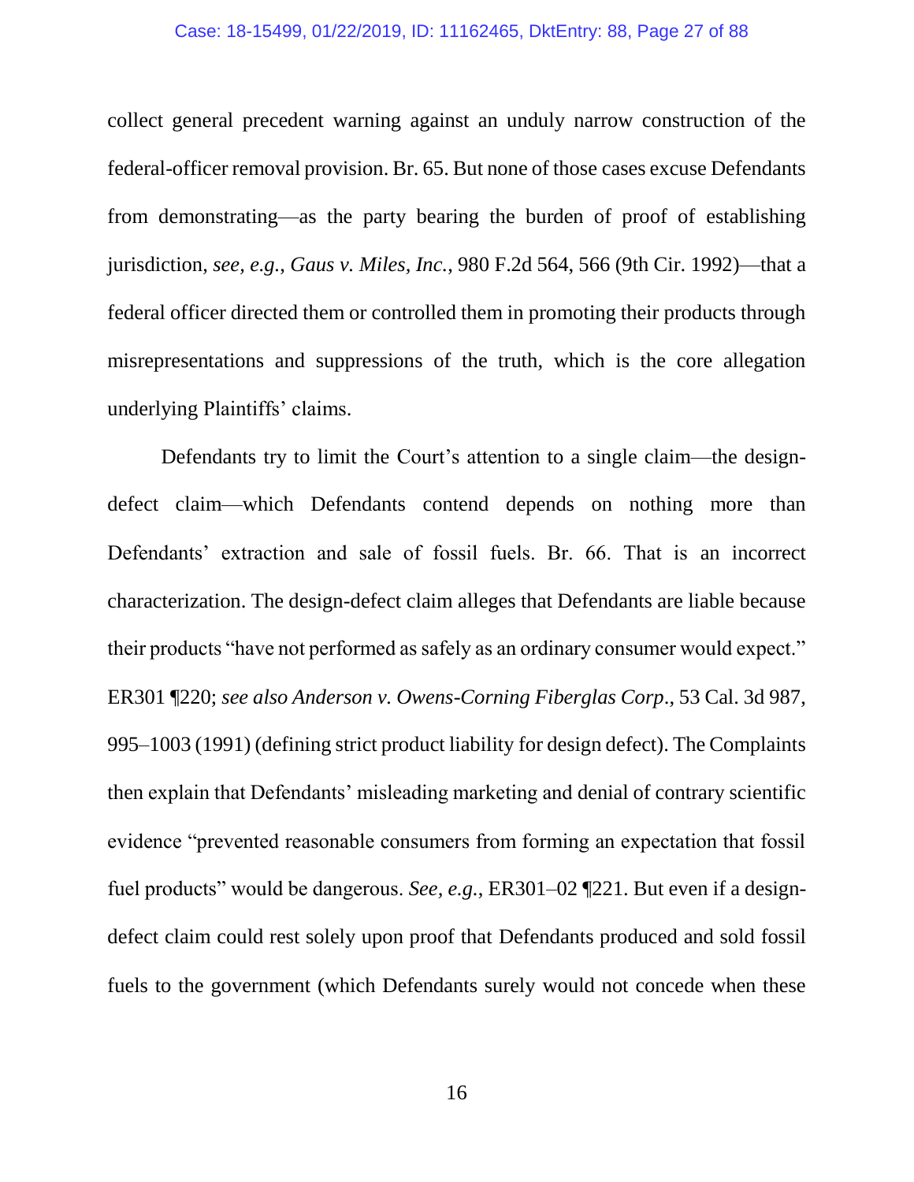collect general precedent warning against an unduly narrow construction of the federal-officer removal provision. Br. 65. But none of those cases excuse Defendants from demonstrating—as the party bearing the burden of proof of establishing jurisdiction, *see, e.g.*, *Gaus v. Miles, Inc.*, 980 F.2d 564, 566 (9th Cir. 1992)—that a federal officer directed them or controlled them in promoting their products through misrepresentations and suppressions of the truth, which is the core allegation underlying Plaintiffs' claims.

Defendants try to limit the Court's attention to a single claim—the design-defect claim—which Defendants contend depends on nothing more than Defendants' extraction and sale of fossil fuels. Br. 66. That is an incorrect characterization. The design-defect claim alleges that Defendants are liable because their products "have not performed as safely as an ordinary consumer would expect." ER301 ¶220; *see also Anderson v. Owens-Corning Fiberglas Corp*., 53 Cal. 3d 987, 995–1003 (1991) (defining strict product liability for design defect). The Complaints then explain that Defendants' misleading marketing and denial of contrary scientific evidence "prevented reasonable consumers from forming an expectation that fossil fuel products" would be dangerous. *See, e.g.*, ER301–02 ¶221. But even if a design-defect claim could rest solely upon proof that Defendants produced and sold fossil fuels to the government (which Defendants surely would not concede when these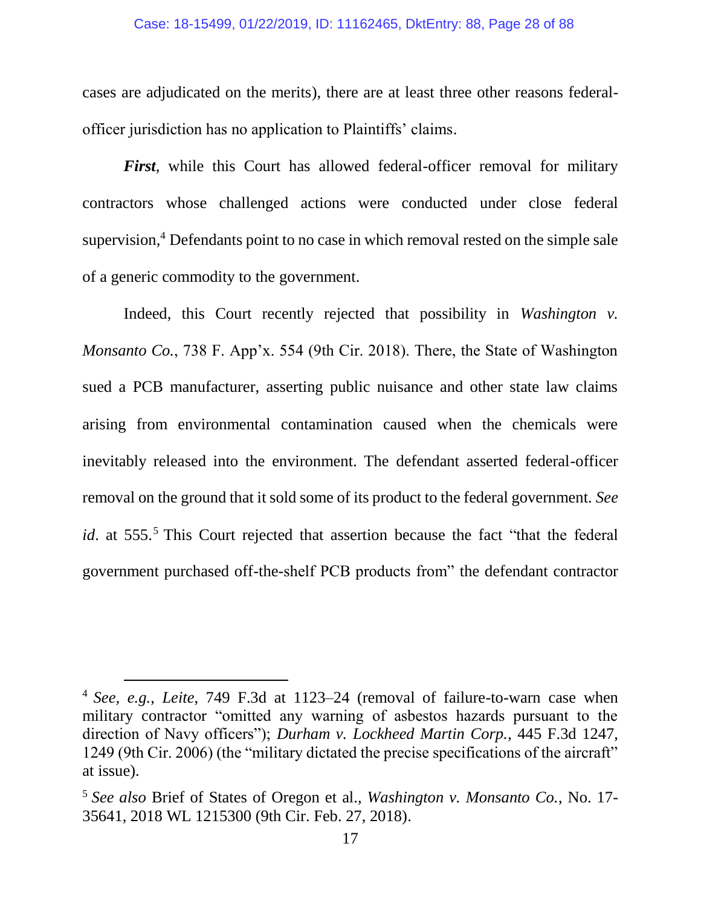cases are adjudicated on the merits), there are at least three other reasons federal-officer jurisdiction has no application to Plaintiffs' claims.

***First***, while this Court has allowed federal-officer removal for military contractors whose challenged actions were conducted under close federal supervision,[4] Defendants point to no case in which removal rested on the simple sale of a generic commodity to the government.

Indeed, this Court recently rejected that possibility in *Washington v. Monsanto Co.*, 738 F. App'x. 554 (9th Cir. 2018). There, the State of Washington sued a PCB manufacturer, asserting public nuisance and other state law claims arising from environmental contamination caused when the chemicals were inevitably released into the environment. The defendant asserted federal-officer removal on the ground that it sold some of its product to the federal government. *See id*. at 555.[5] This Court rejected that assertion because the fact "that the federal government purchased off-the-shelf PCB products from" the defendant contractor

---

[4] *See, e.g.*, *Leite*, 749 F.3d at 1123–24 (removal of failure-to-warn case when military contractor "omitted any warning of asbestos hazards pursuant to the direction of Navy officers"); *Durham v. Lockheed Martin Corp.*, 445 F.3d 1247, 1249 (9th Cir. 2006) (the "military dictated the precise specifications of the aircraft" at issue).

[5] *See also* Brief of States of Oregon et al., *Washington v. Monsanto Co.*, No. 17-35641, 2018 WL 1215300 (9th Cir. Feb. 27, 2018).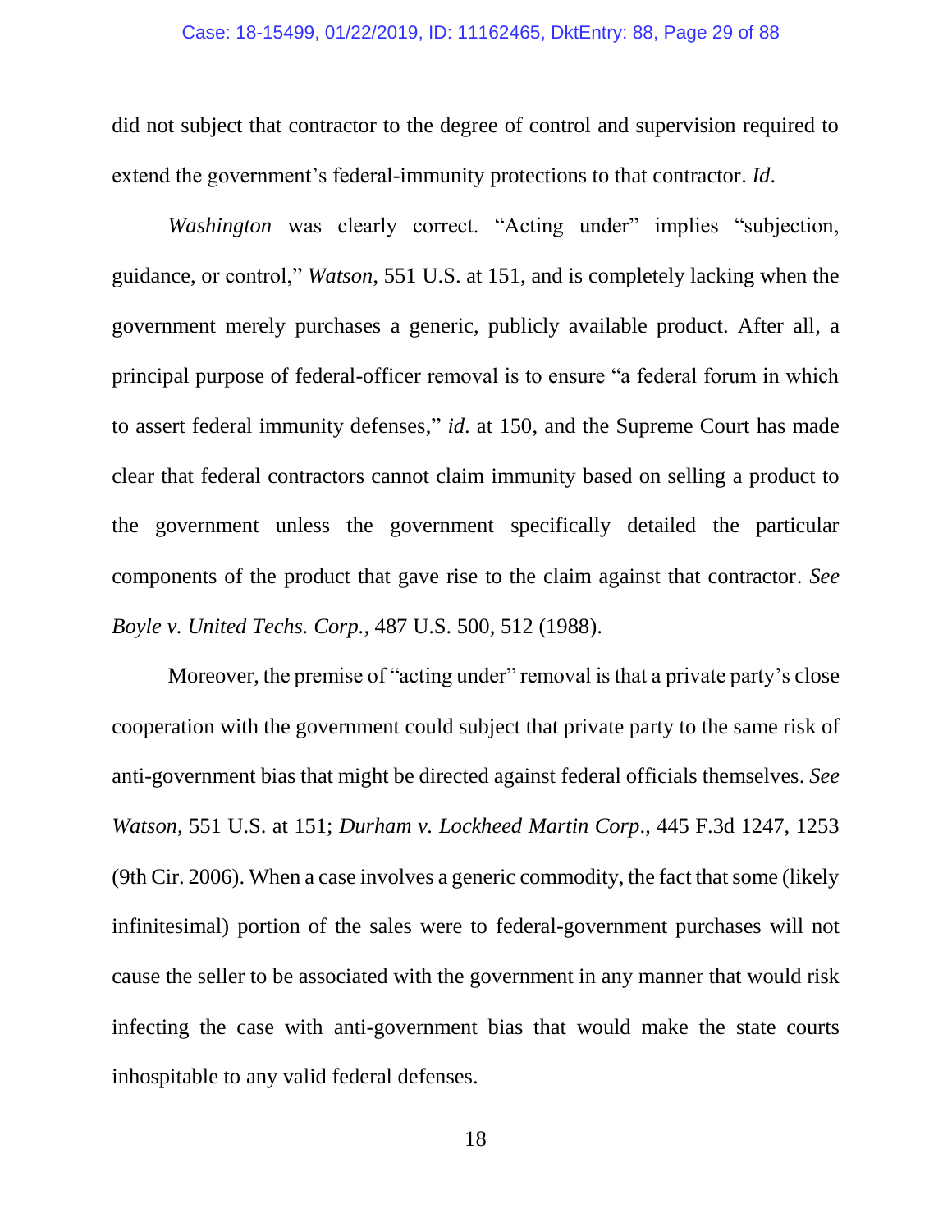did not subject that contractor to the degree of control and supervision required to extend the government's federal-immunity protections to that contractor. *Id*.

*Washington* was clearly correct. "Acting under" implies "subjection, guidance, or control," *Watson*, 551 U.S. at 151, and is completely lacking when the government merely purchases a generic, publicly available product. After all, a principal purpose of federal-officer removal is to ensure "a federal forum in which to assert federal immunity defenses," *id*. at 150, and the Supreme Court has made clear that federal contractors cannot claim immunity based on selling a product to the government unless the government specifically detailed the particular components of the product that gave rise to the claim against that contractor. *See Boyle v. United Techs. Corp.*, 487 U.S. 500, 512 (1988).

Moreover, the premise of "acting under" removal is that a private party's close cooperation with the government could subject that private party to the same risk of anti-government bias that might be directed against federal officials themselves. *See Watson*, 551 U.S. at 151; *Durham v. Lockheed Martin Corp*., 445 F.3d 1247, 1253 (9th Cir. 2006). When a case involves a generic commodity, the fact that some (likely infinitesimal) portion of the sales were to federal-government purchases will not cause the seller to be associated with the government in any manner that would risk infecting the case with anti-government bias that would make the state courts inhospitable to any valid federal defenses.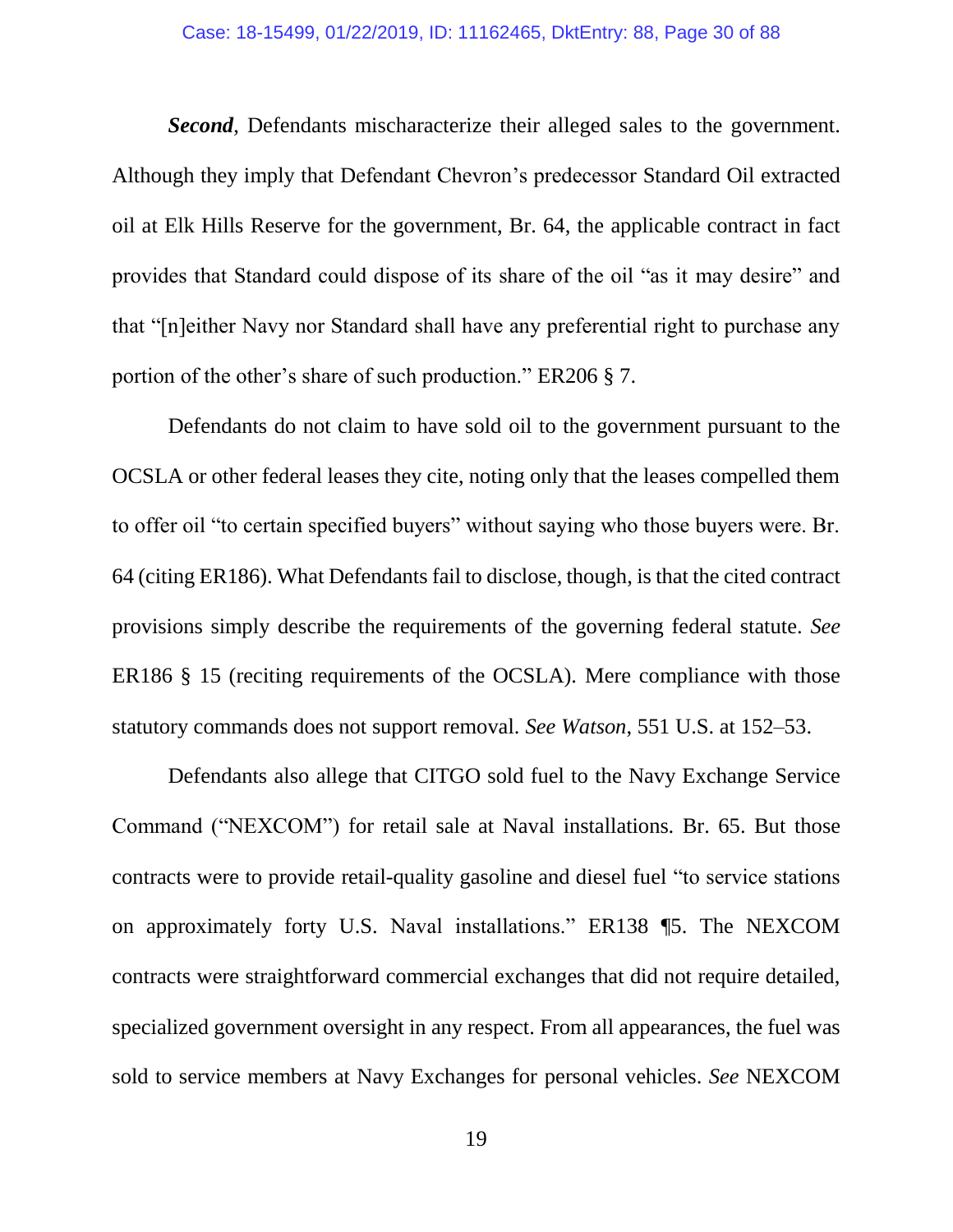***Second***, Defendants mischaracterize their alleged sales to the government. Although they imply that Defendant Chevron's predecessor Standard Oil extracted oil at Elk Hills Reserve for the government, Br. 64, the applicable contract in fact provides that Standard could dispose of its share of the oil "as it may desire" and that "[n]either Navy nor Standard shall have any preferential right to purchase any portion of the other's share of such production." ER206 § 7.

Defendants do not claim to have sold oil to the government pursuant to the OCSLA or other federal leases they cite, noting only that the leases compelled them to offer oil "to certain specified buyers" without saying who those buyers were. Br. 64 (citing ER186). What Defendants fail to disclose, though, is that the cited contract provisions simply describe the requirements of the governing federal statute. *See* ER186 § 15 (reciting requirements of the OCSLA). Mere compliance with those statutory commands does not support removal. *See Watson*, 551 U.S. at 152–53.

Defendants also allege that CITGO sold fuel to the Navy Exchange Service Command ("NEXCOM") for retail sale at Naval installations. Br. 65. But those contracts were to provide retail-quality gasoline and diesel fuel "to service stations on approximately forty U.S. Naval installations." ER138 ¶5. The NEXCOM contracts were straightforward commercial exchanges that did not require detailed, specialized government oversight in any respect. From all appearances, the fuel was sold to service members at Navy Exchanges for personal vehicles. *See* NEXCOM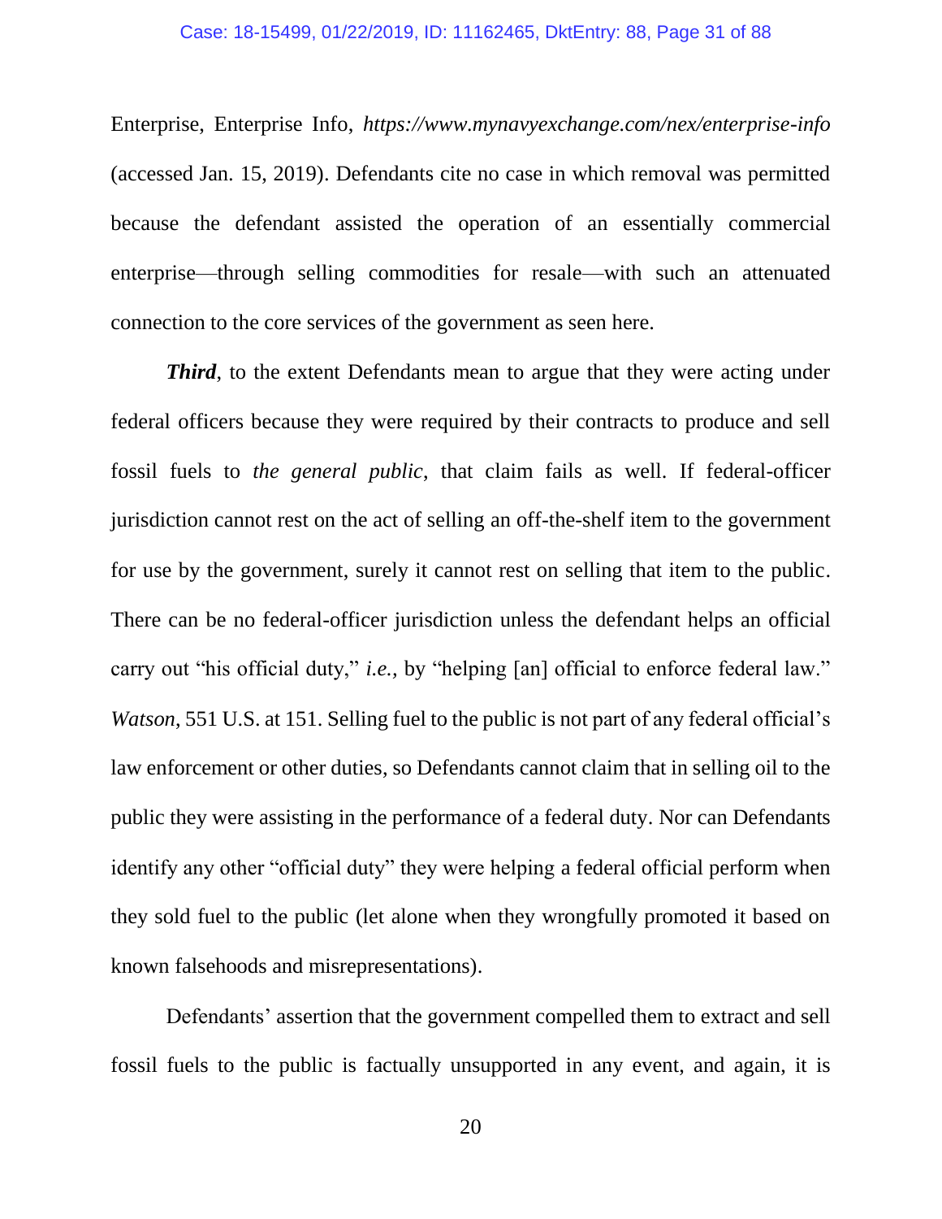Enterprise, Enterprise Info, *https://www.mynavyexchange.com/nex/enterprise-info* (accessed Jan. 15, 2019). Defendants cite no case in which removal was permitted because the defendant assisted the operation of an essentially commercial enterprise—through selling commodities for resale—with such an attenuated connection to the core services of the government as seen here.

***Third***, to the extent Defendants mean to argue that they were acting under federal officers because they were required by their contracts to produce and sell fossil fuels to *the general public*, that claim fails as well. If federal-officer jurisdiction cannot rest on the act of selling an off-the-shelf item to the government for use by the government, surely it cannot rest on selling that item to the public. There can be no federal-officer jurisdiction unless the defendant helps an official carry out "his official duty," *i.e.,* by "helping [an] official to enforce federal law." *Watson*, 551 U.S. at 151. Selling fuel to the public is not part of any federal official's law enforcement or other duties, so Defendants cannot claim that in selling oil to the public they were assisting in the performance of a federal duty. Nor can Defendants identify any other "official duty" they were helping a federal official perform when they sold fuel to the public (let alone when they wrongfully promoted it based on known falsehoods and misrepresentations).

Defendants' assertion that the government compelled them to extract and sell fossil fuels to the public is factually unsupported in any event, and again, it is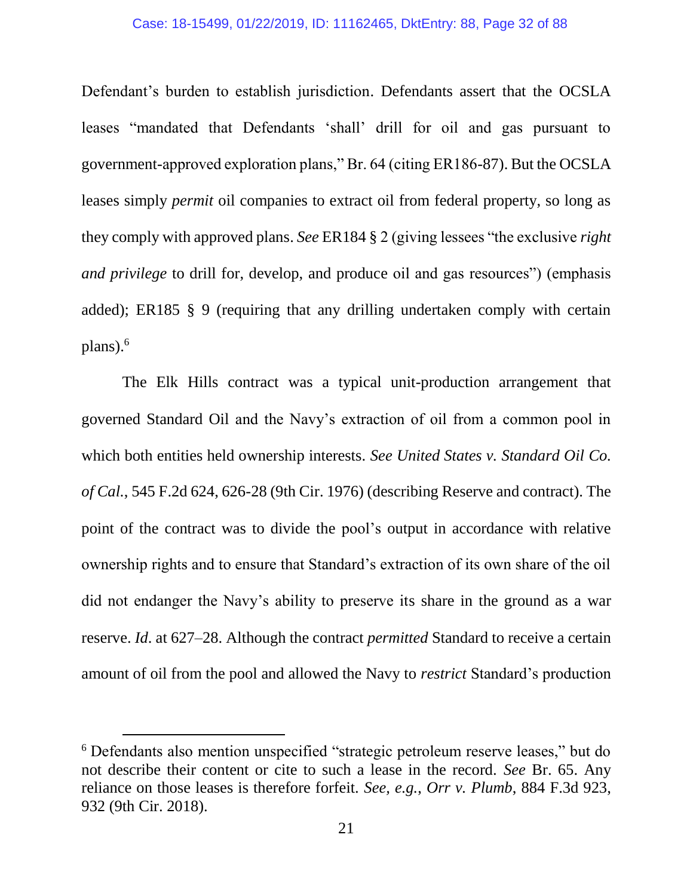Defendant's burden to establish jurisdiction. Defendants assert that the OCSLA leases "mandated that Defendants 'shall' drill for oil and gas pursuant to government-approved exploration plans," Br. 64 (citing ER186-87). But the OCSLA leases simply *permit* oil companies to extract oil from federal property, so long as they comply with approved plans. *See* ER184 § 2 (giving lessees "the exclusive *right and privilege* to drill for, develop, and produce oil and gas resources") (emphasis added); ER185 § 9 (requiring that any drilling undertaken comply with certain plans).[6]

The Elk Hills contract was a typical unit-production arrangement that governed Standard Oil and the Navy's extraction of oil from a common pool in which both entities held ownership interests. *See United States v. Standard Oil Co. of Cal.*, 545 F.2d 624, 626-28 (9th Cir. 1976) (describing Reserve and contract). The point of the contract was to divide the pool's output in accordance with relative ownership rights and to ensure that Standard's extraction of its own share of the oil did not endanger the Navy's ability to preserve its share in the ground as a war reserve. *Id.* at 627–28. Although the contract *permitted* Standard to receive a certain amount of oil from the pool and allowed the Navy to *restrict* Standard's production

---

[6] Defendants also mention unspecified "strategic petroleum reserve leases," but do not describe their content or cite to such a lease in the record. *See* Br. 65. Any reliance on those leases is therefore forfeit. *See, e.g.*, *Orr v. Plumb*, 884 F.3d 923, 932 (9th Cir. 2018).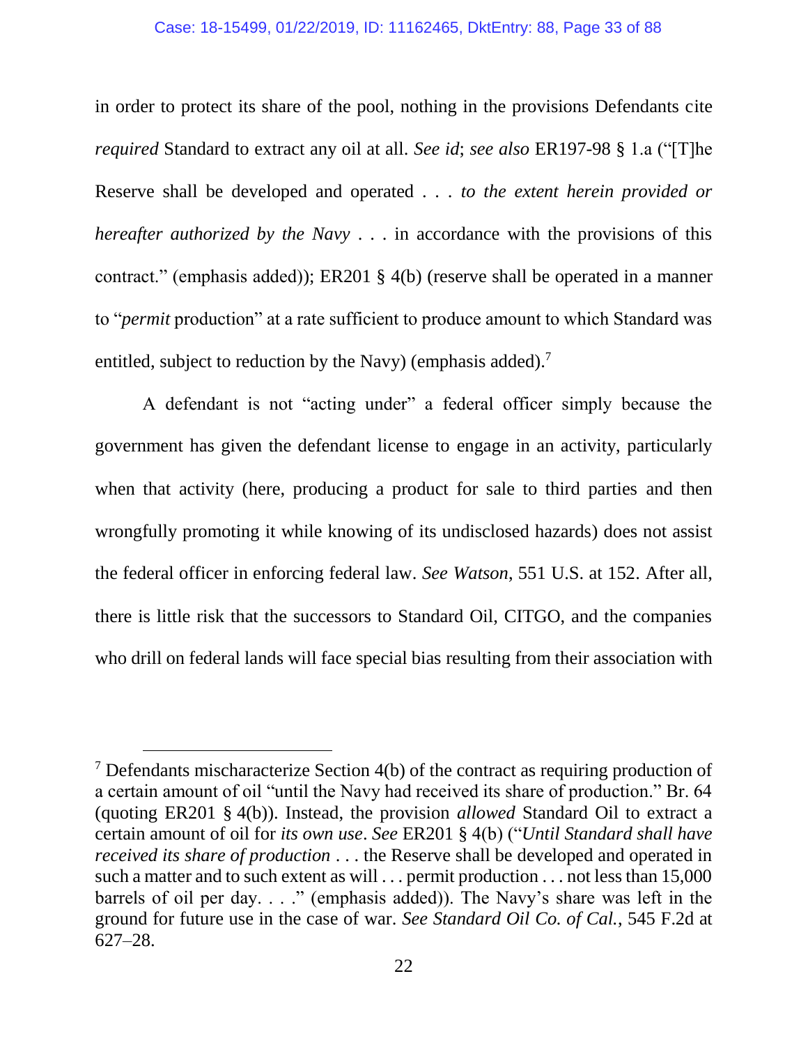in order to protect its share of the pool, nothing in the provisions Defendants cite *required* Standard to extract any oil at all. *See id*; *see also* ER197-98 § 1.a ("[T]he Reserve shall be developed and operated . . . *to the extent herein provided or hereafter authorized by the Navy* . . . in accordance with the provisions of this contract." (emphasis added)); ER201 § 4(b) (reserve shall be operated in a manner to "*permit* production" at a rate sufficient to produce amount to which Standard was entitled, subject to reduction by the Navy) (emphasis added).[7]

A defendant is not "acting under" a federal officer simply because the government has given the defendant license to engage in an activity, particularly when that activity (here, producing a product for sale to third parties and then wrongfully promoting it while knowing of its undisclosed hazards) does not assist the federal officer in enforcing federal law. *See Watson*, 551 U.S. at 152. After all, there is little risk that the successors to Standard Oil, CITGO, and the companies who drill on federal lands will face special bias resulting from their association with

---

[7] Defendants mischaracterize Section 4(b) of the contract as requiring production of a certain amount of oil "until the Navy had received its share of production." Br. 64 (quoting ER201 § 4(b)). Instead, the provision *allowed* Standard Oil to extract a certain amount of oil for *its own use*. *See* ER201 § 4(b) ("*Until Standard shall have received its share of production* . . . the Reserve shall be developed and operated in such a matter and to such extent as will . . . permit production . . . not less than 15,000 barrels of oil per day. . . ." (emphasis added)). The Navy's share was left in the ground for future use in the case of war. *See Standard Oil Co. of Cal.*, 545 F.2d at 627–28.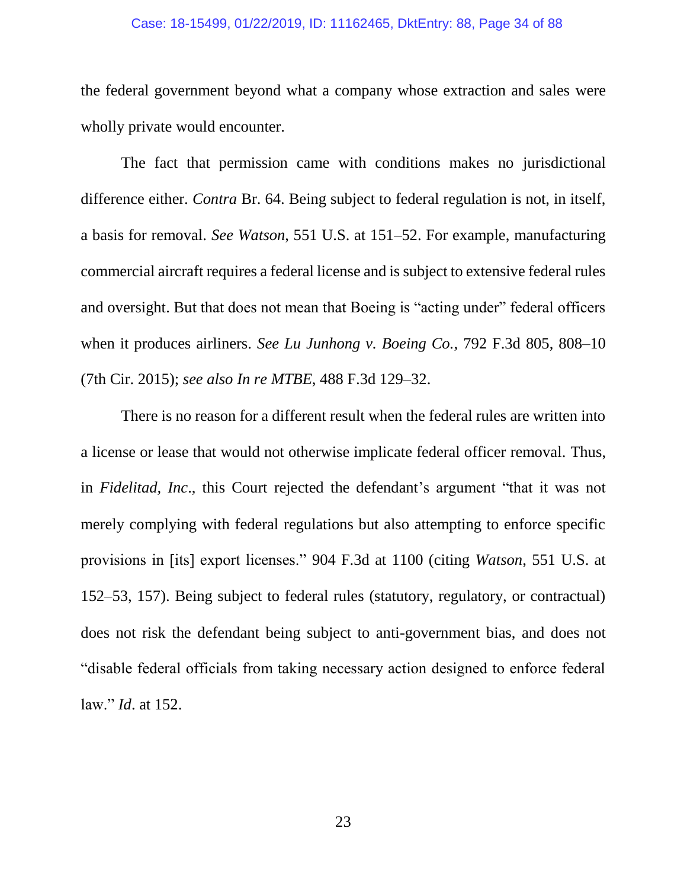the federal government beyond what a company whose extraction and sales were wholly private would encounter.

The fact that permission came with conditions makes no jurisdictional difference either. *Contra* Br. 64. Being subject to federal regulation is not, in itself, a basis for removal. *See Watson*, 551 U.S. at 151–52. For example, manufacturing commercial aircraft requires a federal license and is subject to extensive federal rules and oversight. But that does not mean that Boeing is "acting under" federal officers when it produces airliners. *See Lu Junhong v. Boeing Co.*, 792 F.3d 805, 808–10 (7th Cir. 2015); *see also In re MTBE*, 488 F.3d 129–32.

There is no reason for a different result when the federal rules are written into a license or lease that would not otherwise implicate federal officer removal. Thus, in *Fidelitad, Inc*., this Court rejected the defendant's argument "that it was not merely complying with federal regulations but also attempting to enforce specific provisions in [its] export licenses." 904 F.3d at 1100 (citing *Watson*, 551 U.S. at 152–53, 157). Being subject to federal rules (statutory, regulatory, or contractual) does not risk the defendant being subject to anti-government bias, and does not "disable federal officials from taking necessary action designed to enforce federal law." *Id*. at 152.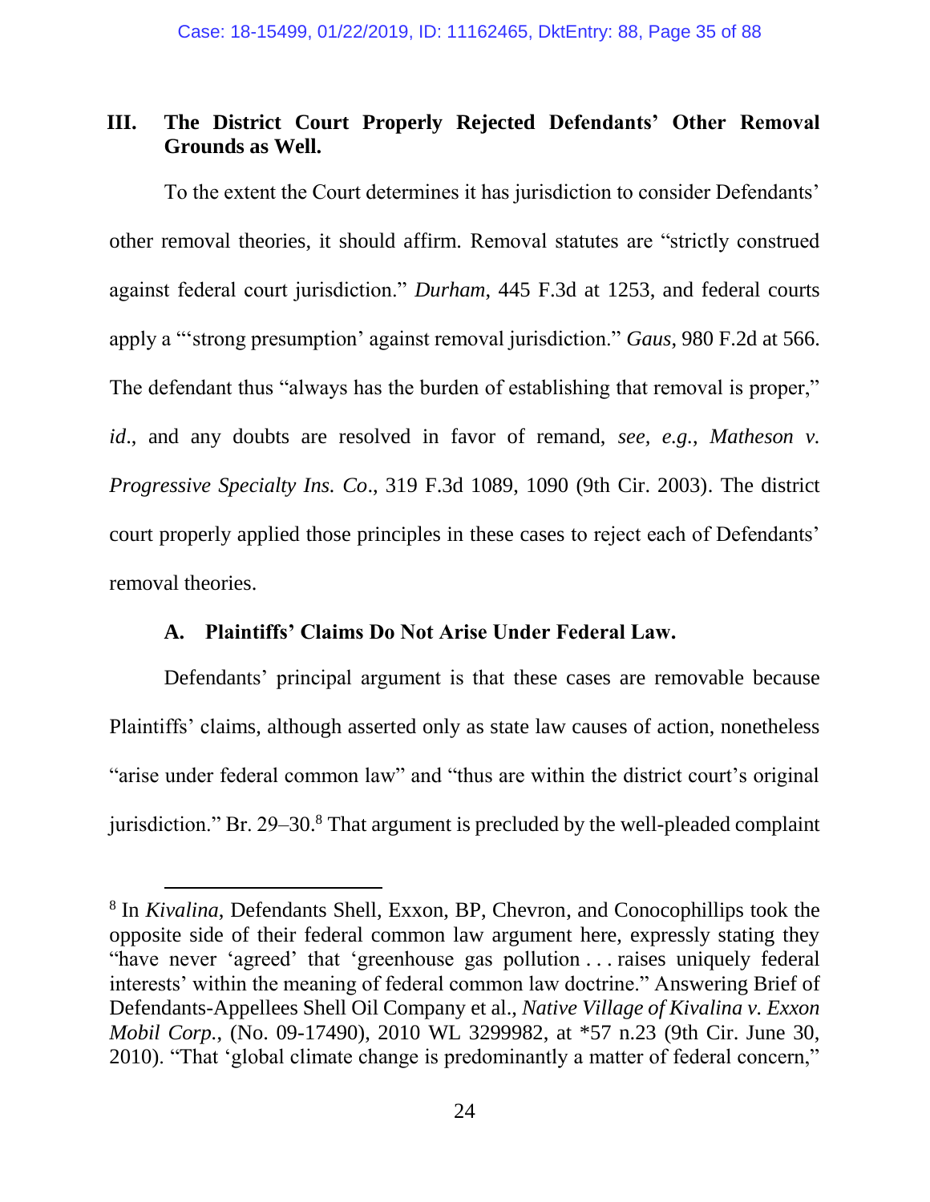## III. The District Court Properly Rejected Defendants' Other Removal Grounds as Well.

To the extent the Court determines it has jurisdiction to consider Defendants' other removal theories, it should affirm. Removal statutes are "strictly construed against federal court jurisdiction." *Durham*, 445 F.3d at 1253, and federal courts apply a "'strong presumption' against removal jurisdiction." *Gaus*, 980 F.2d at 566. The defendant thus "always has the burden of establishing that removal is proper," *id*., and any doubts are resolved in favor of remand, *see, e.g.*, *Matheson v. Progressive Specialty Ins. Co*., 319 F.3d 1089, 1090 (9th Cir. 2003). The district court properly applied those principles in these cases to reject each of Defendants' removal theories.

### A. Plaintiffs' Claims Do Not Arise Under Federal Law.

Defendants' principal argument is that these cases are removable because Plaintiffs' claims, although asserted only as state law causes of action, nonetheless "arise under federal common law" and "thus are within the district court's original jurisdiction." Br. 29–30.[8] That argument is precluded by the well-pleaded complaint

---

[8] In *Kivalina*, Defendants Shell, Exxon, BP, Chevron, and Conocophillips took the opposite side of their federal common law argument here, expressly stating they "have never 'agreed' that 'greenhouse gas pollution . . . raises uniquely federal interests' within the meaning of federal common law doctrine." Answering Brief of Defendants-Appellees Shell Oil Company et al., *Native Village of Kivalina v. Exxon Mobil Corp.*, (No. 09-17490), 2010 WL 3299982, at *57 n.23 (9th Cir. June 30, 2010). "That 'global climate change is predominantly a matter of federal concern,'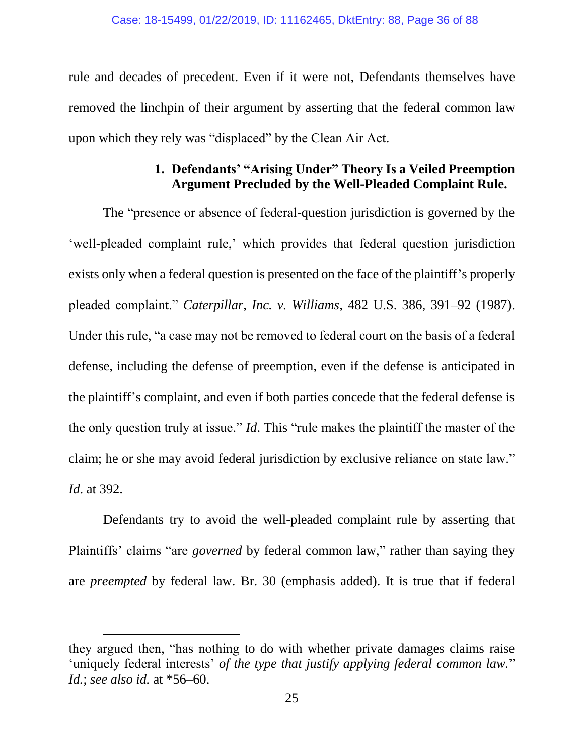rule and decades of precedent. Even if it were not, Defendants themselves have removed the linchpin of their argument by asserting that the federal common law upon which they rely was "displaced" by the Clean Air Act.

### 1. Defendants' "Arising Under" Theory Is a Veiled Preemption Argument Precluded by the Well-Pleaded Complaint Rule.

The "presence or absence of federal-question jurisdiction is governed by the 'well-pleaded complaint rule,' which provides that federal question jurisdiction exists only when a federal question is presented on the face of the plaintiff's properly pleaded complaint." *Caterpillar, Inc. v. Williams*, 482 U.S. 386, 391–92 (1987). Under this rule, "a case may not be removed to federal court on the basis of a federal defense, including the defense of preemption, even if the defense is anticipated in the plaintiff's complaint, and even if both parties concede that the federal defense is the only question truly at issue." *Id*. This "rule makes the plaintiff the master of the claim; he or she may avoid federal jurisdiction by exclusive reliance on state law." *Id*. at 392.

Defendants try to avoid the well-pleaded complaint rule by asserting that Plaintiffs' claims "are *governed* by federal common law," rather than saying they are *preempted* by federal law. Br. 30 (emphasis added). It is true that if federal

---

they argued then, "has nothing to do with whether private damages claims raise 'uniquely federal interests' *of the type that justify applying federal common law.*" *Id.*; *see also id.* at *56–60.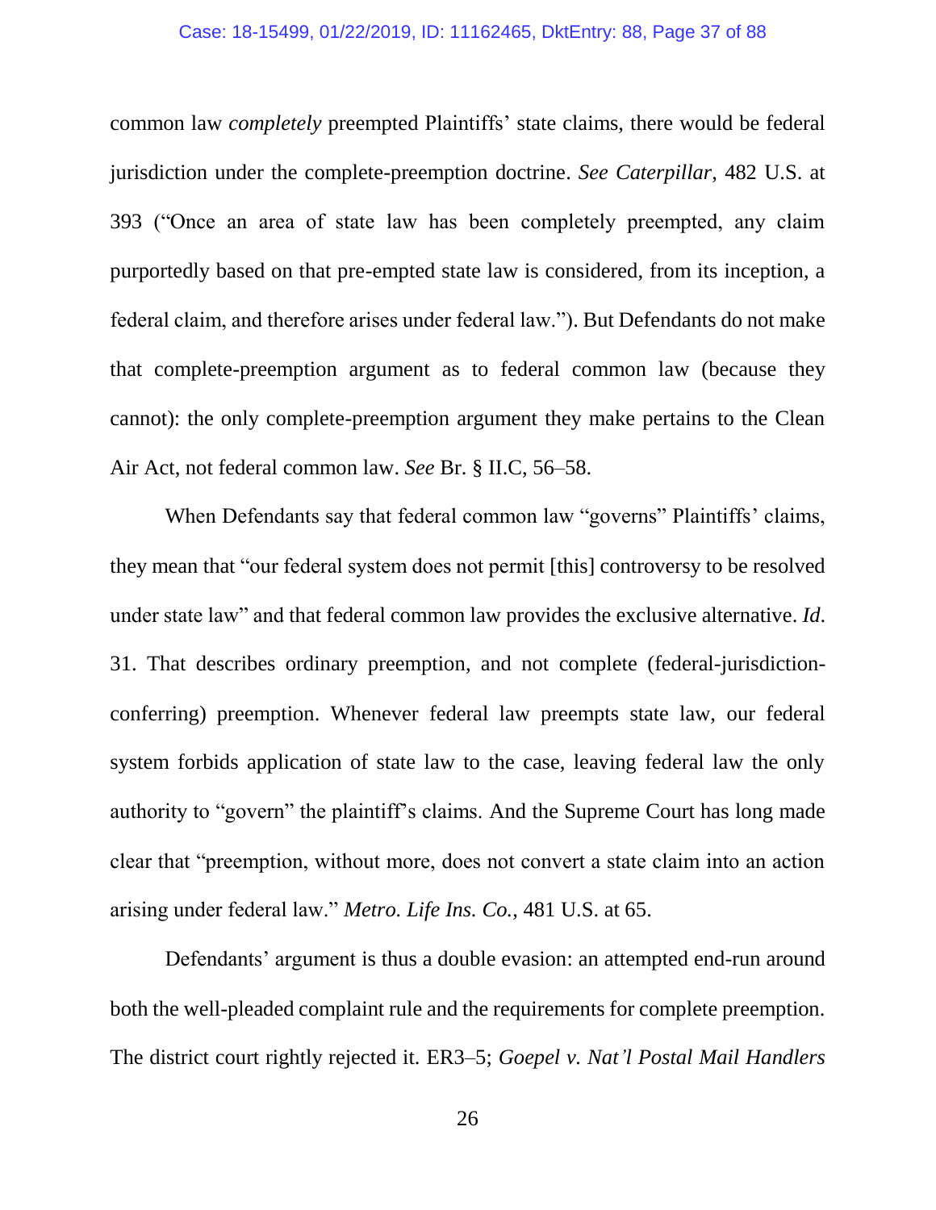common law *completely* preempted Plaintiffs' state claims, there would be federal jurisdiction under the complete-preemption doctrine. *See Caterpillar*, 482 U.S. at 393 ("Once an area of state law has been completely preempted, any claim purportedly based on that pre-empted state law is considered, from its inception, a federal claim, and therefore arises under federal law."). But Defendants do not make that complete-preemption argument as to federal common law (because they cannot): the only complete-preemption argument they make pertains to the Clean Air Act, not federal common law. *See* Br. § II.C, 56–58.

When Defendants say that federal common law "governs" Plaintiffs' claims, they mean that "our federal system does not permit [this] controversy to be resolved under state law" and that federal common law provides the exclusive alternative. *Id.* 31. That describes ordinary preemption, and not complete (federal-jurisdiction-conferring) preemption. Whenever federal law preempts state law, our federal system forbids application of state law to the case, leaving federal law the only authority to "govern" the plaintiff's claims. And the Supreme Court has long made clear that "preemption, without more, does not convert a state claim into an action arising under federal law." *Metro. Life Ins. Co.*, 481 U.S. at 65.

Defendants' argument is thus a double evasion: an attempted end-run around both the well-pleaded complaint rule and the requirements for complete preemption. The district court rightly rejected it. ER3–5; *Goepel v. Nat'l Postal Mail Handlers*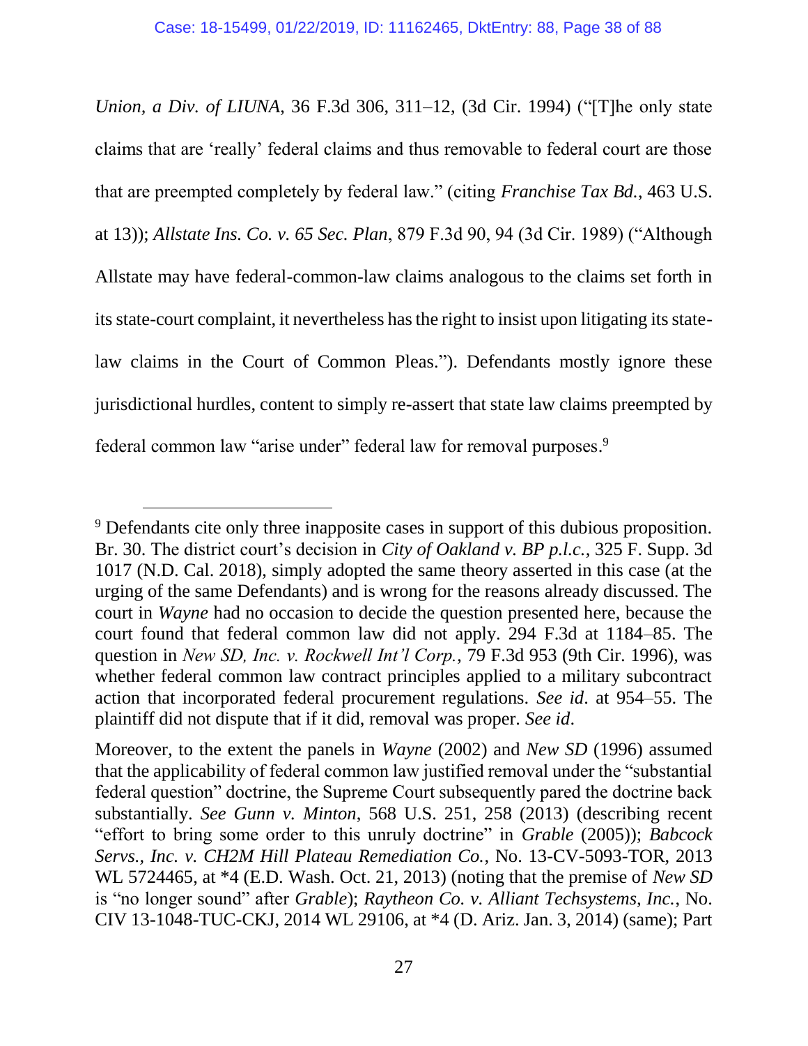*Union, a Div. of LIUNA*, 36 F.3d 306, 311–12, (3d Cir. 1994) ("[T]he only state claims that are 'really' federal claims and thus removable to federal court are those that are preempted completely by federal law." (citing *Franchise Tax Bd.*, 463 U.S. at 13)); *Allstate Ins. Co. v. 65 Sec. Plan*, 879 F.3d 90, 94 (3d Cir. 1989) ("Although Allstate may have federal-common-law claims analogous to the claims set forth in its state-court complaint, it nevertheless has the right to insist upon litigating its state-law claims in the Court of Common Pleas."). Defendants mostly ignore these jurisdictional hurdles, content to simply re-assert that state law claims preempted by federal common law "arise under" federal law for removal purposes.[9]

---

[9] Defendants cite only three inapposite cases in support of this dubious proposition. Br. 30. The district court's decision in *City of Oakland v. BP p.l.c.*, 325 F. Supp. 3d 1017 (N.D. Cal. 2018), simply adopted the same theory asserted in this case (at the urging of the same Defendants) and is wrong for the reasons already discussed. The court in *Wayne* had no occasion to decide the question presented here, because the court found that federal common law did not apply. 294 F.3d at 1184–85. The question in *New SD, Inc. v. Rockwell Int'l Corp.*, 79 F.3d 953 (9th Cir. 1996), was whether federal common law contract principles applied to a military subcontract action that incorporated federal procurement regulations. *See id*. at 954–55. The plaintiff did not dispute that if it did, removal was proper. *See id*.

Moreover, to the extent the panels in *Wayne* (2002) and *New SD* (1996) assumed that the applicability of federal common law justified removal under the "substantial federal question" doctrine, the Supreme Court subsequently pared the doctrine back substantially. *See Gunn v. Minton*, 568 U.S. 251, 258 (2013) (describing recent "effort to bring some order to this unruly doctrine" in *Grable* (2005)); *Babcock Servs., Inc. v. CH2M Hill Plateau Remediation Co.*, No. 13-CV-5093-TOR, 2013 WL 5724465, at *4 (E.D. Wash. Oct. 21, 2013) (noting that the premise of *New SD* is "no longer sound" after *Grable*); *Raytheon Co. v. Alliant Techsystems, Inc.*, No. CIV 13-1048-TUC-CKJ, 2014 WL 29106, at *4 (D. Ariz. Jan. 3, 2014) (same); Part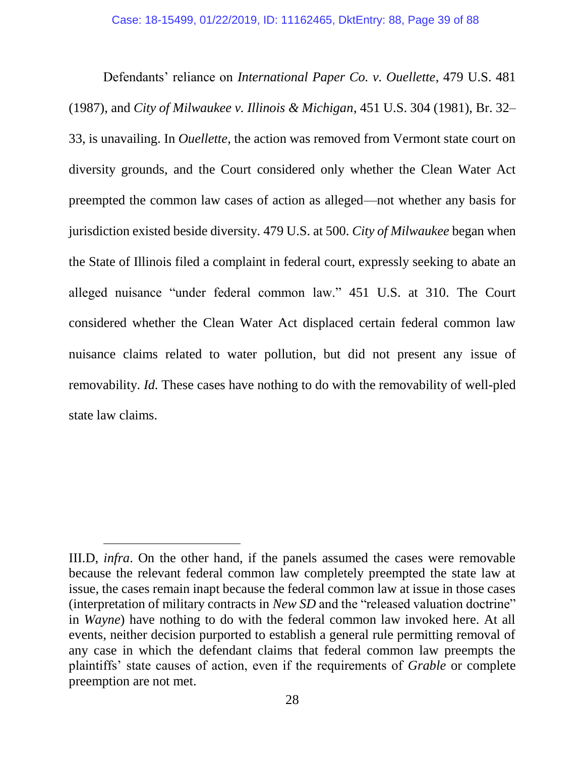Defendants' reliance on *International Paper Co. v. Ouellette*, 479 U.S. 481 (1987), and *City of Milwaukee v. Illinois & Michigan*, 451 U.S. 304 (1981), Br. 32–33, is unavailing. In *Ouellette*, the action was removed from Vermont state court on diversity grounds, and the Court considered only whether the Clean Water Act preempted the common law cases of action as alleged—not whether any basis for jurisdiction existed beside diversity. 479 U.S. at 500. *City of Milwaukee* began when the State of Illinois filed a complaint in federal court, expressly seeking to abate an alleged nuisance "under federal common law." 451 U.S. at 310. The Court considered whether the Clean Water Act displaced certain federal common law nuisance claims related to water pollution, but did not present any issue of removability. *Id.* These cases have nothing to do with the removability of well-pled state law claims.

---

III.D, *infra*. On the other hand, if the panels assumed the cases were removable because the relevant federal common law completely preempted the state law at issue, the cases remain inapt because the federal common law at issue in those cases (interpretation of military contracts in *New SD* and the "released valuation doctrine" in *Wayne*) have nothing to do with the federal common law invoked here. At all events, neither decision purported to establish a general rule permitting removal of any case in which the defendant claims that federal common law preempts the plaintiffs' state causes of action, even if the requirements of *Grable* or complete preemption are not met.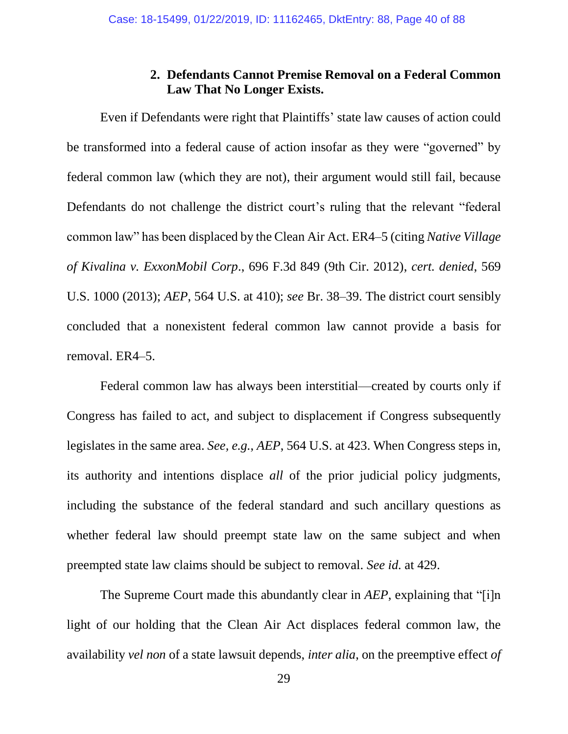### 2. Defendants Cannot Premise Removal on a Federal Common Law That No Longer Exists.

Even if Defendants were right that Plaintiffs' state law causes of action could be transformed into a federal cause of action insofar as they were "governed" by federal common law (which they are not), their argument would still fail, because Defendants do not challenge the district court's ruling that the relevant "federal common law" has been displaced by the Clean Air Act. ER4–5 (citing *Native Village of Kivalina v. ExxonMobil Corp*., 696 F.3d 849 (9th Cir. 2012), *cert. denied*, 569 U.S. 1000 (2013); *AEP*, 564 U.S. at 410); *see* Br. 38–39. The district court sensibly concluded that a nonexistent federal common law cannot provide a basis for removal. ER4–5.

Federal common law has always been interstitial—created by courts only if Congress has failed to act, and subject to displacement if Congress subsequently legislates in the same area. *See, e.g.*, *AEP*, 564 U.S. at 423. When Congress steps in, its authority and intentions displace *all* of the prior judicial policy judgments, including the substance of the federal standard and such ancillary questions as whether federal law should preempt state law on the same subject and when preempted state law claims should be subject to removal. *See id.* at 429.

The Supreme Court made this abundantly clear in *AEP*, explaining that "[i]n light of our holding that the Clean Air Act displaces federal common law, the availability *vel non* of a state lawsuit depends, *inter alia*, on the preemptive effect *of*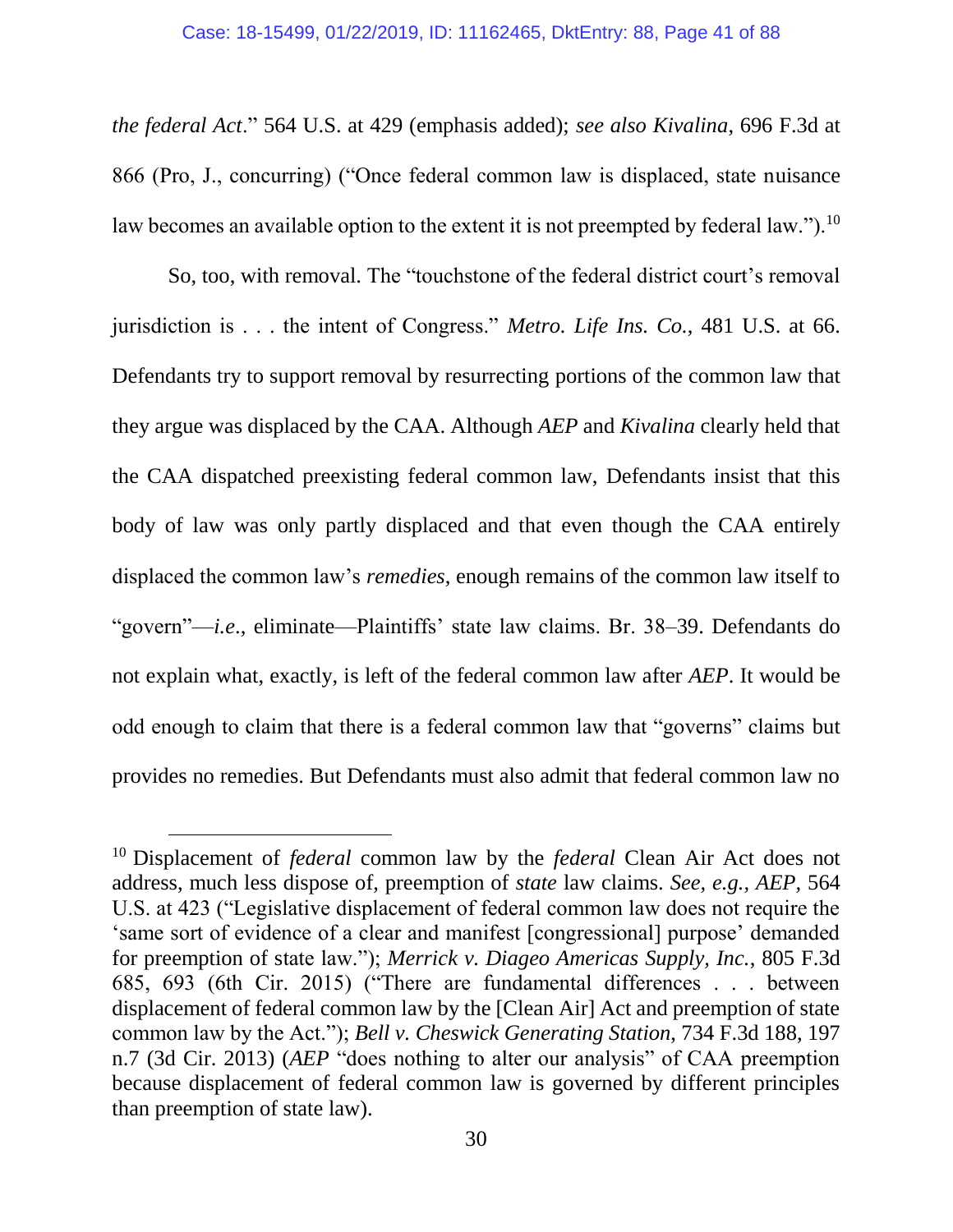*the federal Act*." 564 U.S. at 429 (emphasis added); *see also Kivalina*, 696 F.3d at 866 (Pro, J., concurring) ("Once federal common law is displaced, state nuisance law becomes an available option to the extent it is not preempted by federal law.").[10]

So, too, with removal. The "touchstone of the federal district court's removal jurisdiction is . . . the intent of Congress." *Metro. Life Ins. Co.*, 481 U.S. at 66. Defendants try to support removal by resurrecting portions of the common law that they argue was displaced by the CAA. Although *AEP* and *Kivalina* clearly held that the CAA dispatched preexisting federal common law, Defendants insist that this body of law was only partly displaced and that even though the CAA entirely displaced the common law's *remedies*, enough remains of the common law itself to "govern"—*i.e.*, eliminate—Plaintiffs' state law claims. Br. 38–39. Defendants do not explain what, exactly, is left of the federal common law after *AEP*. It would be odd enough to claim that there is a federal common law that "governs" claims but provides no remedies. But Defendants must also admit that federal common law no

---

[10] Displacement of *federal* common law by the *federal* Clean Air Act does not address, much less dispose of, preemption of *state* law claims. *See, e.g.*, *AEP*, 564 U.S. at 423 ("Legislative displacement of federal common law does not require the 'same sort of evidence of a clear and manifest [congressional] purpose' demanded for preemption of state law."); *Merrick v. Diageo Americas Supply, Inc.*, 805 F.3d 685, 693 (6th Cir. 2015) ("There are fundamental differences . . . between displacement of federal common law by the [Clean Air] Act and preemption of state common law by the Act."); *Bell v. Cheswick Generating Station*, 734 F.3d 188, 197 n.7 (3d Cir. 2013) (*AEP* "does nothing to alter our analysis" of CAA preemption because displacement of federal common law is governed by different principles than preemption of state law).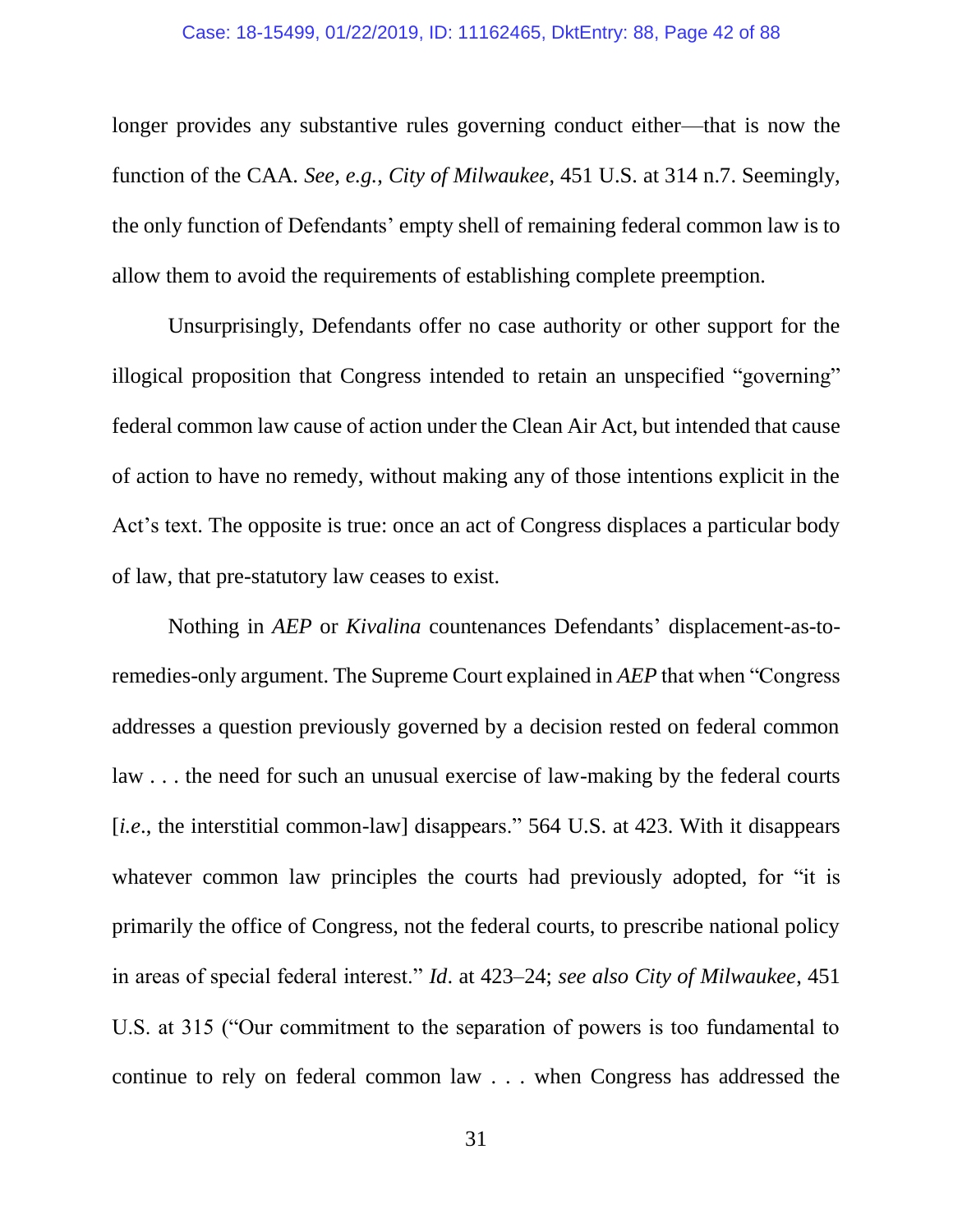longer provides any substantive rules governing conduct either—that is now the function of the CAA. *See, e.g.*, *City of Milwaukee*, 451 U.S. at 314 n.7. Seemingly, the only function of Defendants' empty shell of remaining federal common law is to allow them to avoid the requirements of establishing complete preemption.

Unsurprisingly, Defendants offer no case authority or other support for the illogical proposition that Congress intended to retain an unspecified "governing" federal common law cause of action under the Clean Air Act, but intended that cause of action to have no remedy, without making any of those intentions explicit in the Act's text. The opposite is true: once an act of Congress displaces a particular body of law, that pre-statutory law ceases to exist.

Nothing in *AEP* or *Kivalina* countenances Defendants' displacement-as-to-remedies-only argument. The Supreme Court explained in *AEP* that when "Congress addresses a question previously governed by a decision rested on federal common law . . . the need for such an unusual exercise of law-making by the federal courts [*i.e.*, the interstitial common-law] disappears." 564 U.S. at 423. With it disappears whatever common law principles the courts had previously adopted, for "it is primarily the office of Congress, not the federal courts, to prescribe national policy in areas of special federal interest." *Id*. at 423–24; *see also City of Milwaukee*, 451 U.S. at 315 ("Our commitment to the separation of powers is too fundamental to continue to rely on federal common law . . . when Congress has addressed the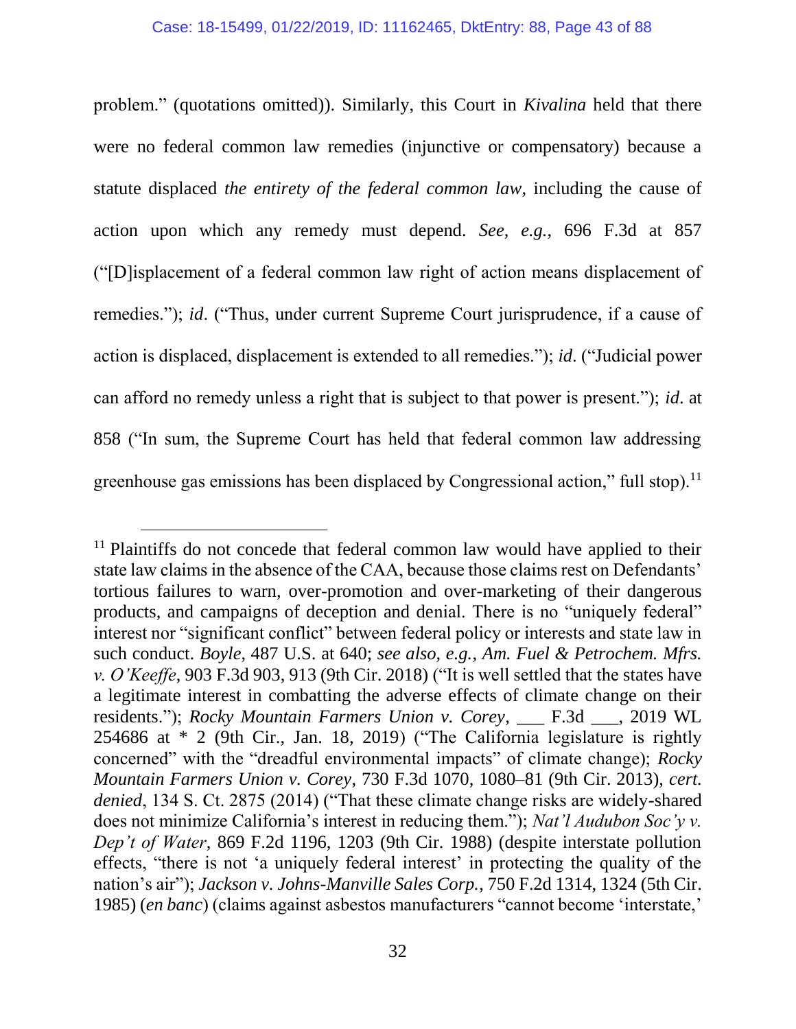problem." (quotations omitted)). Similarly, this Court in *Kivalina* held that there were no federal common law remedies (injunctive or compensatory) because a statute displaced *the entirety of the federal common law*, including the cause of action upon which any remedy must depend. *See, e.g.*, 696 F.3d at 857 ("[D]isplacement of a federal common law right of action means displacement of remedies."); *id*. ("Thus, under current Supreme Court jurisprudence, if a cause of action is displaced, displacement is extended to all remedies."); *id*. ("Judicial power can afford no remedy unless a right that is subject to that power is present."); *id*. at 858 ("In sum, the Supreme Court has held that federal common law addressing greenhouse gas emissions has been displaced by Congressional action," full stop).[11]

---

[11] Plaintiffs do not concede that federal common law would have applied to their state law claims in the absence of the CAA, because those claims rest on Defendants' tortious failures to warn, over-promotion and over-marketing of their dangerous products, and campaigns of deception and denial. There is no "uniquely federal" interest nor "significant conflict" between federal policy or interests and state law in such conduct. *Boyle*, 487 U.S. at 640; *see also, e.g.*, *Am. Fuel & Petrochem. Mfrs. v. O'Keeffe*, 903 F.3d 903, 913 (9th Cir. 2018) ("It is well settled that the states have a legitimate interest in combatting the adverse effects of climate change on their residents."); *Rocky Mountain Farmers Union v. Corey*, ___ F.3d ___, 2019 WL 254686 at * 2 (9th Cir., Jan. 18, 2019) ("The California legislature is rightly concerned" with the "dreadful environmental impacts" of climate change); *Rocky Mountain Farmers Union v. Corey*, 730 F.3d 1070, 1080–81 (9th Cir. 2013), *cert. denied*, 134 S. Ct. 2875 (2014) ("That these climate change risks are widely-shared does not minimize California's interest in reducing them."); *Nat'l Audubon Soc'y v. Dep't of Water*, 869 F.2d 1196, 1203 (9th Cir. 1988) (despite interstate pollution effects, "there is not 'a uniquely federal interest' in protecting the quality of the nation's air"); *Jackson v. Johns-Manville Sales Corp.*, 750 F.2d 1314, 1324 (5th Cir. 1985) (*en banc*) (claims against asbestos manufacturers "cannot become 'interstate,'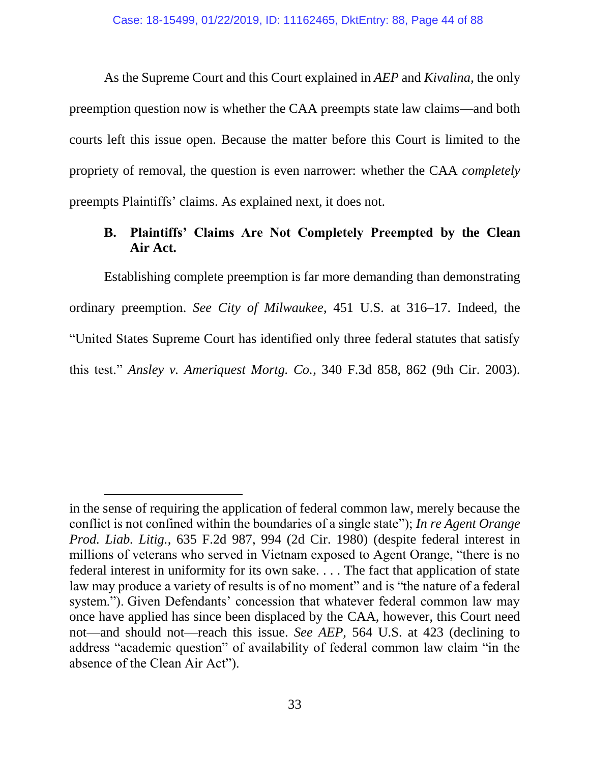As the Supreme Court and this Court explained in *AEP* and *Kivalina*, the only preemption question now is whether the CAA preempts state law claims—and both courts left this issue open. Because the matter before this Court is limited to the propriety of removal, the question is even narrower: whether the CAA *completely* preempts Plaintiffs' claims. As explained next, it does not.

### B. Plaintiffs' Claims Are Not Completely Preempted by the Clean Air Act.

Establishing complete preemption is far more demanding than demonstrating ordinary preemption. *See City of Milwaukee*, 451 U.S. at 316–17. Indeed, the "United States Supreme Court has identified only three federal statutes that satisfy this test." *Ansley v. Ameriquest Mortg. Co.*, 340 F.3d 858, 862 (9th Cir. 2003).

---

in the sense of requiring the application of federal common law, merely because the conflict is not confined within the boundaries of a single state"); *In re Agent Orange Prod. Liab. Litig.*, 635 F.2d 987, 994 (2d Cir. 1980) (despite federal interest in millions of veterans who served in Vietnam exposed to Agent Orange, "there is no federal interest in uniformity for its own sake. . . . The fact that application of state law may produce a variety of results is of no moment" and is "the nature of a federal system."). Given Defendants' concession that whatever federal common law may once have applied has since been displaced by the CAA, however, this Court need not—and should not—reach this issue. *See AEP*, 564 U.S. at 423 (declining to address "academic question" of availability of federal common law claim "in the absence of the Clean Air Act").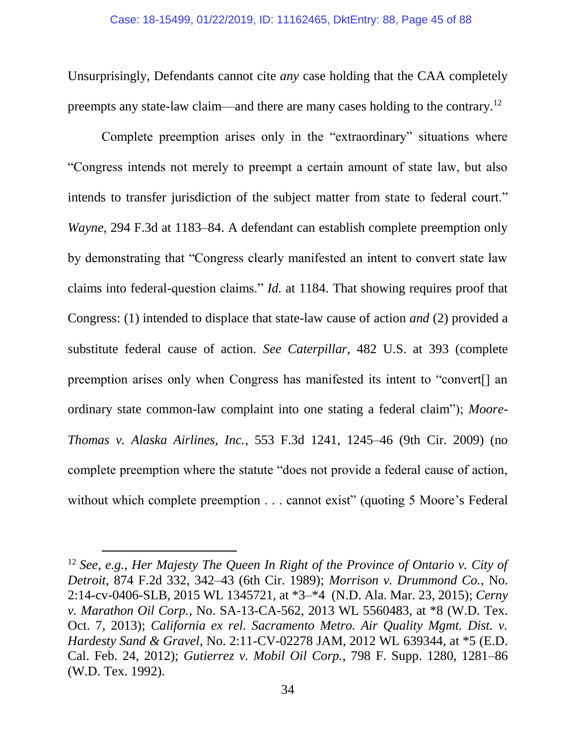Unsurprisingly, Defendants cannot cite *any* case holding that the CAA completely preempts any state-law claim—and there are many cases holding to the contrary.[12]

Complete preemption arises only in the "extraordinary" situations where "Congress intends not merely to preempt a certain amount of state law, but also intends to transfer jurisdiction of the subject matter from state to federal court." *Wayne*, 294 F.3d at 1183–84. A defendant can establish complete preemption only by demonstrating that "Congress clearly manifested an intent to convert state law claims into federal-question claims." *Id.* at 1184. That showing requires proof that Congress: (1) intended to displace that state-law cause of action *and* (2) provided a substitute federal cause of action. *See Caterpillar*, 482 U.S. at 393 (complete preemption arises only when Congress has manifested its intent to "convert[] an ordinary state common-law complaint into one stating a federal claim"); *Moore-Thomas v. Alaska Airlines, Inc.*, 553 F.3d 1241, 1245–46 (9th Cir. 2009) (no complete preemption where the statute "does not provide a federal cause of action, without which complete preemption . . . cannot exist" (quoting 5 Moore's Federal

---

[12] *See, e.g.*, *Her Majesty The Queen In Right of the Province of Ontario v. City of Detroit*, 874 F.2d 332, 342–43 (6th Cir. 1989); *Morrison v. Drummond Co.*, No. 2:14-cv-0406-SLB, 2015 WL 1345721, at *3–*4 (N.D. Ala. Mar. 23, 2015); *Cerny v. Marathon Oil Corp.*, No. SA-13-CA-562, 2013 WL 5560483, at *8 (W.D. Tex. Oct. 7, 2013); *California ex rel. Sacramento Metro. Air Quality Mgmt. Dist. v. Hardesty Sand & Gravel*, No. 2:11-CV-02278 JAM, 2012 WL 639344, at *5 (E.D. Cal. Feb. 24, 2012); *Gutierrez v. Mobil Oil Corp.*, 798 F. Supp. 1280, 1281–86 (W.D. Tex. 1992).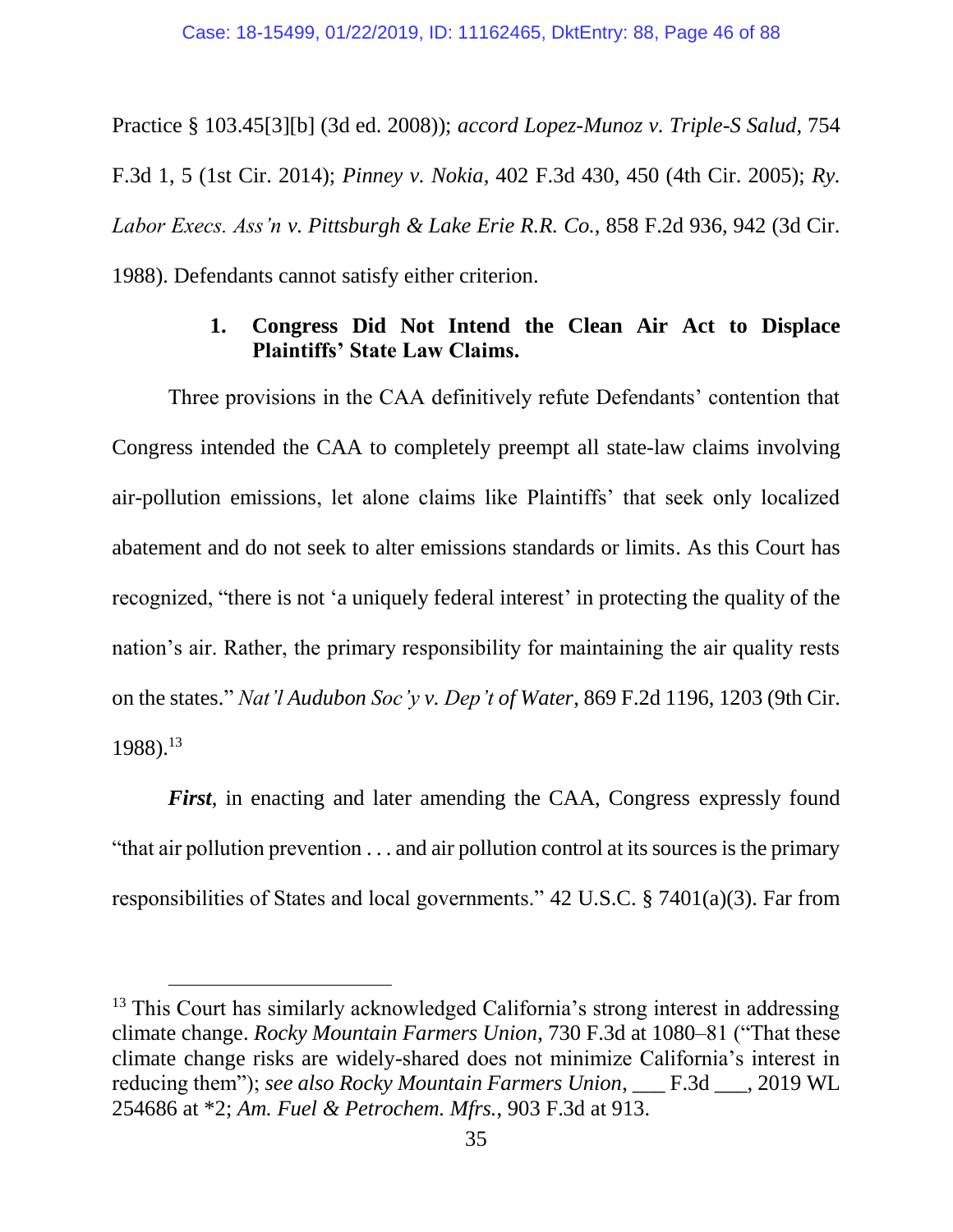Practice § 103.45[3][b] (3d ed. 2008)); *accord Lopez-Munoz v. Triple-S Salud*, 754 F.3d 1, 5 (1st Cir. 2014); *Pinney v. Nokia*, 402 F.3d 430, 450 (4th Cir. 2005); *Ry. Labor Execs. Ass'n v. Pittsburgh & Lake Erie R.R. Co.*, 858 F.2d 936, 942 (3d Cir. 1988). Defendants cannot satisfy either criterion.

### 1. Congress Did Not Intend the Clean Air Act to Displace Plaintiffs' State Law Claims.

Three provisions in the CAA definitively refute Defendants' contention that Congress intended the CAA to completely preempt all state-law claims involving air-pollution emissions, let alone claims like Plaintiffs' that seek only localized abatement and do not seek to alter emissions standards or limits. As this Court has recognized, "there is not 'a uniquely federal interest' in protecting the quality of the nation's air. Rather, the primary responsibility for maintaining the air quality rests on the states." *Nat'l Audubon Soc'y v. Dep't of Water*, 869 F.2d 1196, 1203 (9th Cir. 1988).[13]

***First***, in enacting and later amending the CAA, Congress expressly found "that air pollution prevention . . . and air pollution control at its sources is the primary responsibilities of States and local governments." 42 U.S.C. § 7401(a)(3). Far from

[13] This Court has similarly acknowledged California's strong interest in addressing climate change. *Rocky Mountain Farmers Union*, 730 F.3d at 1080–81 ("That these climate change risks are widely-shared does not minimize California's interest in reducing them"); *see also Rocky Mountain Farmers Union*, ___ F.3d ___, 2019 WL 254686 at *2; *Am. Fuel & Petrochem. Mfrs.*, 903 F.3d at 913.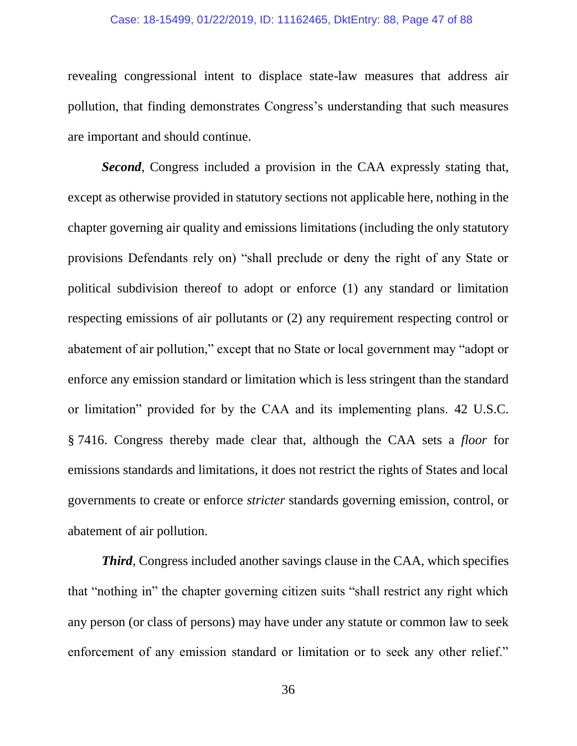revealing congressional intent to displace state-law measures that address air pollution, that finding demonstrates Congress's understanding that such measures are important and should continue.

***Second***, Congress included a provision in the CAA expressly stating that, except as otherwise provided in statutory sections not applicable here, nothing in the chapter governing air quality and emissions limitations (including the only statutory provisions Defendants rely on) "shall preclude or deny the right of any State or political subdivision thereof to adopt or enforce (1) any standard or limitation respecting emissions of air pollutants or (2) any requirement respecting control or abatement of air pollution," except that no State or local government may "adopt or enforce any emission standard or limitation which is less stringent than the standard or limitation" provided for by the CAA and its implementing plans. 42 U.S.C. § 7416. Congress thereby made clear that, although the CAA sets a *floor* for emissions standards and limitations, it does not restrict the rights of States and local governments to create or enforce *stricter* standards governing emission, control, or abatement of air pollution.

***Third***, Congress included another savings clause in the CAA, which specifies that "nothing in" the chapter governing citizen suits "shall restrict any right which any person (or class of persons) may have under any statute or common law to seek enforcement of any emission standard or limitation or to seek any other relief."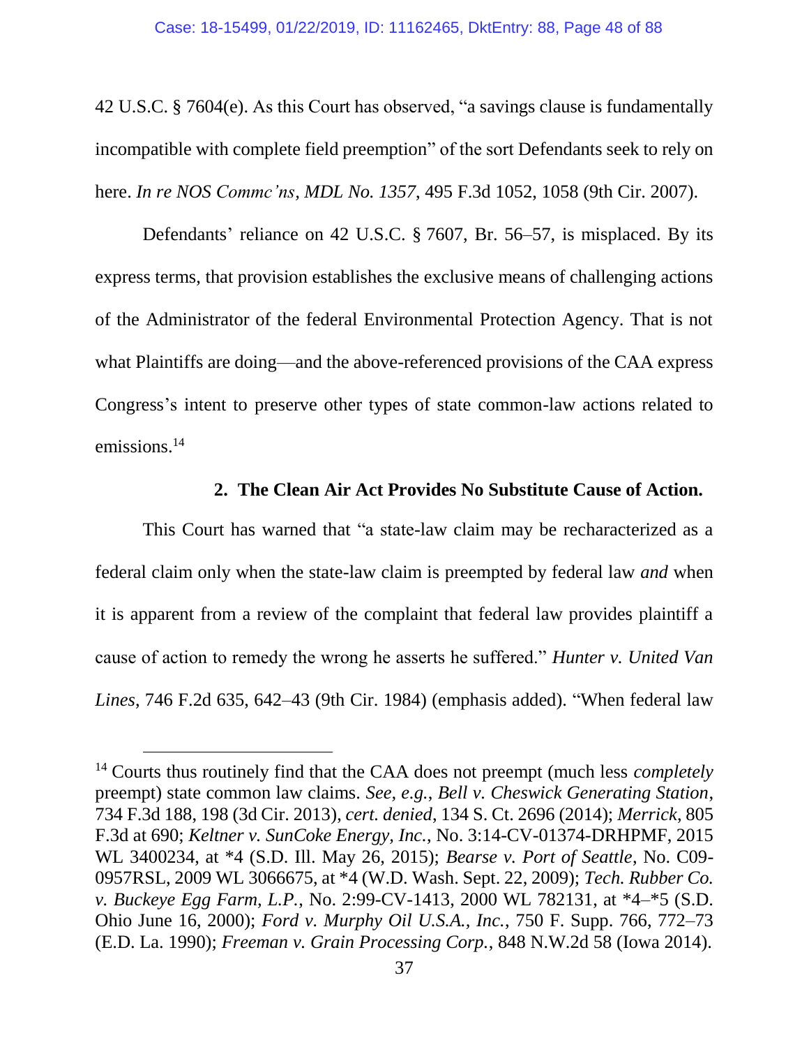42 U.S.C. § 7604(e). As this Court has observed, "a savings clause is fundamentally incompatible with complete field preemption" of the sort Defendants seek to rely on here. *In re NOS Commc'ns, MDL No. 1357*, 495 F.3d 1052, 1058 (9th Cir. 2007).

Defendants' reliance on 42 U.S.C. § 7607, Br. 56–57, is misplaced. By its express terms, that provision establishes the exclusive means of challenging actions of the Administrator of the federal Environmental Protection Agency. That is not what Plaintiffs are doing—and the above-referenced provisions of the CAA express Congress's intent to preserve other types of state common-law actions related to emissions.[14]

### 2. The Clean Air Act Provides No Substitute Cause of Action.

This Court has warned that "a state-law claim may be recharacterized as a federal claim only when the state-law claim is preempted by federal law *and* when it is apparent from a review of the complaint that federal law provides plaintiff a cause of action to remedy the wrong he asserts he suffered." *Hunter v. United Van Lines*, 746 F.2d 635, 642–43 (9th Cir. 1984) (emphasis added). "When federal law

---

[14] Courts thus routinely find that the CAA does not preempt (much less *completely* preempt) state common law claims. *See, e.g.*, *Bell v. Cheswick Generating Station*, 734 F.3d 188, 198 (3d Cir. 2013), *cert. denied*, 134 S. Ct. 2696 (2014); *Merrick*, 805 F.3d at 690; *Keltner v. SunCoke Energy, Inc.*, No. 3:14-CV-01374-DRHPMF, 2015 WL 3400234, at *4 (S.D. Ill. May 26, 2015); *Bearse v. Port of Seattle*, No. C09-0957RSL, 2009 WL 3066675, at *4 (W.D. Wash. Sept. 22, 2009); *Tech. Rubber Co. v. Buckeye Egg Farm, L.P.*, No. 2:99-CV-1413, 2000 WL 782131, at *4–*5 (S.D. Ohio June 16, 2000); *Ford v. Murphy Oil U.S.A., Inc.*, 750 F. Supp. 766, 772–73 (E.D. La. 1990); *Freeman v. Grain Processing Corp.*, 848 N.W.2d 58 (Iowa 2014).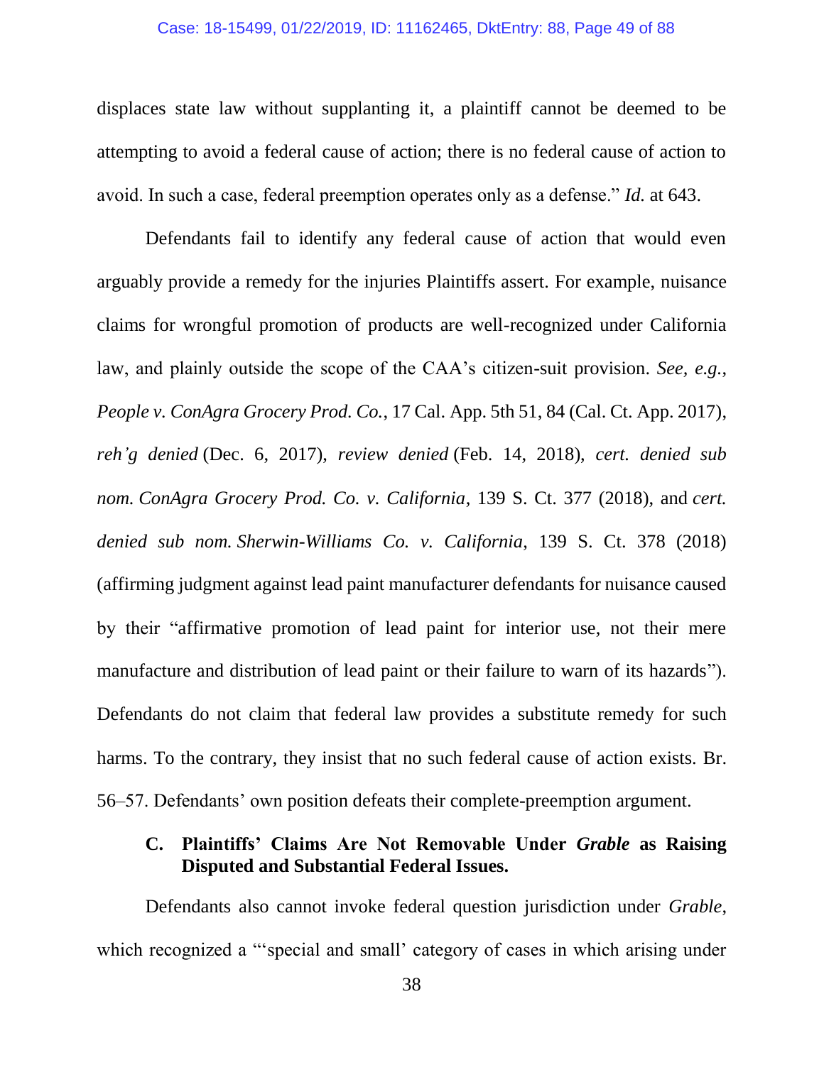displaces state law without supplanting it, a plaintiff cannot be deemed to be attempting to avoid a federal cause of action; there is no federal cause of action to avoid. In such a case, federal preemption operates only as a defense." *Id.* at 643.

Defendants fail to identify any federal cause of action that would even arguably provide a remedy for the injuries Plaintiffs assert. For example, nuisance claims for wrongful promotion of products are well-recognized under California law, and plainly outside the scope of the CAA's citizen-suit provision. *See, e.g.*, *People v. ConAgra Grocery Prod. Co.*, 17 Cal. App. 5th 51, 84 (Cal. Ct. App. 2017), *reh'g denied* (Dec. 6, 2017), *review denied* (Feb. 14, 2018), *cert. denied sub nom. ConAgra Grocery Prod. Co. v. California*, 139 S. Ct. 377 (2018), and *cert. denied sub nom. Sherwin-Williams Co. v. California*, 139 S. Ct. 378 (2018) (affirming judgment against lead paint manufacturer defendants for nuisance caused by their "affirmative promotion of lead paint for interior use, not their mere manufacture and distribution of lead paint or their failure to warn of its hazards"). Defendants do not claim that federal law provides a substitute remedy for such harms. To the contrary, they insist that no such federal cause of action exists. Br. 56–57. Defendants' own position defeats their complete-preemption argument.

### C. Plaintiffs' Claims Are Not Removable Under *Grable* as Raising Disputed and Substantial Federal Issues.

Defendants also cannot invoke federal question jurisdiction under *Grable*, which recognized a "'special and small' category of cases in which arising under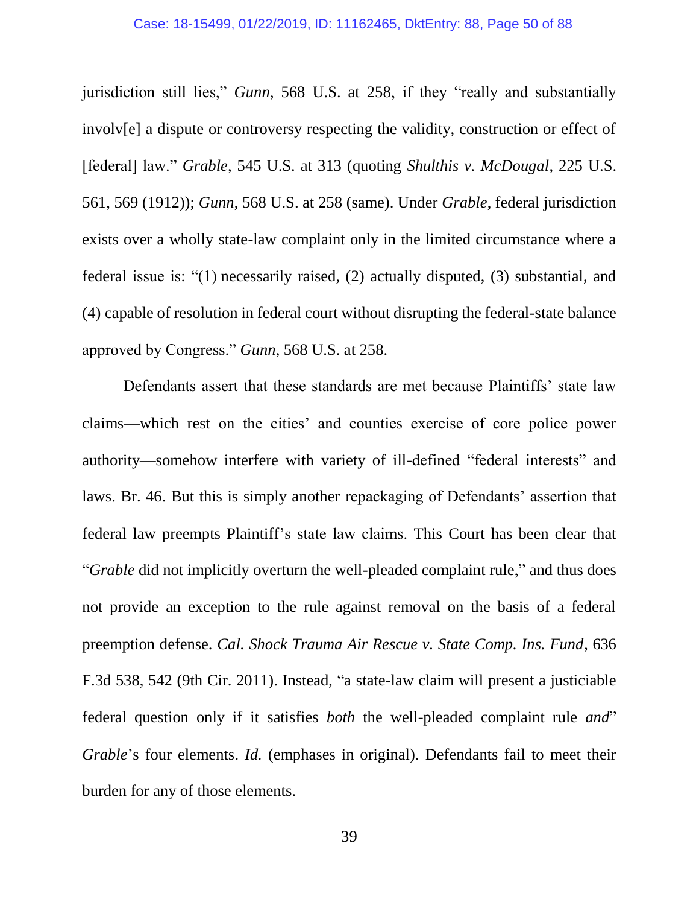jurisdiction still lies," *Gunn*, 568 U.S. at 258, if they "really and substantially involv[e] a dispute or controversy respecting the validity, construction or effect of [federal] law." *Grable*, 545 U.S. at 313 (quoting *Shulthis v. McDougal*, 225 U.S. 561, 569 (1912)); *Gunn*, 568 U.S. at 258 (same). Under *Grable*, federal jurisdiction exists over a wholly state-law complaint only in the limited circumstance where a federal issue is: "(1) necessarily raised, (2) actually disputed, (3) substantial, and (4) capable of resolution in federal court without disrupting the federal-state balance approved by Congress." *Gunn*, 568 U.S. at 258.

Defendants assert that these standards are met because Plaintiffs' state law claims—which rest on the cities' and counties exercise of core police power authority—somehow interfere with variety of ill-defined "federal interests" and laws. Br. 46. But this is simply another repackaging of Defendants' assertion that federal law preempts Plaintiff's state law claims. This Court has been clear that "*Grable* did not implicitly overturn the well-pleaded complaint rule," and thus does not provide an exception to the rule against removal on the basis of a federal preemption defense. *Cal. Shock Trauma Air Rescue v. State Comp. Ins. Fund*, 636 F.3d 538, 542 (9th Cir. 2011). Instead, "a state-law claim will present a justiciable federal question only if it satisfies *both* the well-pleaded complaint rule *and*" *Grable*'s four elements. *Id.* (emphases in original). Defendants fail to meet their burden for any of those elements.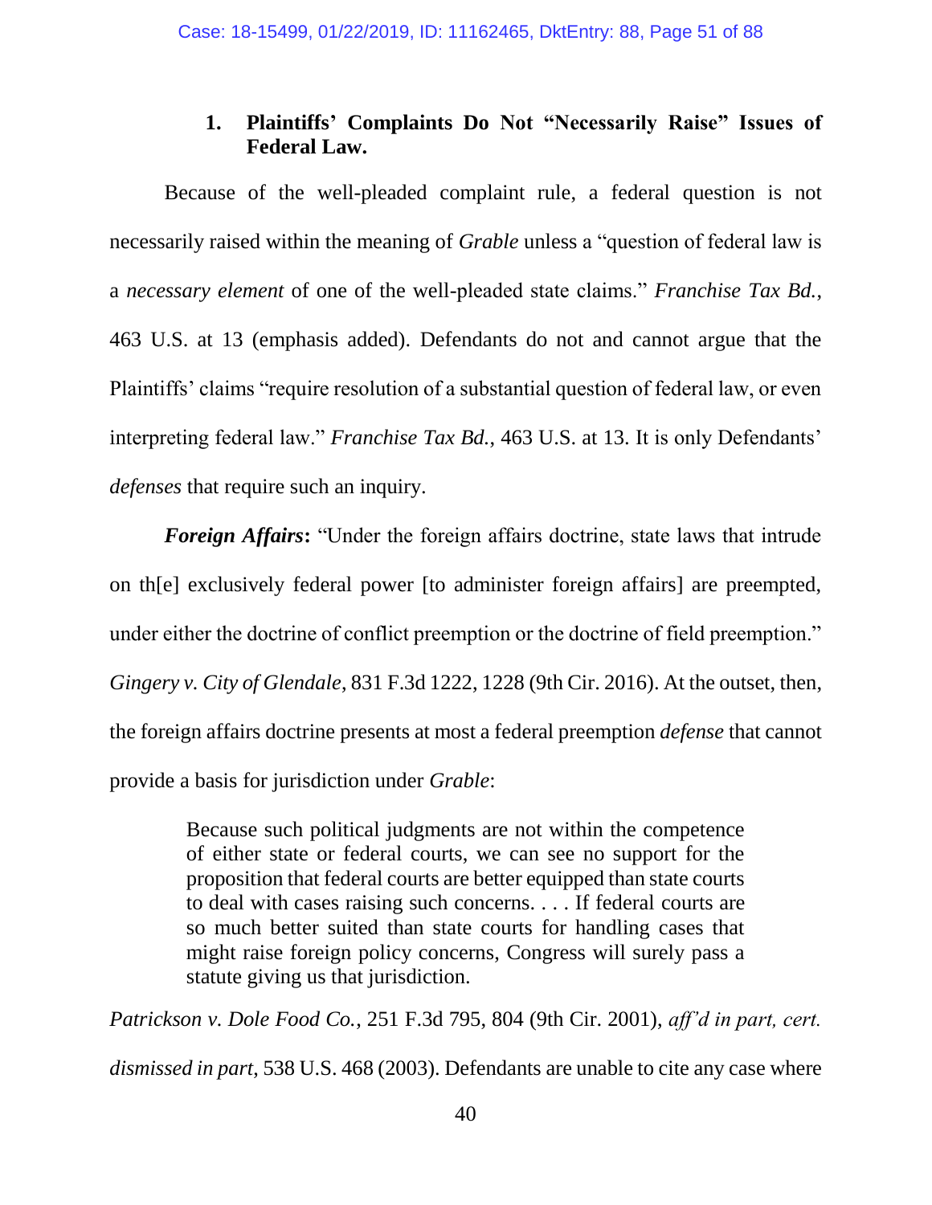### 1. Plaintiffs' Complaints Do Not "Necessarily Raise" Issues of Federal Law.

Because of the well-pleaded complaint rule, a federal question is not necessarily raised within the meaning of *Grable* unless a "question of federal law is a *necessary element* of one of the well-pleaded state claims." *Franchise Tax Bd.*, 463 U.S. at 13 (emphasis added). Defendants do not and cannot argue that the Plaintiffs' claims "require resolution of a substantial question of federal law, or even interpreting federal law." *Franchise Tax Bd.*, 463 U.S. at 13. It is only Defendants' *defenses* that require such an inquiry.

***Foreign Affairs*:** "Under the foreign affairs doctrine, state laws that intrude on th[e] exclusively federal power [to administer foreign affairs] are preempted, under either the doctrine of conflict preemption or the doctrine of field preemption." *Gingery v. City of Glendale*, 831 F.3d 1222, 1228 (9th Cir. 2016). At the outset, then, the foreign affairs doctrine presents at most a federal preemption *defense* that cannot provide a basis for jurisdiction under *Grable*:

> Because such political judgments are not within the competence of either state or federal courts, we can see no support for the proposition that federal courts are better equipped than state courts to deal with cases raising such concerns. . . . If federal courts are so much better suited than state courts for handling cases that might raise foreign policy concerns, Congress will surely pass a statute giving us that jurisdiction.

*Patrickson v. Dole Food Co.*, 251 F.3d 795, 804 (9th Cir. 2001), *aff'd in part, cert. dismissed in part*, 538 U.S. 468 (2003). Defendants are unable to cite any case where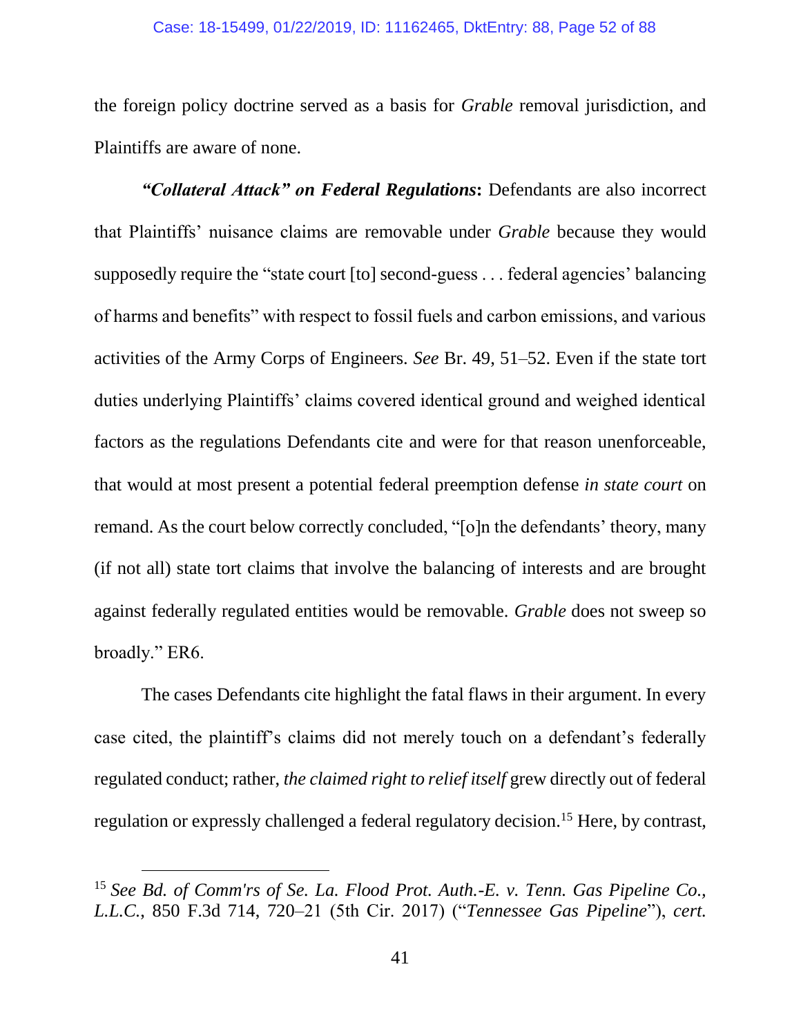the foreign policy doctrine served as a basis for *Grable* removal jurisdiction, and Plaintiffs are aware of none.

***"Collateral Attack" on Federal Regulations*:** Defendants are also incorrect that Plaintiffs' nuisance claims are removable under *Grable* because they would supposedly require the "state court [to] second-guess . . . federal agencies' balancing of harms and benefits" with respect to fossil fuels and carbon emissions, and various activities of the Army Corps of Engineers. *See* Br. 49, 51–52. Even if the state tort duties underlying Plaintiffs' claims covered identical ground and weighed identical factors as the regulations Defendants cite and were for that reason unenforceable, that would at most present a potential federal preemption defense *in state court* on remand. As the court below correctly concluded, "[o]n the defendants' theory, many (if not all) state tort claims that involve the balancing of interests and are brought against federally regulated entities would be removable. *Grable* does not sweep so broadly." ER6.

The cases Defendants cite highlight the fatal flaws in their argument. In every case cited, the plaintiff's claims did not merely touch on a defendant's federally regulated conduct; rather, *the claimed right to relief itself* grew directly out of federal regulation or expressly challenged a federal regulatory decision.[15] Here, by contrast,

[15] *See Bd. of Comm'rs of Se. La. Flood Prot. Auth.-E. v. Tenn. Gas Pipeline Co., L.L.C.*, 850 F.3d 714, 720–21 (5th Cir. 2017) ("*Tennessee Gas Pipeline*"), *cert.*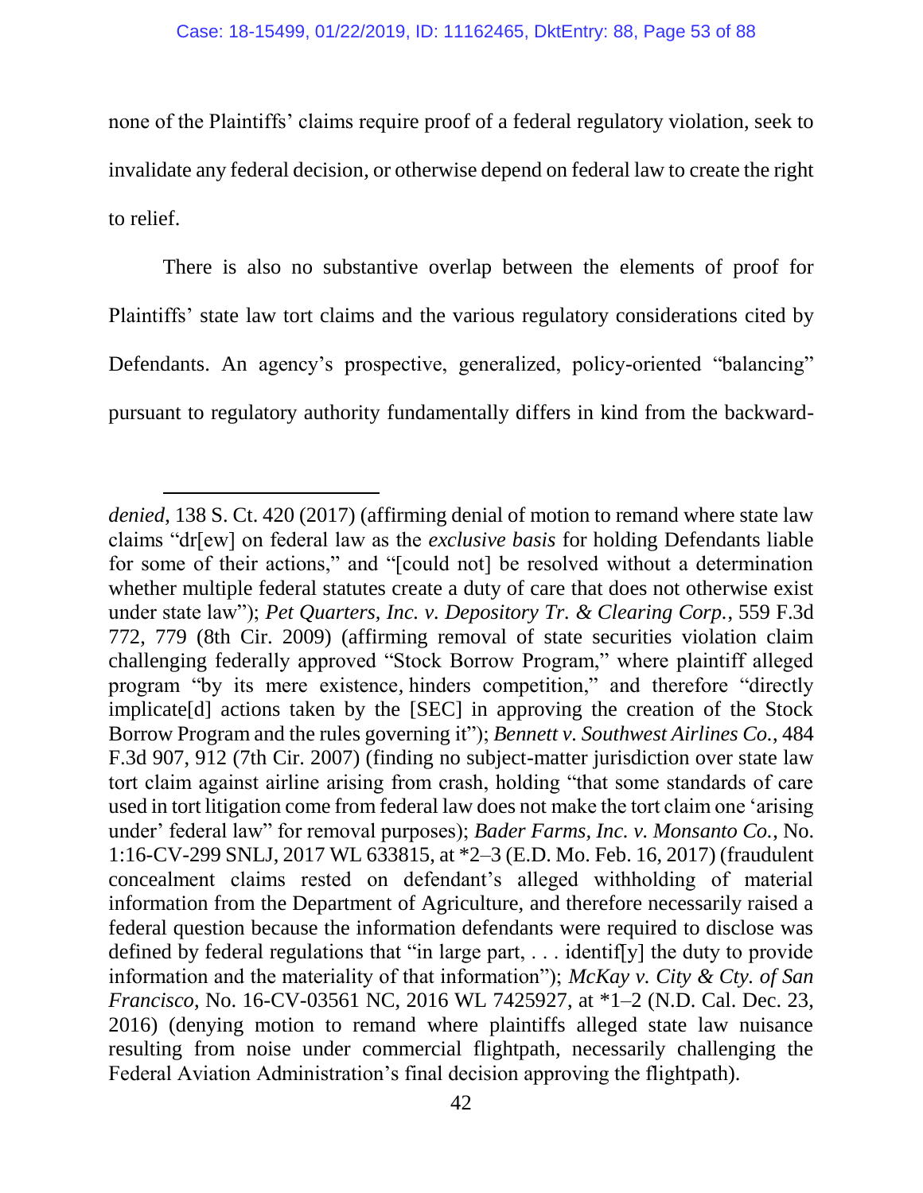none of the Plaintiffs' claims require proof of a federal regulatory violation, seek to invalidate any federal decision, or otherwise depend on federal law to create the right to relief.

There is also no substantive overlap between the elements of proof for Plaintiffs' state law tort claims and the various regulatory considerations cited by Defendants. An agency's prospective, generalized, policy-oriented "balancing" pursuant to regulatory authority fundamentally differs in kind from the backward-

---

*denied*, 138 S. Ct. 420 (2017) (affirming denial of motion to remand where state law claims "dr[ew] on federal law as the *exclusive basis* for holding Defendants liable for some of their actions," and "[could not] be resolved without a determination whether multiple federal statutes create a duty of care that does not otherwise exist under state law"); *Pet Quarters, Inc. v. Depository Tr. & Clearing Corp.*, 559 F.3d 772, 779 (8th Cir. 2009) (affirming removal of state securities violation claim challenging federally approved "Stock Borrow Program," where plaintiff alleged program "by its mere existence, hinders competition," and therefore "directly implicate[d] actions taken by the [SEC] in approving the creation of the Stock Borrow Program and the rules governing it"); *Bennett v. Southwest Airlines Co.*, 484 F.3d 907, 912 (7th Cir. 2007) (finding no subject-matter jurisdiction over state law tort claim against airline arising from crash, holding "that some standards of care used in tort litigation come from federal law does not make the tort claim one 'arising under' federal law" for removal purposes); *Bader Farms, Inc. v. Monsanto Co.*, No. 1:16-CV-299 SNLJ, 2017 WL 633815, at *2–3 (E.D. Mo. Feb. 16, 2017) (fraudulent concealment claims rested on defendant's alleged withholding of material information from the Department of Agriculture, and therefore necessarily raised a federal question because the information defendants were required to disclose was defined by federal regulations that "in large part, . . . identif[y] the duty to provide information and the materiality of that information"); *McKay v. City & Cty. of San Francisco*, No. 16-CV-03561 NC, 2016 WL 7425927, at *1–2 (N.D. Cal. Dec. 23, 2016) (denying motion to remand where plaintiffs alleged state law nuisance resulting from noise under commercial flightpath, necessarily challenging the Federal Aviation Administration's final decision approving the flightpath).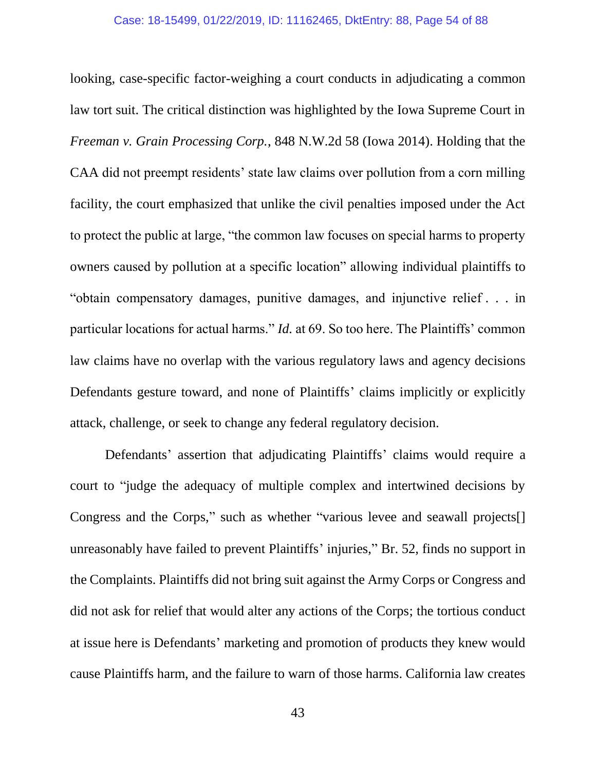looking, case-specific factor-weighing a court conducts in adjudicating a common law tort suit. The critical distinction was highlighted by the Iowa Supreme Court in *Freeman v. Grain Processing Corp.*, 848 N.W.2d 58 (Iowa 2014). Holding that the CAA did not preempt residents' state law claims over pollution from a corn milling facility, the court emphasized that unlike the civil penalties imposed under the Act to protect the public at large, "the common law focuses on special harms to property owners caused by pollution at a specific location" allowing individual plaintiffs to "obtain compensatory damages, punitive damages, and injunctive relief . . . in particular locations for actual harms." *Id.* at 69. So too here. The Plaintiffs' common law claims have no overlap with the various regulatory laws and agency decisions Defendants gesture toward, and none of Plaintiffs' claims implicitly or explicitly attack, challenge, or seek to change any federal regulatory decision.

Defendants' assertion that adjudicating Plaintiffs' claims would require a court to "judge the adequacy of multiple complex and intertwined decisions by Congress and the Corps," such as whether "various levee and seawall projects[] unreasonably have failed to prevent Plaintiffs' injuries," Br. 52, finds no support in the Complaints. Plaintiffs did not bring suit against the Army Corps or Congress and did not ask for relief that would alter any actions of the Corps; the tortious conduct at issue here is Defendants' marketing and promotion of products they knew would cause Plaintiffs harm, and the failure to warn of those harms. California law creates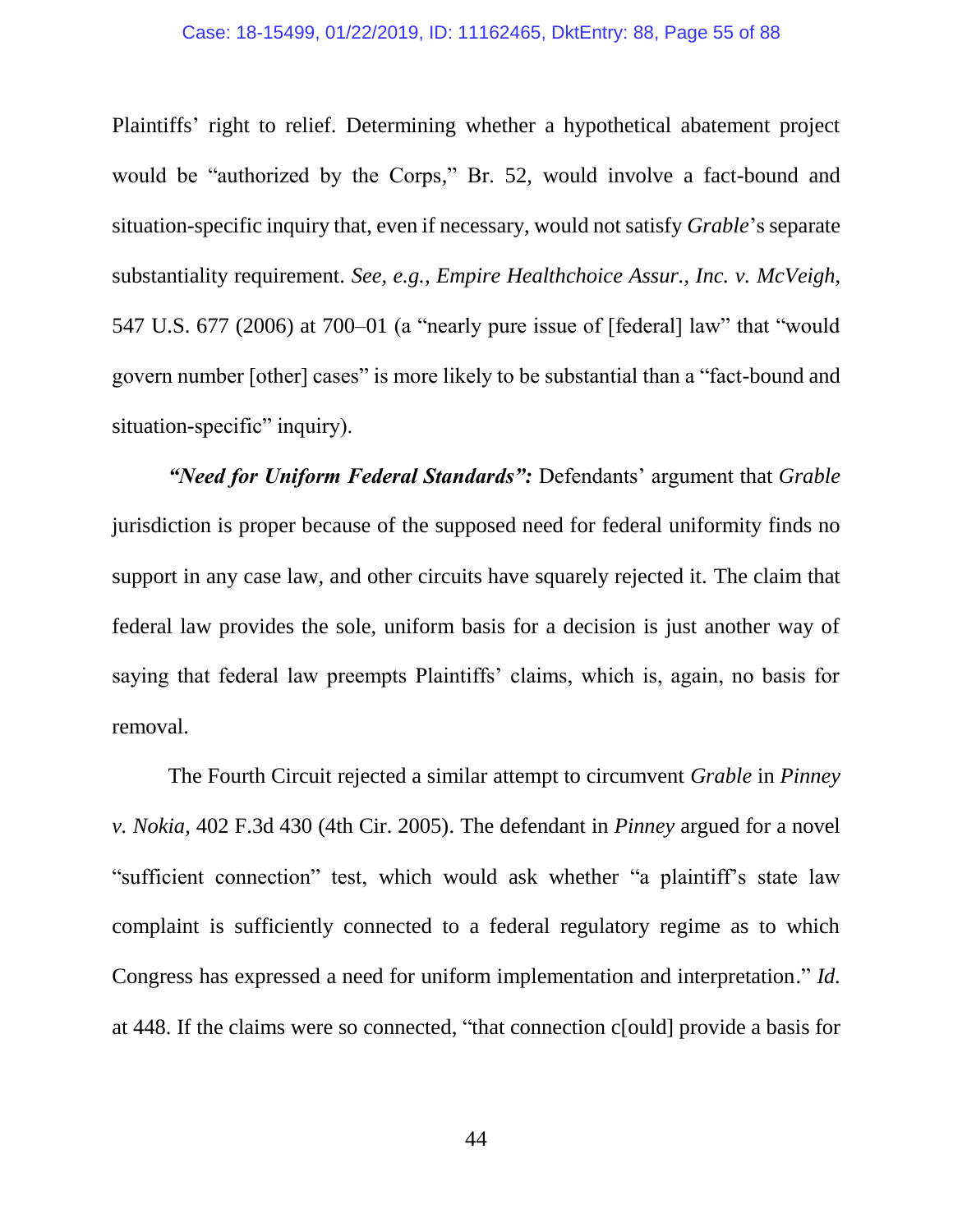Plaintiffs' right to relief. Determining whether a hypothetical abatement project would be "authorized by the Corps," Br. 52, would involve a fact-bound and situation-specific inquiry that, even if necessary, would not satisfy *Grable*'s separate substantiality requirement. *See, e.g.*, *Empire Healthchoice Assur., Inc. v. McVeigh*, 547 U.S. 677 (2006) at 700–01 (a "nearly pure issue of [federal] law" that "would govern number [other] cases" is more likely to be substantial than a "fact-bound and situation-specific" inquiry).

***"Need for Uniform Federal Standards":*** Defendants' argument that *Grable* jurisdiction is proper because of the supposed need for federal uniformity finds no support in any case law, and other circuits have squarely rejected it. The claim that federal law provides the sole, uniform basis for a decision is just another way of saying that federal law preempts Plaintiffs' claims, which is, again, no basis for removal.

The Fourth Circuit rejected a similar attempt to circumvent *Grable* in *Pinney v. Nokia*, 402 F.3d 430 (4th Cir. 2005). The defendant in *Pinney* argued for a novel "sufficient connection" test, which would ask whether "a plaintiff's state law complaint is sufficiently connected to a federal regulatory regime as to which Congress has expressed a need for uniform implementation and interpretation." *Id.* at 448. If the claims were so connected, "that connection c[ould] provide a basis for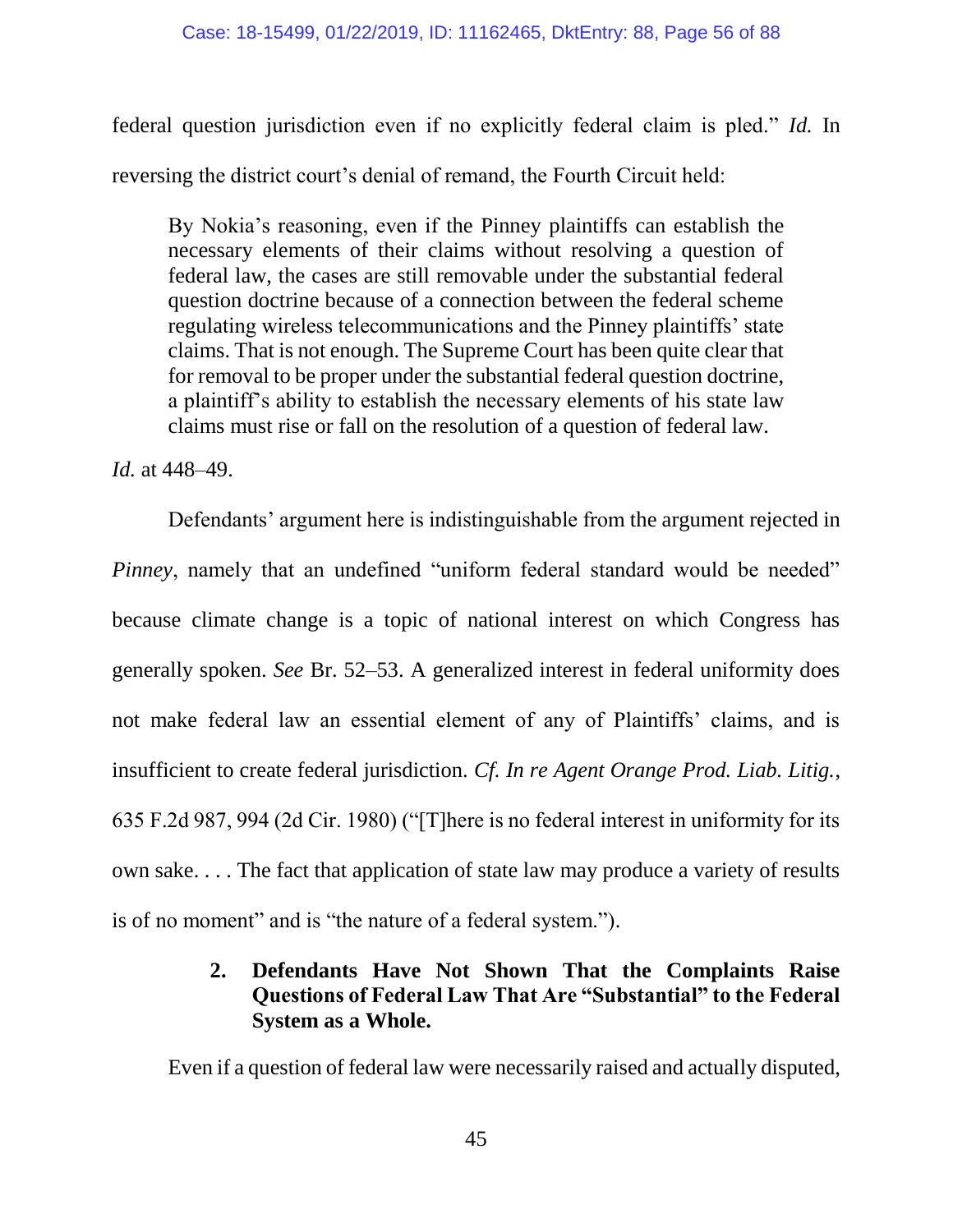federal question jurisdiction even if no explicitly federal claim is pled." *Id.* In reversing the district court's denial of remand, the Fourth Circuit held:

> By Nokia's reasoning, even if the Pinney plaintiffs can establish the necessary elements of their claims without resolving a question of federal law, the cases are still removable under the substantial federal question doctrine because of a connection between the federal scheme regulating wireless telecommunications and the Pinney plaintiffs' state claims. That is not enough. The Supreme Court has been quite clear that for removal to be proper under the substantial federal question doctrine, a plaintiff's ability to establish the necessary elements of his state law claims must rise or fall on the resolution of a question of federal law.

*Id.* at 448–49.

Defendants' argument here is indistinguishable from the argument rejected in *Pinney*, namely that an undefined "uniform federal standard would be needed" because climate change is a topic of national interest on which Congress has generally spoken. *See* Br. 52–53. A generalized interest in federal uniformity does not make federal law an essential element of any of Plaintiffs' claims, and is insufficient to create federal jurisdiction. *Cf. In re Agent Orange Prod. Liab. Litig.*, 635 F.2d 987, 994 (2d Cir. 1980) ("[T]here is no federal interest in uniformity for its own sake. . . . The fact that application of state law may produce a variety of results is of no moment" and is "the nature of a federal system.").

#### 2. Defendants Have Not Shown That the Complaints Raise Questions of Federal Law That Are "Substantial" to the Federal System as a Whole.

Even if a question of federal law were necessarily raised and actually disputed,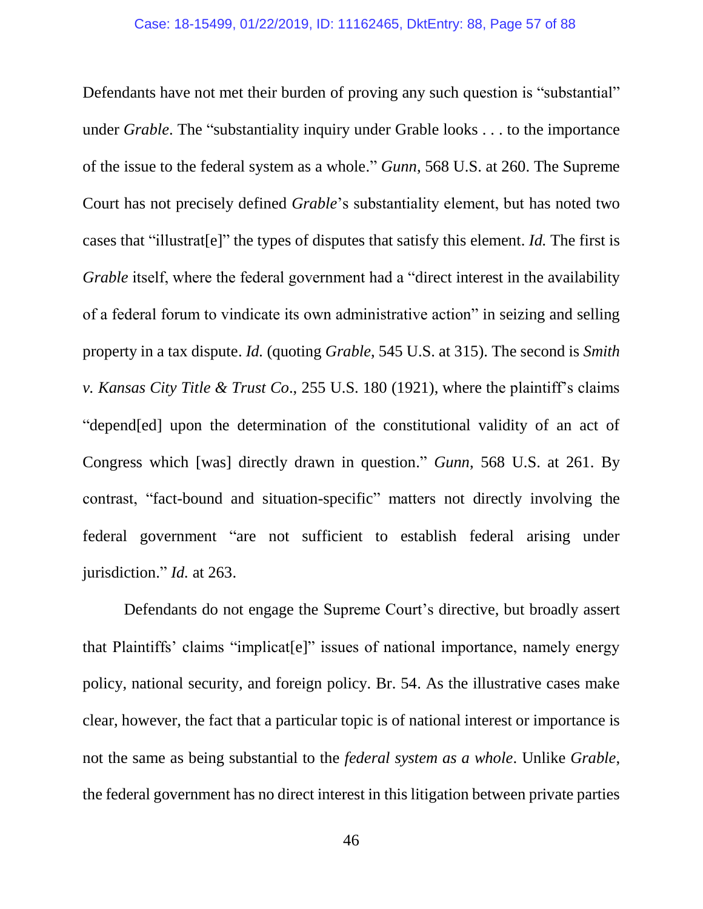Defendants have not met their burden of proving any such question is "substantial" under *Grable*. The "substantiality inquiry under Grable looks . . . to the importance of the issue to the federal system as a whole." *Gunn*, 568 U.S. at 260. The Supreme Court has not precisely defined *Grable*'s substantiality element, but has noted two cases that "illustrat[e]" the types of disputes that satisfy this element. *Id.* The first is *Grable* itself, where the federal government had a "direct interest in the availability of a federal forum to vindicate its own administrative action" in seizing and selling property in a tax dispute. *Id.* (quoting *Grable*, 545 U.S. at 315). The second is *Smith v. Kansas City Title & Trust Co*., 255 U.S. 180 (1921), where the plaintiff's claims "depend[ed] upon the determination of the constitutional validity of an act of Congress which [was] directly drawn in question." *Gunn*, 568 U.S. at 261. By contrast, "fact-bound and situation-specific" matters not directly involving the federal government "are not sufficient to establish federal arising under jurisdiction." *Id.* at 263.

Defendants do not engage the Supreme Court's directive, but broadly assert that Plaintiffs' claims "implicat[e]" issues of national importance, namely energy policy, national security, and foreign policy. Br. 54. As the illustrative cases make clear, however, the fact that a particular topic is of national interest or importance is not the same as being substantial to the *federal system as a whole*. Unlike *Grable*, the federal government has no direct interest in this litigation between private parties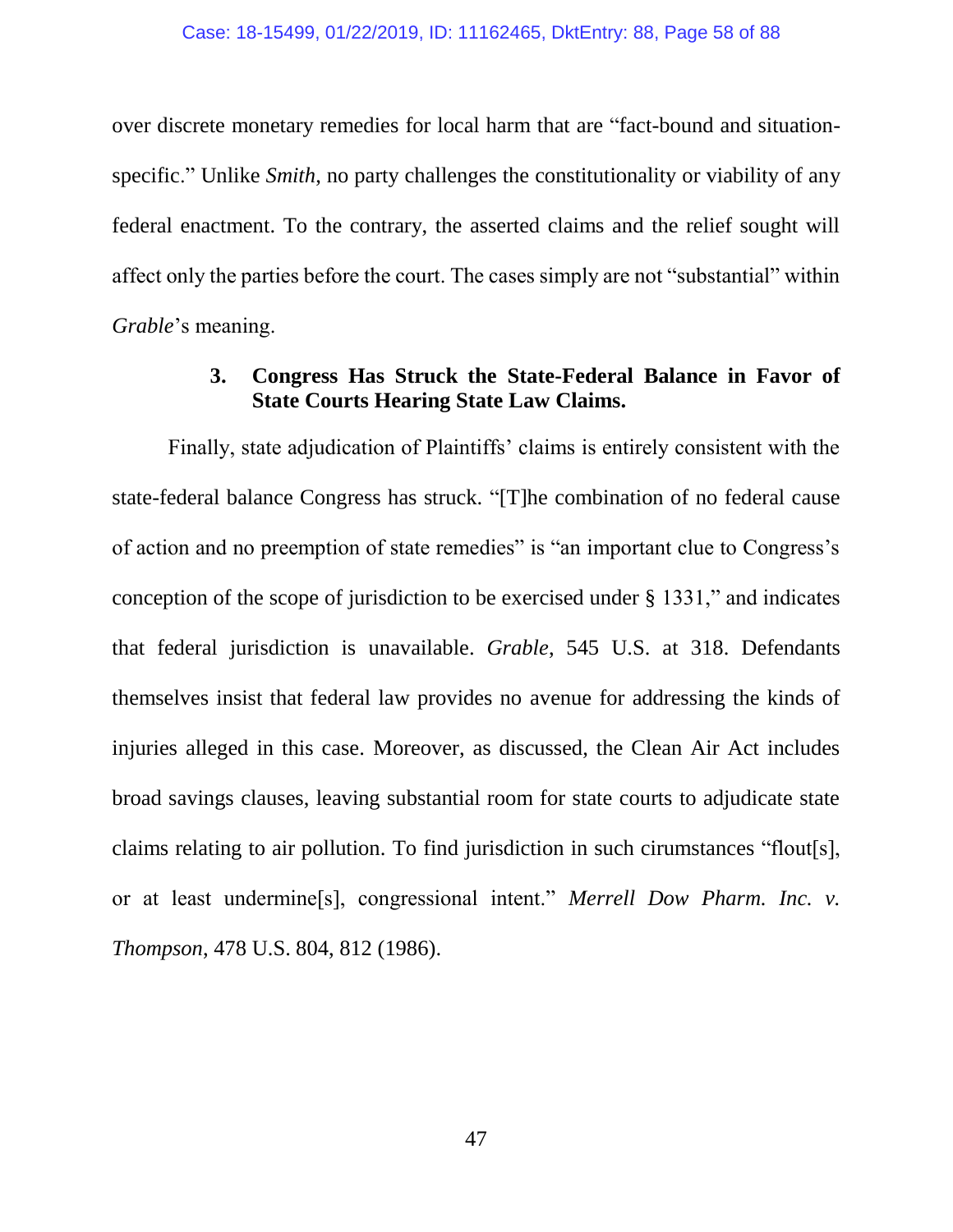over discrete monetary remedies for local harm that are "fact-bound and situation-specific." Unlike *Smith*, no party challenges the constitutionality or viability of any federal enactment. To the contrary, the asserted claims and the relief sought will affect only the parties before the court. The cases simply are not "substantial" within *Grable*'s meaning.

### 3. Congress Has Struck the State-Federal Balance in Favor of State Courts Hearing State Law Claims.

Finally, state adjudication of Plaintiffs' claims is entirely consistent with the state-federal balance Congress has struck. "[T]he combination of no federal cause of action and no preemption of state remedies" is "an important clue to Congress's conception of the scope of jurisdiction to be exercised under § 1331," and indicates that federal jurisdiction is unavailable. *Grable*, 545 U.S. at 318. Defendants themselves insist that federal law provides no avenue for addressing the kinds of injuries alleged in this case. Moreover, as discussed, the Clean Air Act includes broad savings clauses, leaving substantial room for state courts to adjudicate state claims relating to air pollution. To find jurisdiction in such cirumstances "flout[s], or at least undermine[s], congressional intent." *Merrell Dow Pharm. Inc. v. Thompson*, 478 U.S. 804, 812 (1986).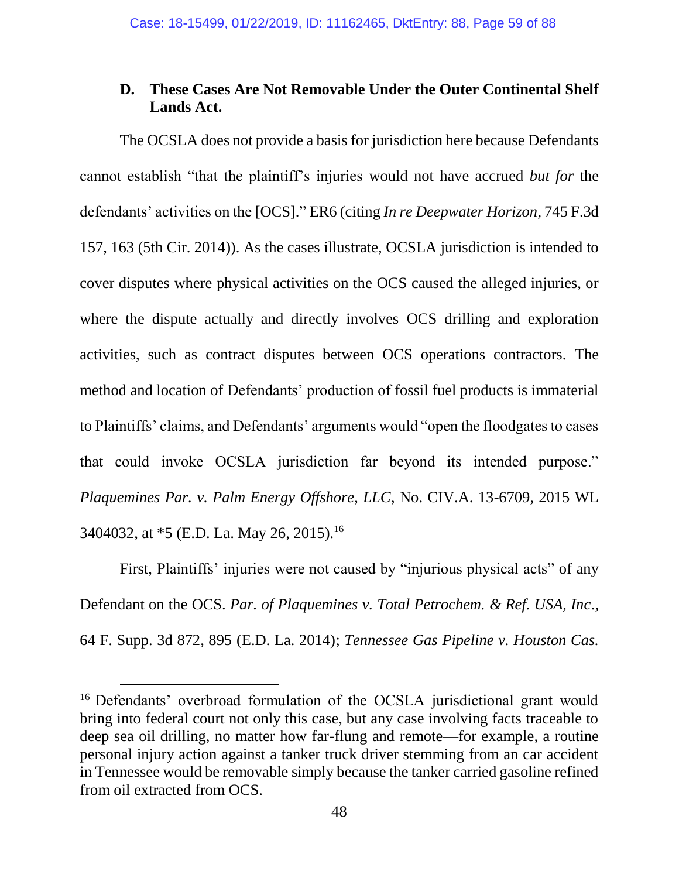### D. These Cases Are Not Removable Under the Outer Continental Shelf Lands Act.

The OCSLA does not provide a basis for jurisdiction here because Defendants cannot establish "that the plaintiff's injuries would not have accrued *but for* the defendants' activities on the [OCS]." ER6 (citing *In re Deepwater Horizon*, 745 F.3d 157, 163 (5th Cir. 2014)). As the cases illustrate, OCSLA jurisdiction is intended to cover disputes where physical activities on the OCS caused the alleged injuries, or where the dispute actually and directly involves OCS drilling and exploration activities, such as contract disputes between OCS operations contractors. The method and location of Defendants' production of fossil fuel products is immaterial to Plaintiffs' claims, and Defendants' arguments would "open the floodgates to cases that could invoke OCSLA jurisdiction far beyond its intended purpose." *Plaquemines Par. v. Palm Energy Offshore, LLC*, No. CIV.A. 13-6709, 2015 WL 3404032, at *5 (E.D. La. May 26, 2015).[16]

First, Plaintiffs' injuries were not caused by "injurious physical acts" of any Defendant on the OCS. *Par. of Plaquemines v. Total Petrochem. & Ref. USA, Inc.*, 64 F. Supp. 3d 872, 895 (E.D. La. 2014); *Tennessee Gas Pipeline v. Houston Cas.*

---

[16] Defendants' overbroad formulation of the OCSLA jurisdictional grant would bring into federal court not only this case, but any case involving facts traceable to deep sea oil drilling, no matter how far-flung and remote—for example, a routine personal injury action against a tanker truck driver stemming from an car accident in Tennessee would be removable simply because the tanker carried gasoline refined from oil extracted from OCS.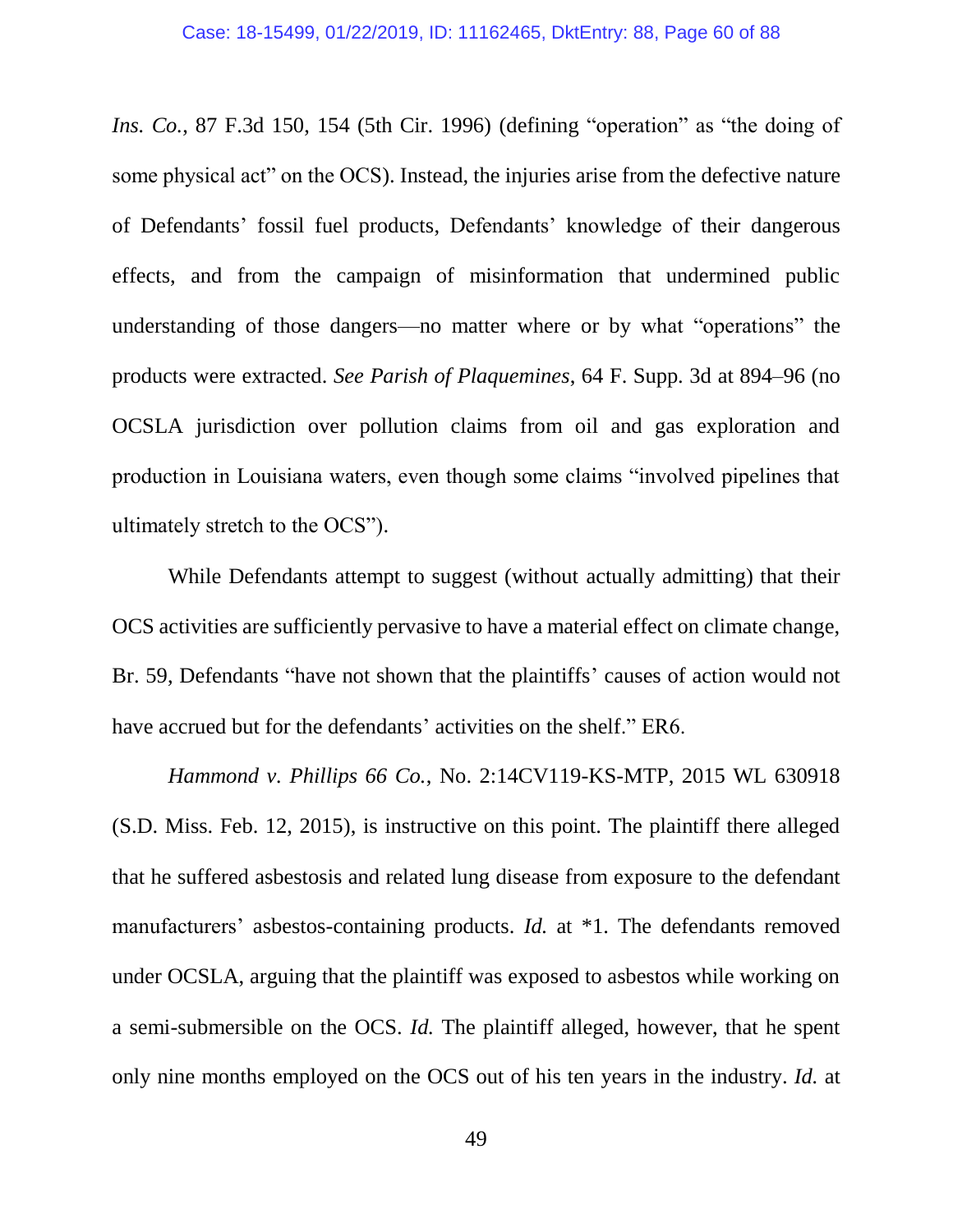*Ins. Co.*, 87 F.3d 150, 154 (5th Cir. 1996) (defining "operation" as "the doing of some physical act" on the OCS). Instead, the injuries arise from the defective nature of Defendants' fossil fuel products, Defendants' knowledge of their dangerous effects, and from the campaign of misinformation that undermined public understanding of those dangers—no matter where or by what "operations" the products were extracted. *See Parish of Plaquemines*, 64 F. Supp. 3d at 894–96 (no OCSLA jurisdiction over pollution claims from oil and gas exploration and production in Louisiana waters, even though some claims "involved pipelines that ultimately stretch to the OCS").

While Defendants attempt to suggest (without actually admitting) that their OCS activities are sufficiently pervasive to have a material effect on climate change, Br. 59, Defendants "have not shown that the plaintiffs' causes of action would not have accrued but for the defendants' activities on the shelf." ER6.

*Hammond v. Phillips 66 Co.*, No. 2:14CV119-KS-MTP, 2015 WL 630918 (S.D. Miss. Feb. 12, 2015), is instructive on this point. The plaintiff there alleged that he suffered asbestosis and related lung disease from exposure to the defendant manufacturers' asbestos-containing products. *Id.* at *1. The defendants removed under OCSLA, arguing that the plaintiff was exposed to asbestos while working on a semi-submersible on the OCS. *Id.* The plaintiff alleged, however, that he spent only nine months employed on the OCS out of his ten years in the industry. *Id.* at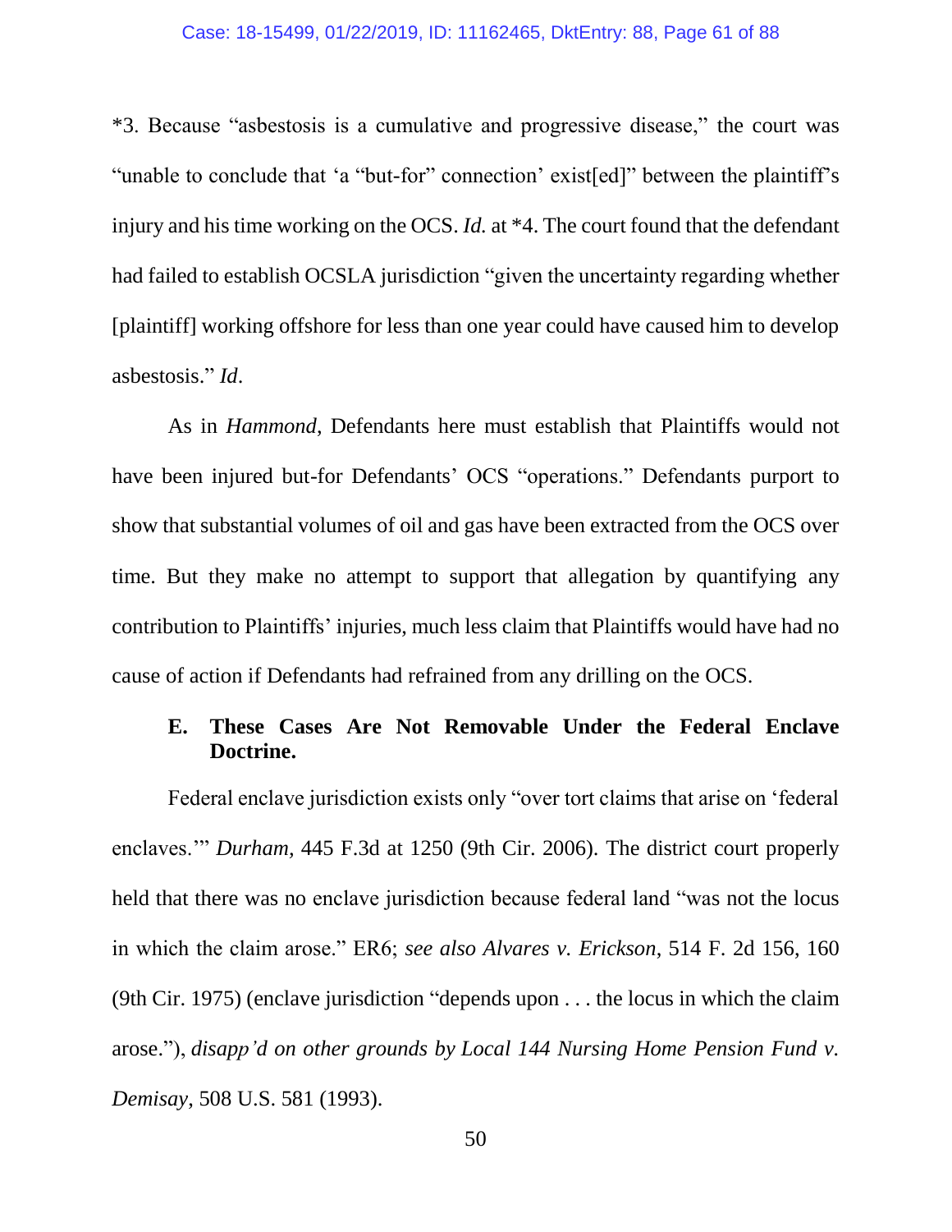*3. Because "asbestosis is a cumulative and progressive disease," the court was "unable to conclude that 'a "but-for" connection' exist[ed]" between the plaintiff's injury and his time working on the OCS. *Id.* at *4. The court found that the defendant had failed to establish OCSLA jurisdiction "given the uncertainty regarding whether [plaintiff] working offshore for less than one year could have caused him to develop asbestosis." *Id*.

As in *Hammond*, Defendants here must establish that Plaintiffs would not have been injured but-for Defendants' OCS "operations." Defendants purport to show that substantial volumes of oil and gas have been extracted from the OCS over time. But they make no attempt to support that allegation by quantifying any contribution to Plaintiffs' injuries, much less claim that Plaintiffs would have had no cause of action if Defendants had refrained from any drilling on the OCS.

### E. These Cases Are Not Removable Under the Federal Enclave Doctrine.

Federal enclave jurisdiction exists only "over tort claims that arise on 'federal enclaves.'" *Durham*, 445 F.3d at 1250 (9th Cir. 2006). The district court properly held that there was no enclave jurisdiction because federal land "was not the locus in which the claim arose." ER6; *see also Alvares v. Erickson*, 514 F. 2d 156, 160 (9th Cir. 1975) (enclave jurisdiction "depends upon . . . the locus in which the claim arose."), *disapp'd on other grounds by Local 144 Nursing Home Pension Fund v. Demisay*, 508 U.S. 581 (1993).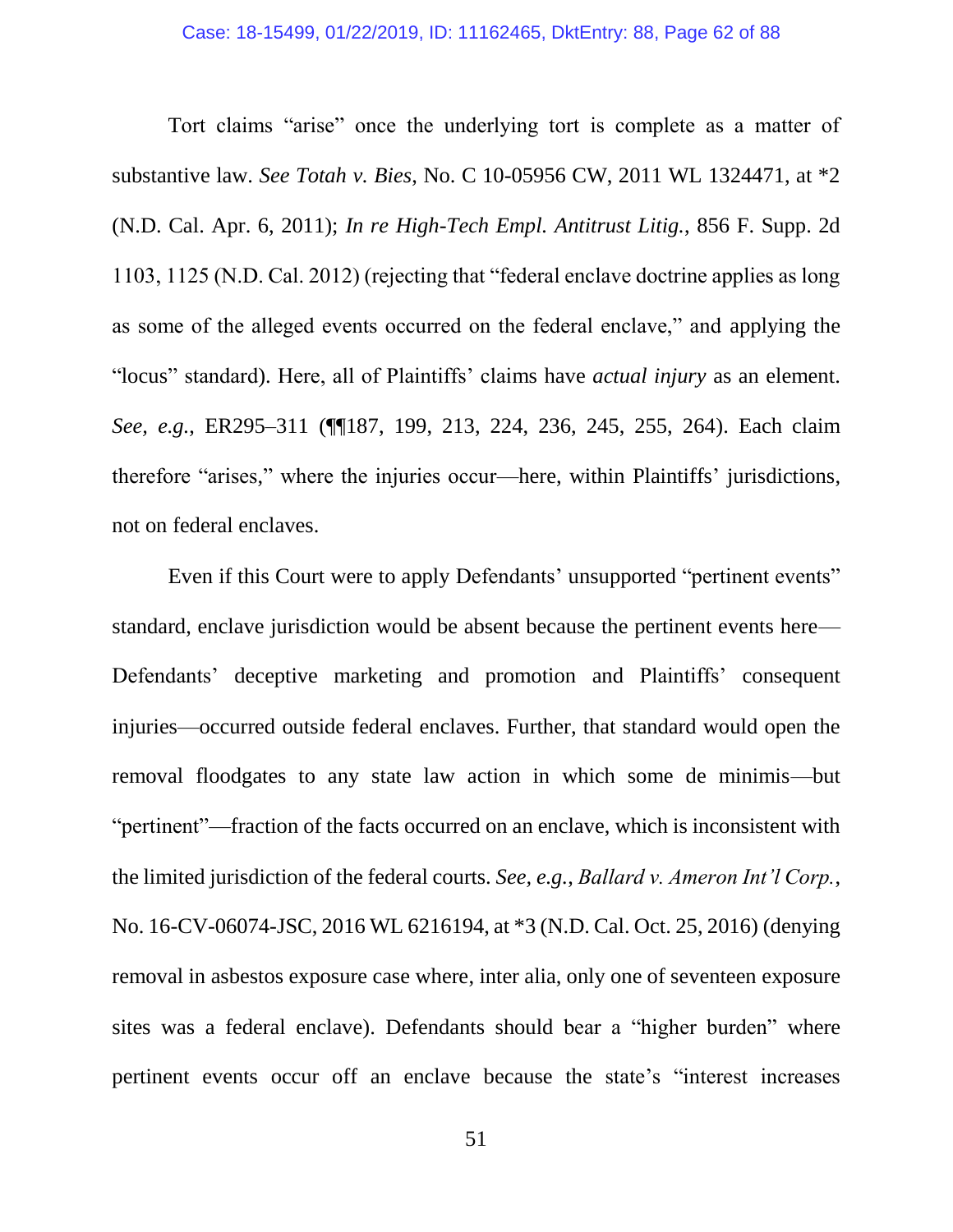Tort claims "arise" once the underlying tort is complete as a matter of substantive law. *See Totah v. Bies*, No. C 10-05956 CW, 2011 WL 1324471, at *2 (N.D. Cal. Apr. 6, 2011); *In re High-Tech Empl. Antitrust Litig.*, 856 F. Supp. 2d 1103, 1125 (N.D. Cal. 2012) (rejecting that "federal enclave doctrine applies as long as some of the alleged events occurred on the federal enclave," and applying the "locus" standard). Here, all of Plaintiffs' claims have *actual injury* as an element. *See, e.g.*, ER295–311 (¶¶187, 199, 213, 224, 236, 245, 255, 264). Each claim therefore "arises," where the injuries occur—here, within Plaintiffs' jurisdictions, not on federal enclaves.

Even if this Court were to apply Defendants' unsupported "pertinent events" standard, enclave jurisdiction would be absent because the pertinent events here—Defendants' deceptive marketing and promotion and Plaintiffs' consequent injuries—occurred outside federal enclaves. Further, that standard would open the removal floodgates to any state law action in which some de minimis—but "pertinent"—fraction of the facts occurred on an enclave, which is inconsistent with the limited jurisdiction of the federal courts. *See, e.g.*, *Ballard v. Ameron Int'l Corp.*, No. 16-CV-06074-JSC, 2016 WL 6216194, at *3 (N.D. Cal. Oct. 25, 2016) (denying removal in asbestos exposure case where, inter alia, only one of seventeen exposure sites was a federal enclave). Defendants should bear a "higher burden" where pertinent events occur off an enclave because the state's "interest increases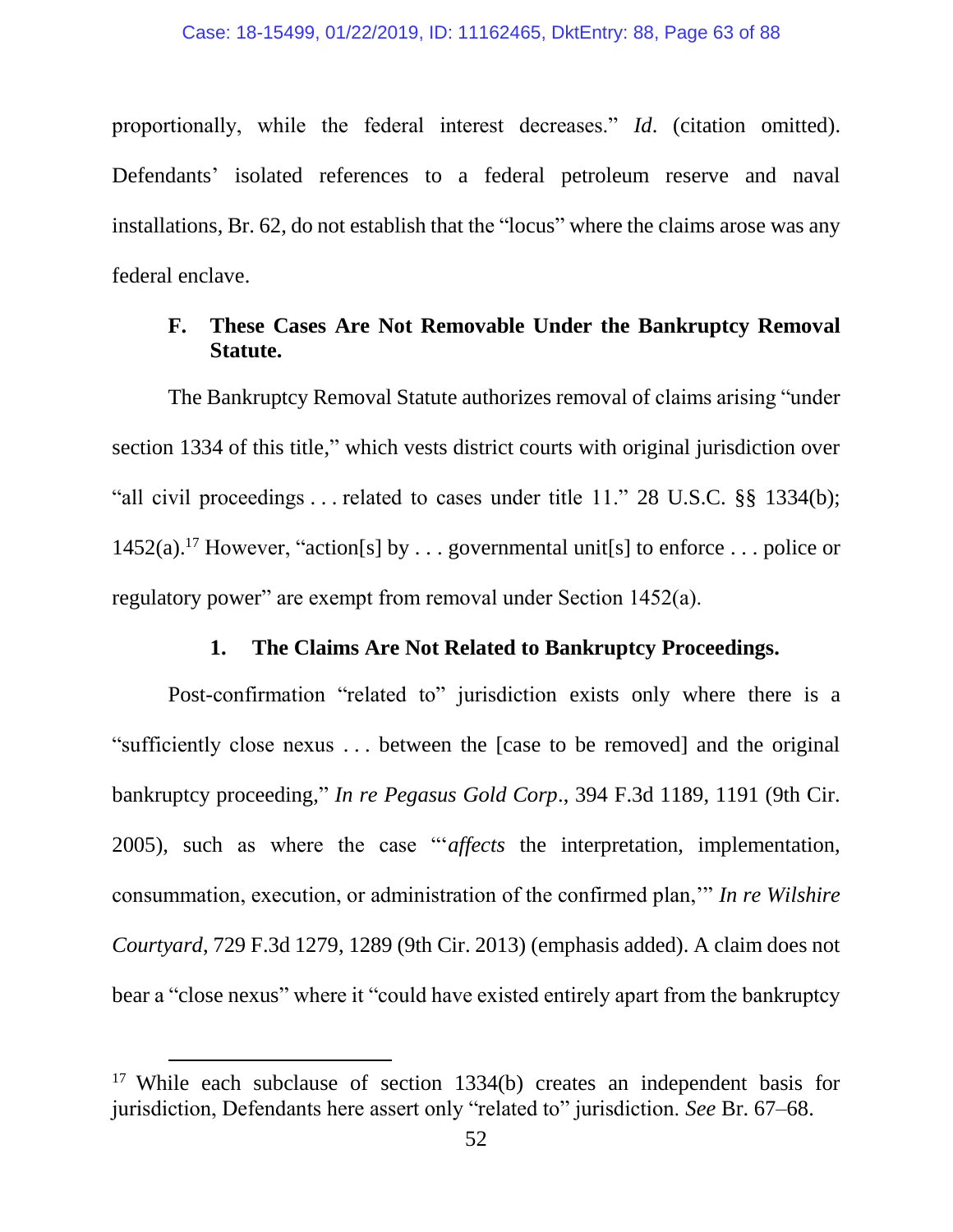proportionally, while the federal interest decreases." *Id*. (citation omitted). Defendants' isolated references to a federal petroleum reserve and naval installations, Br. 62, do not establish that the "locus" where the claims arose was any federal enclave.

### F. These Cases Are Not Removable Under the Bankruptcy Removal Statute.

The Bankruptcy Removal Statute authorizes removal of claims arising "under section 1334 of this title," which vests district courts with original jurisdiction over "all civil proceedings . . . related to cases under title 11." 28 U.S.C. §§ 1334(b); 1452(a).[17] However, "action[s] by . . . governmental unit[s] to enforce . . . police or regulatory power" are exempt from removal under Section 1452(a).

#### 1. The Claims Are Not Related to Bankruptcy Proceedings.

Post-confirmation "related to" jurisdiction exists only where there is a "sufficiently close nexus . . . between the [case to be removed] and the original bankruptcy proceeding," *In re Pegasus Gold Corp*., 394 F.3d 1189, 1191 (9th Cir. 2005), such as where the case "'*affects* the interpretation, implementation, consummation, execution, or administration of the confirmed plan,'" *In re Wilshire Courtyard*, 729 F.3d 1279, 1289 (9th Cir. 2013) (emphasis added). A claim does not bear a "close nexus" where it "could have existed entirely apart from the bankruptcy

---

[17] While each subclause of section 1334(b) creates an independent basis for jurisdiction, Defendants here assert only "related to" jurisdiction. *See* Br. 67–68.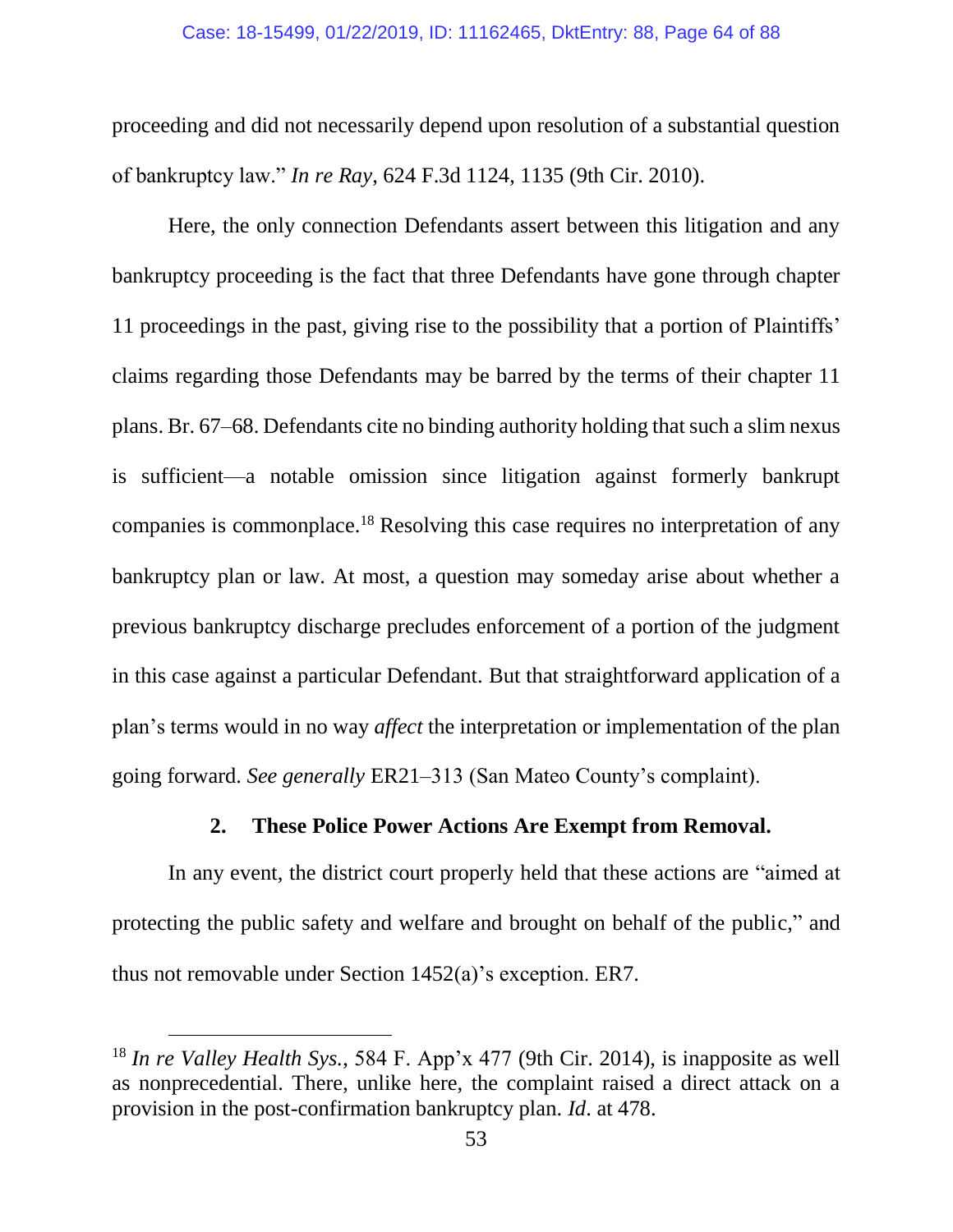proceeding and did not necessarily depend upon resolution of a substantial question of bankruptcy law." *In re Ray*, 624 F.3d 1124, 1135 (9th Cir. 2010).

Here, the only connection Defendants assert between this litigation and any bankruptcy proceeding is the fact that three Defendants have gone through chapter 11 proceedings in the past, giving rise to the possibility that a portion of Plaintiffs' claims regarding those Defendants may be barred by the terms of their chapter 11 plans. Br. 67–68. Defendants cite no binding authority holding that such a slim nexus is sufficient—a notable omission since litigation against formerly bankrupt companies is commonplace.[18] Resolving this case requires no interpretation of any bankruptcy plan or law. At most, a question may someday arise about whether a previous bankruptcy discharge precludes enforcement of a portion of the judgment in this case against a particular Defendant. But that straightforward application of a plan's terms would in no way *affect* the interpretation or implementation of the plan going forward. *See generally* ER21–313 (San Mateo County's complaint).

### 2. These Police Power Actions Are Exempt from Removal.

In any event, the district court properly held that these actions are "aimed at protecting the public safety and welfare and brought on behalf of the public," and thus not removable under Section 1452(a)'s exception. ER7.

[18] *In re Valley Health Sys.*, 584 F. App'x 477 (9th Cir. 2014), is inapposite as well as nonprecedential. There, unlike here, the complaint raised a direct attack on a provision in the post-confirmation bankruptcy plan. *Id*. at 478.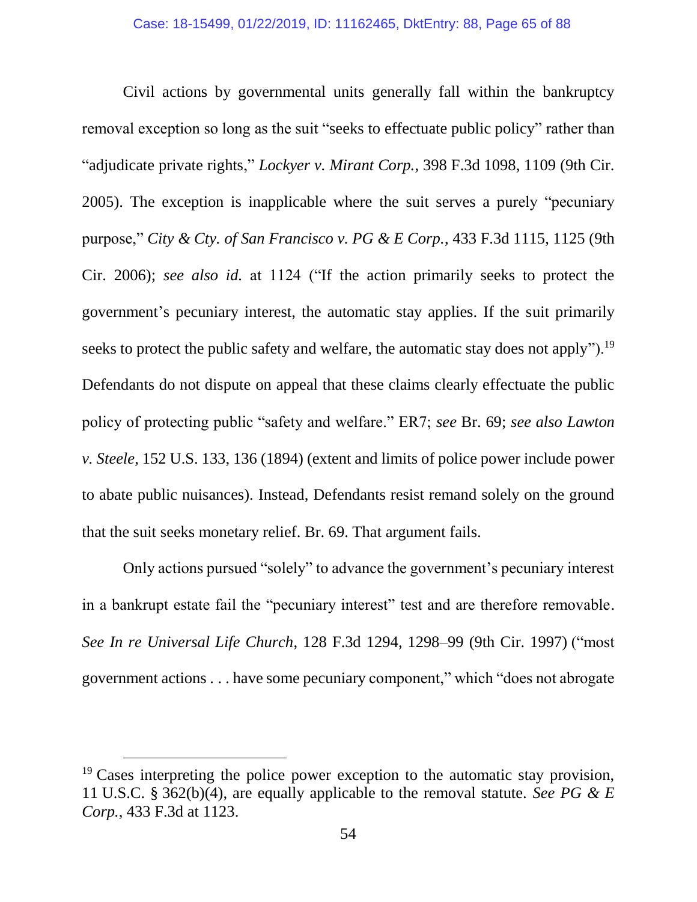Civil actions by governmental units generally fall within the bankruptcy removal exception so long as the suit "seeks to effectuate public policy" rather than "adjudicate private rights," *Lockyer v. Mirant Corp.*, 398 F.3d 1098, 1109 (9th Cir. 2005). The exception is inapplicable where the suit serves a purely "pecuniary purpose," *City & Cty. of San Francisco v. PG & E Corp.*, 433 F.3d 1115, 1125 (9th Cir. 2006); *see also id.* at 1124 ("If the action primarily seeks to protect the government's pecuniary interest, the automatic stay applies. If the suit primarily seeks to protect the public safety and welfare, the automatic stay does not apply").[19] Defendants do not dispute on appeal that these claims clearly effectuate the public policy of protecting public "safety and welfare." ER7; *see* Br. 69; *see also Lawton v. Steele*, 152 U.S. 133, 136 (1894) (extent and limits of police power include power to abate public nuisances). Instead, Defendants resist remand solely on the ground that the suit seeks monetary relief. Br. 69. That argument fails.

Only actions pursued "solely" to advance the government's pecuniary interest in a bankrupt estate fail the "pecuniary interest" test and are therefore removable. *See In re Universal Life Church*, 128 F.3d 1294, 1298–99 (9th Cir. 1997) ("most government actions . . . have some pecuniary component," which "does not abrogate

---

[19] Cases interpreting the police power exception to the automatic stay provision, 11 U.S.C. § 362(b)(4), are equally applicable to the removal statute. *See PG & E Corp.*, 433 F.3d at 1123.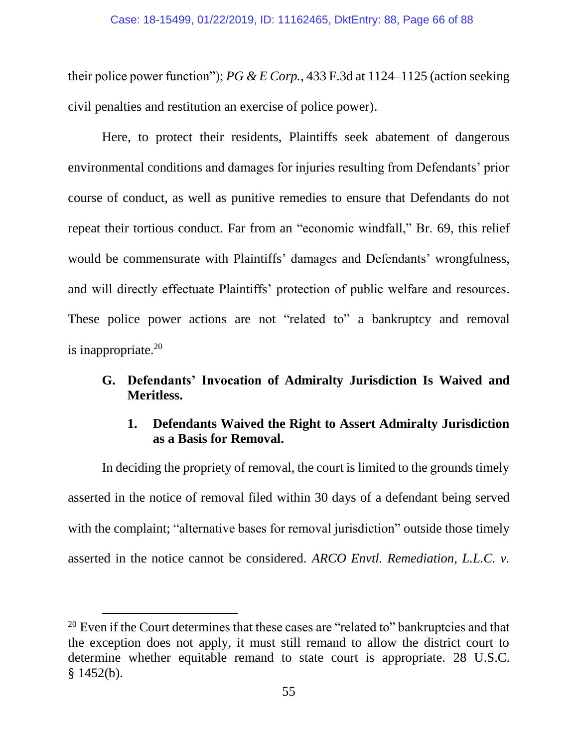their police power function"); *PG & E Corp.*, 433 F.3d at 1124–1125 (action seeking civil penalties and restitution an exercise of police power).

Here, to protect their residents, Plaintiffs seek abatement of dangerous environmental conditions and damages for injuries resulting from Defendants' prior course of conduct, as well as punitive remedies to ensure that Defendants do not repeat their tortious conduct. Far from an "economic windfall," Br. 69, this relief would be commensurate with Plaintiffs' damages and Defendants' wrongfulness, and will directly effectuate Plaintiffs' protection of public welfare and resources. These police power actions are not "related to" a bankruptcy and removal is inappropriate.[20]

### G. Defendants' Invocation of Admiralty Jurisdiction Is Waived and Meritless.

#### 1. Defendants Waived the Right to Assert Admiralty Jurisdiction as a Basis for Removal.

In deciding the propriety of removal, the court is limited to the grounds timely asserted in the notice of removal filed within 30 days of a defendant being served with the complaint; "alternative bases for removal jurisdiction" outside those timely asserted in the notice cannot be considered. *ARCO Envtl. Remediation, L.L.C. v.*

---

[20] Even if the Court determines that these cases are "related to" bankruptcies and that the exception does not apply, it must still remand to allow the district court to determine whether equitable remand to state court is appropriate. 28 U.S.C. § 1452(b).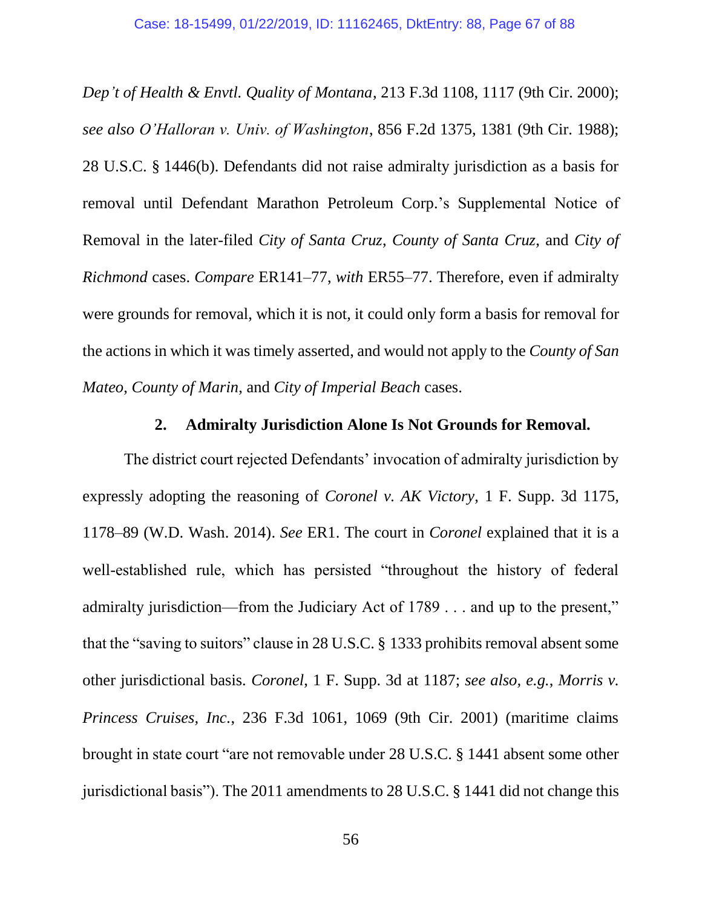*Dep't of Health & Envtl. Quality of Montana*, 213 F.3d 1108, 1117 (9th Cir. 2000); *see also O'Halloran v. Univ. of Washington*, 856 F.2d 1375, 1381 (9th Cir. 1988); 28 U.S.C. § 1446(b). Defendants did not raise admiralty jurisdiction as a basis for removal until Defendant Marathon Petroleum Corp.'s Supplemental Notice of Removal in the later-filed *City of Santa Cruz*, *County of Santa Cruz*, and *City of Richmond* cases. *Compare* ER141–77, *with* ER55–77. Therefore, even if admiralty were grounds for removal, which it is not, it could only form a basis for removal for the actions in which it was timely asserted, and would not apply to the *County of San Mateo*, *County of Marin*, and *City of Imperial Beach* cases.

### 2. Admiralty Jurisdiction Alone Is Not Grounds for Removal.

The district court rejected Defendants' invocation of admiralty jurisdiction by expressly adopting the reasoning of *Coronel v. AK Victory*, 1 F. Supp. 3d 1175, 1178–89 (W.D. Wash. 2014). *See* ER1. The court in *Coronel* explained that it is a well-established rule, which has persisted "throughout the history of federal admiralty jurisdiction—from the Judiciary Act of 1789 . . . and up to the present," that the "saving to suitors" clause in 28 U.S.C. § 1333 prohibits removal absent some other jurisdictional basis. *Coronel*, 1 F. Supp. 3d at 1187; *see also, e.g.*, *Morris v. Princess Cruises, Inc.*, 236 F.3d 1061, 1069 (9th Cir. 2001) (maritime claims brought in state court "are not removable under 28 U.S.C. § 1441 absent some other jurisdictional basis"). The 2011 amendments to 28 U.S.C. § 1441 did not change this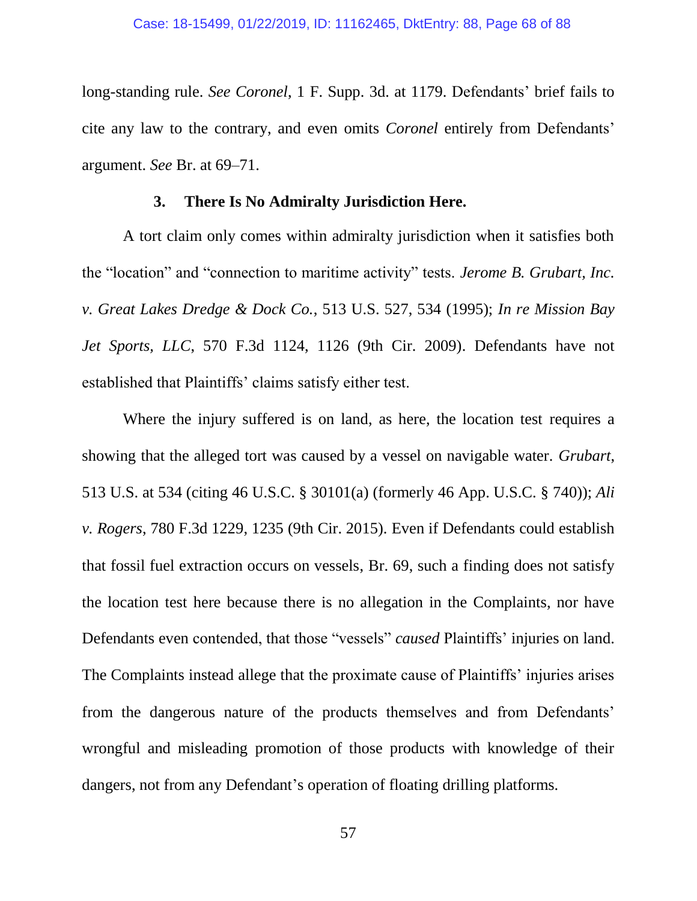long-standing rule. *See Coronel*, 1 F. Supp. 3d. at 1179. Defendants' brief fails to cite any law to the contrary, and even omits *Coronel* entirely from Defendants' argument. *See* Br. at 69–71.

### 3. There Is No Admiralty Jurisdiction Here.

A tort claim only comes within admiralty jurisdiction when it satisfies both the "location" and "connection to maritime activity" tests. *Jerome B. Grubart, Inc. v. Great Lakes Dredge & Dock Co.*, 513 U.S. 527, 534 (1995); *In re Mission Bay Jet Sports, LLC*, 570 F.3d 1124, 1126 (9th Cir. 2009). Defendants have not established that Plaintiffs' claims satisfy either test.

Where the injury suffered is on land, as here, the location test requires a showing that the alleged tort was caused by a vessel on navigable water. *Grubart*, 513 U.S. at 534 (citing 46 U.S.C. § 30101(a) (formerly 46 App. U.S.C. § 740)); *Ali v. Rogers*, 780 F.3d 1229, 1235 (9th Cir. 2015). Even if Defendants could establish that fossil fuel extraction occurs on vessels, Br. 69, such a finding does not satisfy the location test here because there is no allegation in the Complaints, nor have Defendants even contended, that those "vessels" *caused* Plaintiffs' injuries on land. The Complaints instead allege that the proximate cause of Plaintiffs' injuries arises from the dangerous nature of the products themselves and from Defendants' wrongful and misleading promotion of those products with knowledge of their dangers, not from any Defendant's operation of floating drilling platforms.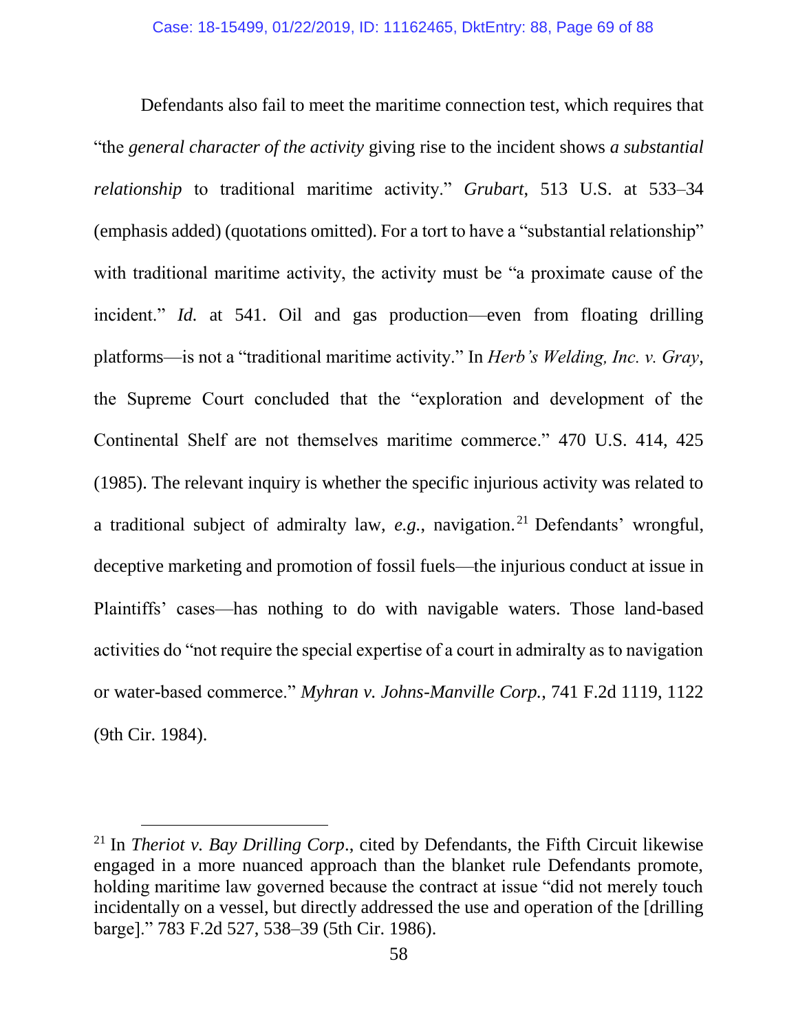Defendants also fail to meet the maritime connection test, which requires that "the *general character of the activity* giving rise to the incident shows *a substantial relationship* to traditional maritime activity." *Grubart*, 513 U.S. at 533–34 (emphasis added) (quotations omitted). For a tort to have a "substantial relationship" with traditional maritime activity, the activity must be "a proximate cause of the incident." *Id.* at 541. Oil and gas production—even from floating drilling platforms—is not a "traditional maritime activity." In *Herb's Welding, Inc. v. Gray*, the Supreme Court concluded that the "exploration and development of the Continental Shelf are not themselves maritime commerce." 470 U.S. 414, 425 (1985). The relevant inquiry is whether the specific injurious activity was related to a traditional subject of admiralty law, *e.g.*, navigation.[21] Defendants' wrongful, deceptive marketing and promotion of fossil fuels—the injurious conduct at issue in Plaintiffs' cases—has nothing to do with navigable waters. Those land-based activities do "not require the special expertise of a court in admiralty as to navigation or water-based commerce." *Myhran v. Johns-Manville Corp.*, 741 F.2d 1119, 1122 (9th Cir. 1984).

---

[21] In *Theriot v. Bay Drilling Corp*., cited by Defendants, the Fifth Circuit likewise engaged in a more nuanced approach than the blanket rule Defendants promote, holding maritime law governed because the contract at issue "did not merely touch incidentally on a vessel, but directly addressed the use and operation of the [drilling barge]." 783 F.2d 527, 538–39 (5th Cir. 1986).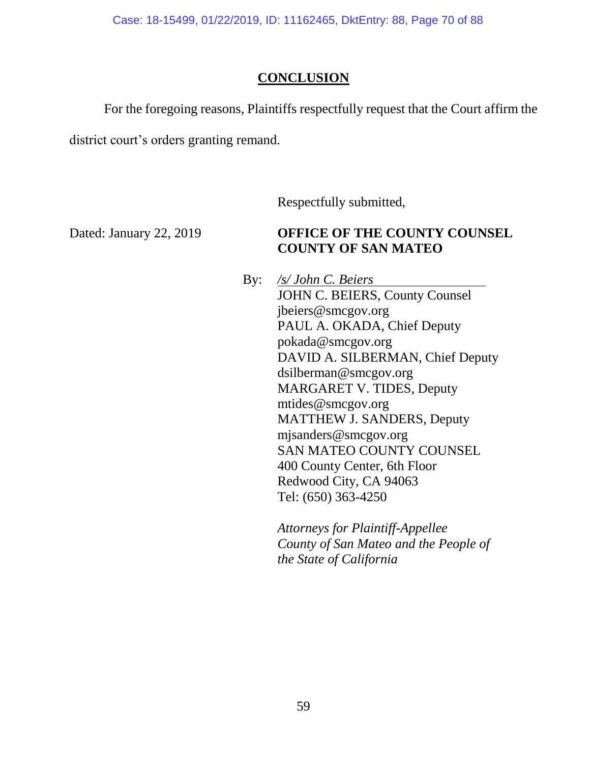## CONCLUSION

For the foregoing reasons, Plaintiffs respectfully request that the Court affirm the district court's orders granting remand.

Respectfully submitted,

Dated: January 22, 2019

**OFFICE OF THE COUNTY COUNSEL**
**COUNTY OF SAN MATEO**

By: */s/ John C. Beiers*
JOHN C. BEIERS, County Counsel
jbeiers@smcgov.org
PAUL A. OKADA, Chief Deputy
pokada@smcgov.org
DAVID A. SILBERMAN, Chief Deputy
dsilberman@smcgov.org
MARGARET V. TIDES, Deputy
mtides@smcgov.org
MATTHEW J. SANDERS, Deputy
mjsanders@smcgov.org
SAN MATEO COUNTY COUNSEL
400 County Center, 6th Floor
Redwood City, CA 94063
Tel: (650) 363-4250

*Attorneys for Plaintiff-Appellee County of San Mateo and the People of the State of California*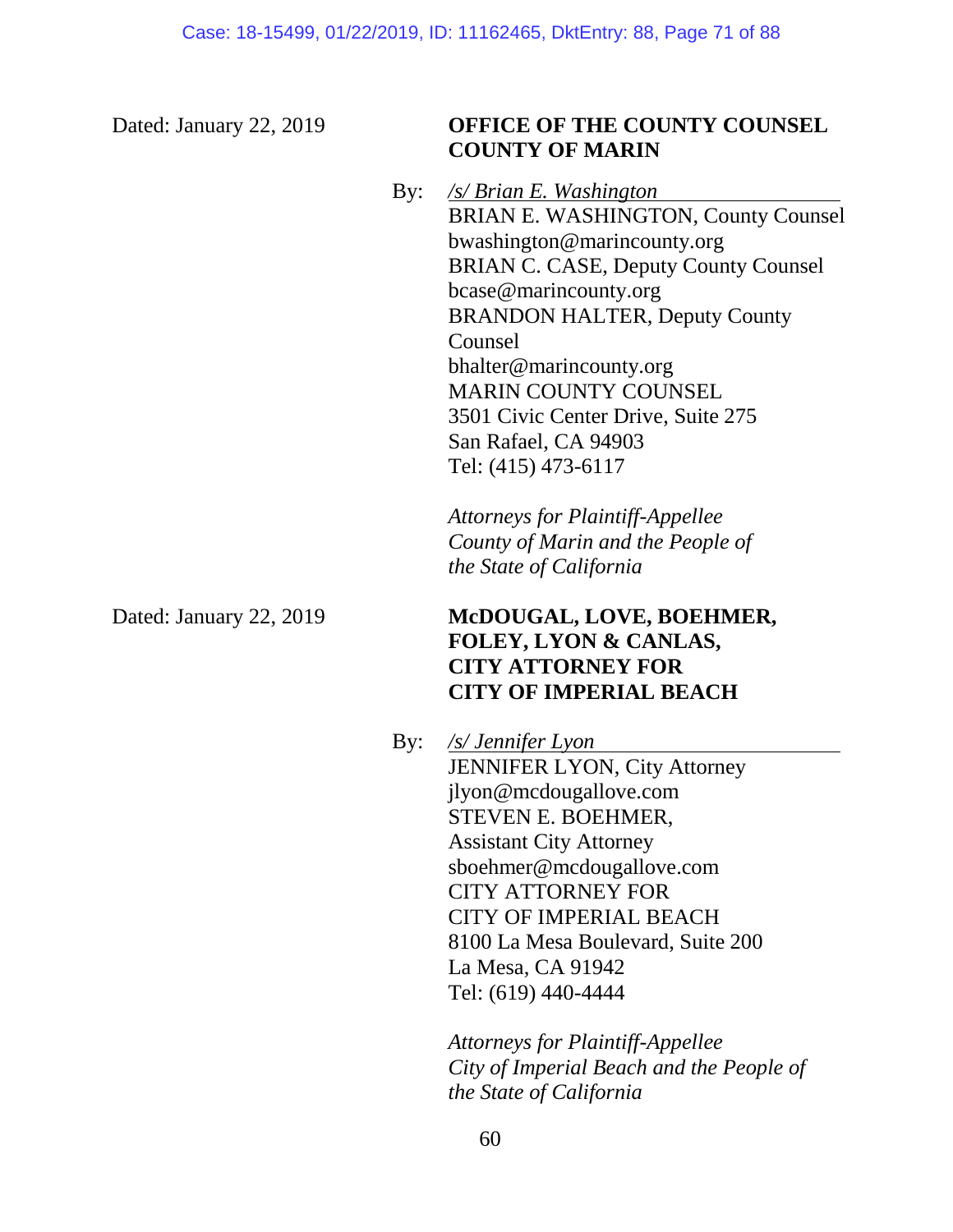Dated: January 22, 2019

**OFFICE OF THE COUNTY COUNSEL**
**COUNTY OF MARIN**

By: */s/ Brian E. Washington*
BRIAN E. WASHINGTON, County Counsel
bwashington@marincounty.org
BRIAN C. CASE, Deputy County Counsel
bcase@marincounty.org
BRANDON HALTER, Deputy County Counsel
bhalter@marincounty.org
MARIN COUNTY COUNSEL
3501 Civic Center Drive, Suite 275
San Rafael, CA 94903
Tel: (415) 473-6117

*Attorneys for Plaintiff-Appellee County of Marin and the People of the State of California*

Dated: January 22, 2019

**McDOUGAL, LOVE, BOEHMER, FOLEY, LYON & CANLAS, CITY ATTORNEY FOR CITY OF IMPERIAL BEACH**

By: */s/ Jennifer Lyon*
JENNIFER LYON, City Attorney
jlyon@mcdougallove.com
STEVEN E. BOEHMER,
Assistant City Attorney
sboehmer@mcdougallove.com
CITY ATTORNEY FOR
CITY OF IMPERIAL BEACH
8100 La Mesa Boulevard, Suite 200
La Mesa, CA 91942
Tel: (619) 440-4444

*Attorneys for Plaintiff-Appellee City of Imperial Beach and the People of the State of California*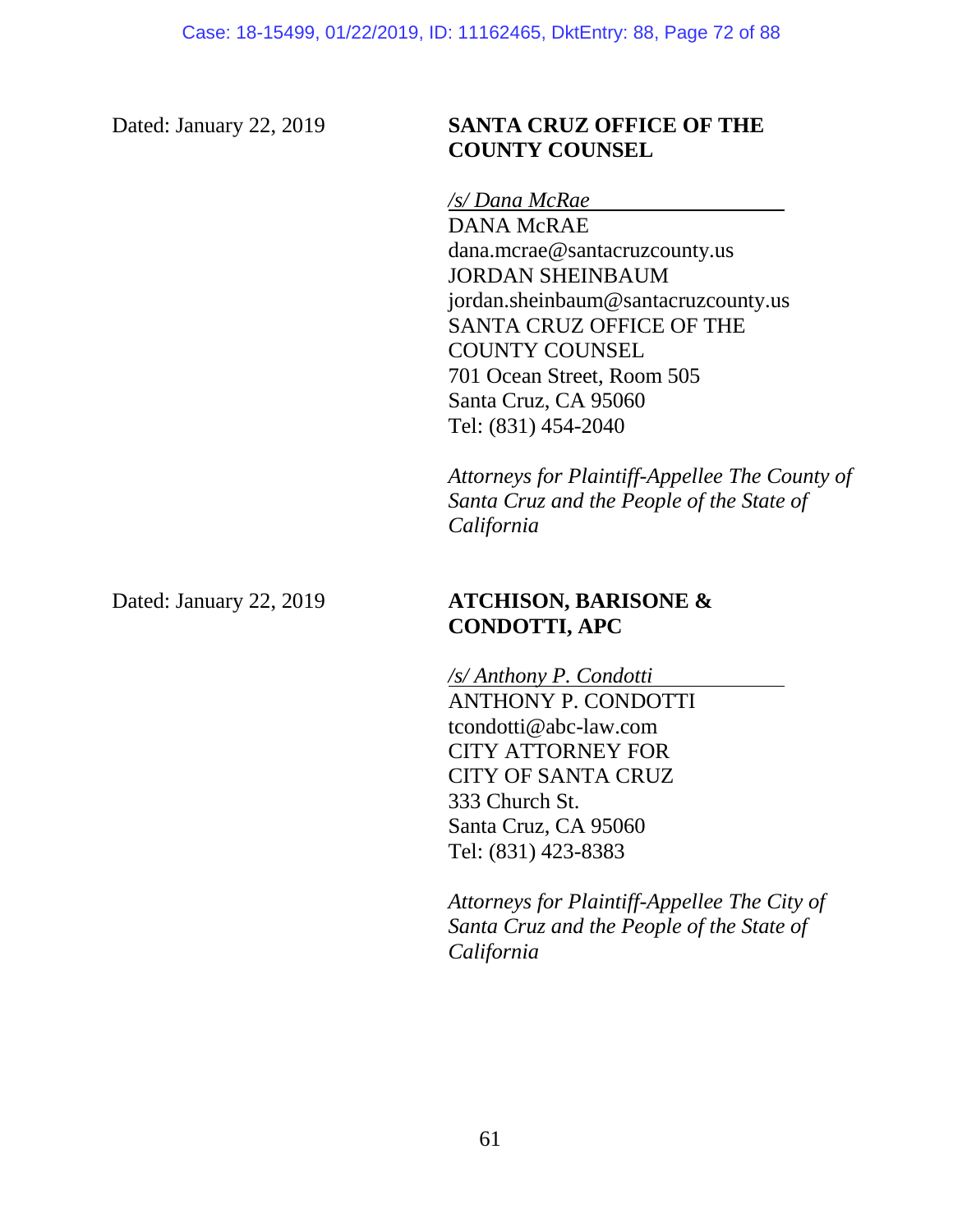Dated: January 22, 2019

**SANTA CRUZ OFFICE OF THE COUNTY COUNSEL**

*/s/ Dana McRae*
DANA McRAE
dana.mcrae@santacruzcounty.us
JORDAN SHEINBAUM
jordan.sheinbaum@santacruzcounty.us
SANTA CRUZ OFFICE OF THE
COUNTY COUNSEL
701 Ocean Street, Room 505
Santa Cruz, CA 95060
Tel: (831) 454-2040

*Attorneys for Plaintiff-Appellee The County of Santa Cruz and the People of the State of California*

Dated: January 22, 2019

**ATCHISON, BARISONE & CONDOTTI, APC**

*/s/ Anthony P. Condotti*
ANTHONY P. CONDOTTI
tcondotti@abc-law.com
CITY ATTORNEY FOR
CITY OF SANTA CRUZ
333 Church St.
Santa Cruz, CA 95060
Tel: (831) 423-8383

*Attorneys for Plaintiff-Appellee The City of Santa Cruz and the People of the State of California*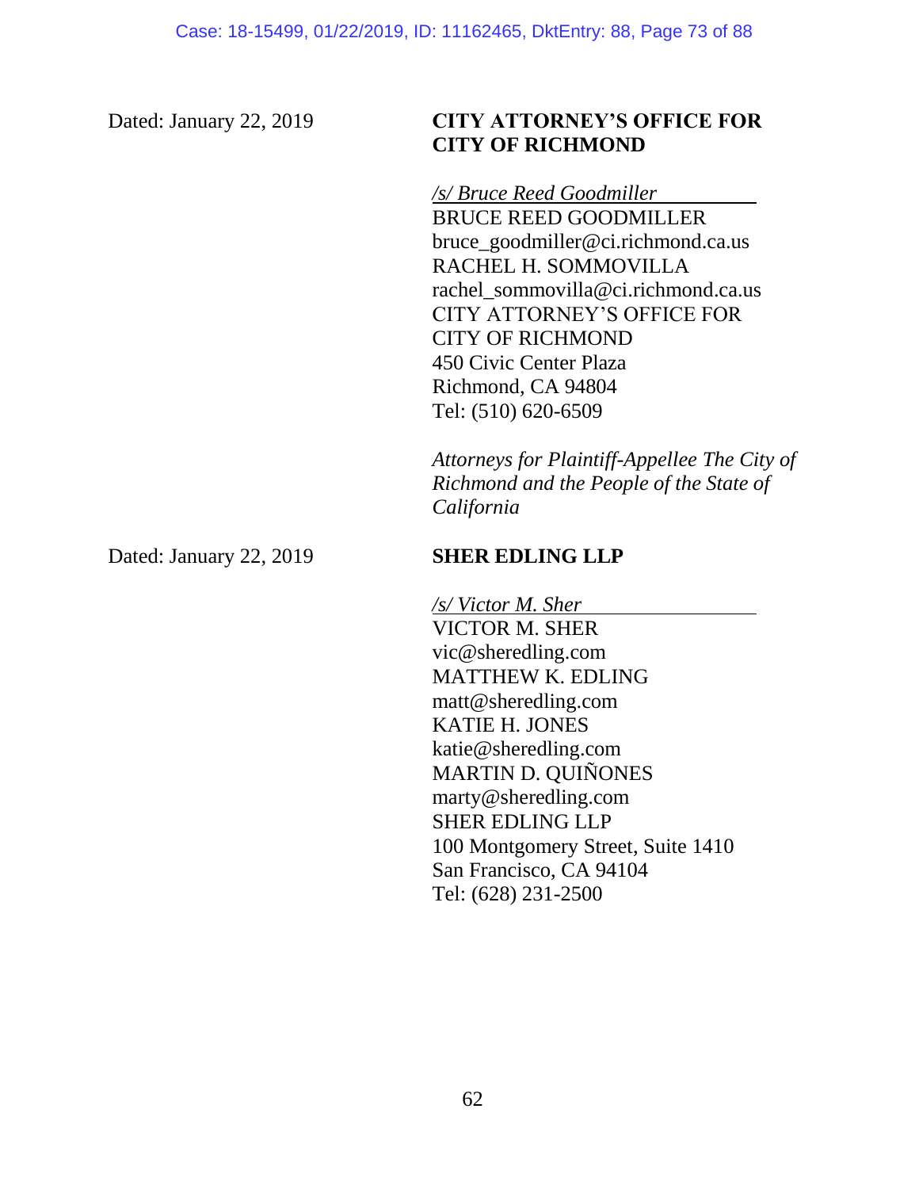Dated: January 22, 2019

**CITY ATTORNEY'S OFFICE FOR CITY OF RICHMOND**

*/s/ Bruce Reed Goodmiller*
BRUCE REED GOODMILLER
bruce_goodmiller@ci.richmond.ca.us
RACHEL H. SOMMOVILLA
rachel_sommovilla@ci.richmond.ca.us
CITY ATTORNEY'S OFFICE FOR
CITY OF RICHMOND
450 Civic Center Plaza
Richmond, CA 94804
Tel: (510) 620-6509

*Attorneys for Plaintiff-Appellee The City of Richmond and the People of the State of California*

Dated: January 22, 2019

**SHER EDLING LLP**

*/s/ Victor M. Sher*
VICTOR M. SHER
vic@sheredling.com
MATTHEW K. EDLING
matt@sheredling.com
KATIE H. JONES
katie@sheredling.com
MARTIN D. QUIÑONES
marty@sheredling.com
SHER EDLING LLP
100 Montgomery Street, Suite 1410
San Francisco, CA 94104
Tel: (628) 231-2500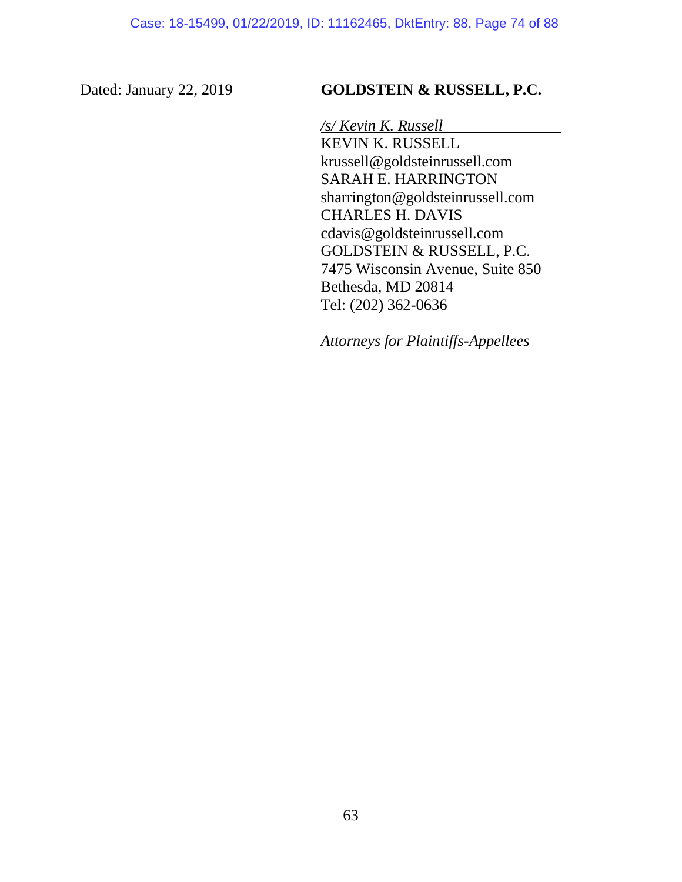Dated: January 22, 2019

**GOLDSTEIN & RUSSELL, P.C.**

*/s/ Kevin K. Russell*
KEVIN K. RUSSELL
krussell@goldsteinrussell.com
SARAH E. HARRINGTON
sharrington@goldsteinrussell.com
CHARLES H. DAVIS
cdavis@goldsteinrussell.com
GOLDSTEIN & RUSSELL, P.C.
7475 Wisconsin Avenue, Suite 850
Bethesda, MD 20814
Tel: (202) 362-0636

*Attorneys for Plaintiffs-Appellees*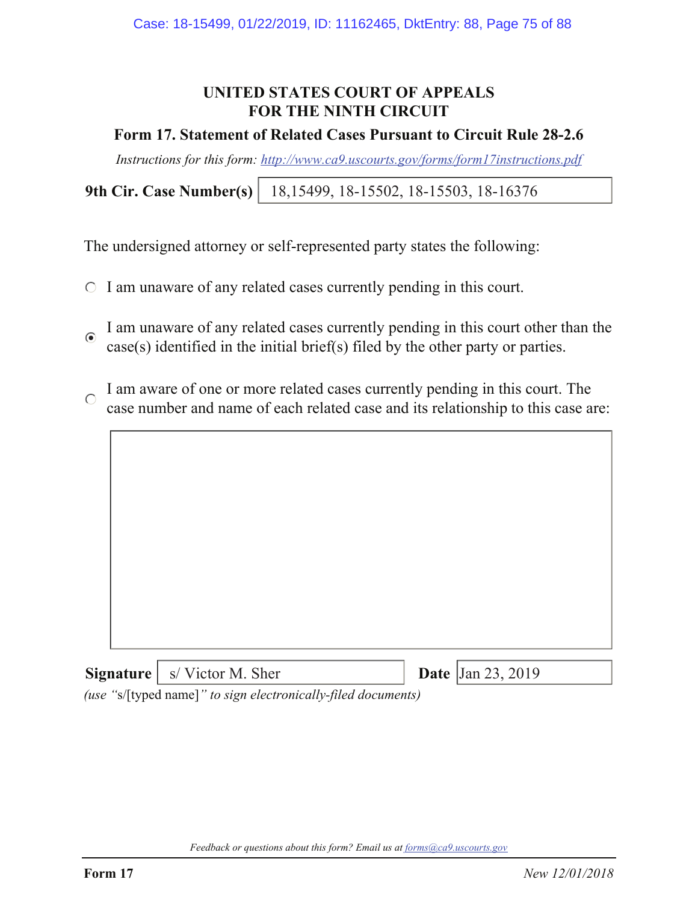# UNITED STATES COURT OF APPEALS
# FOR THE NINTH CIRCUIT

## Form 17. Statement of Related Cases Pursuant to Circuit Rule 28-2.6

*Instructions for this form: http://www.ca9.uscourts.gov/forms/form17instructions.pdf*

**9th Cir. Case Number(s)** 18,15499, 18-15502, 18-15503, 18-16376

The undersigned attorney or self-represented party states the following:

○ I am unaware of any related cases currently pending in this court.

◉ I am unaware of any related cases currently pending in this court other than the case(s) identified in the initial brief(s) filed by the other party or parties.

○ I am aware of one or more related cases currently pending in this court. The case number and name of each related case and its relationship to this case are:

**Signature** s/ Victor M. Sher **Date** Jan 23, 2019

*(use "s/[typed name]" to sign electronically-filed documents)*

*Feedback or questions about this form? Email us at forms@ca9.uscourts.gov*

**Form 17** *New 12/01/2018*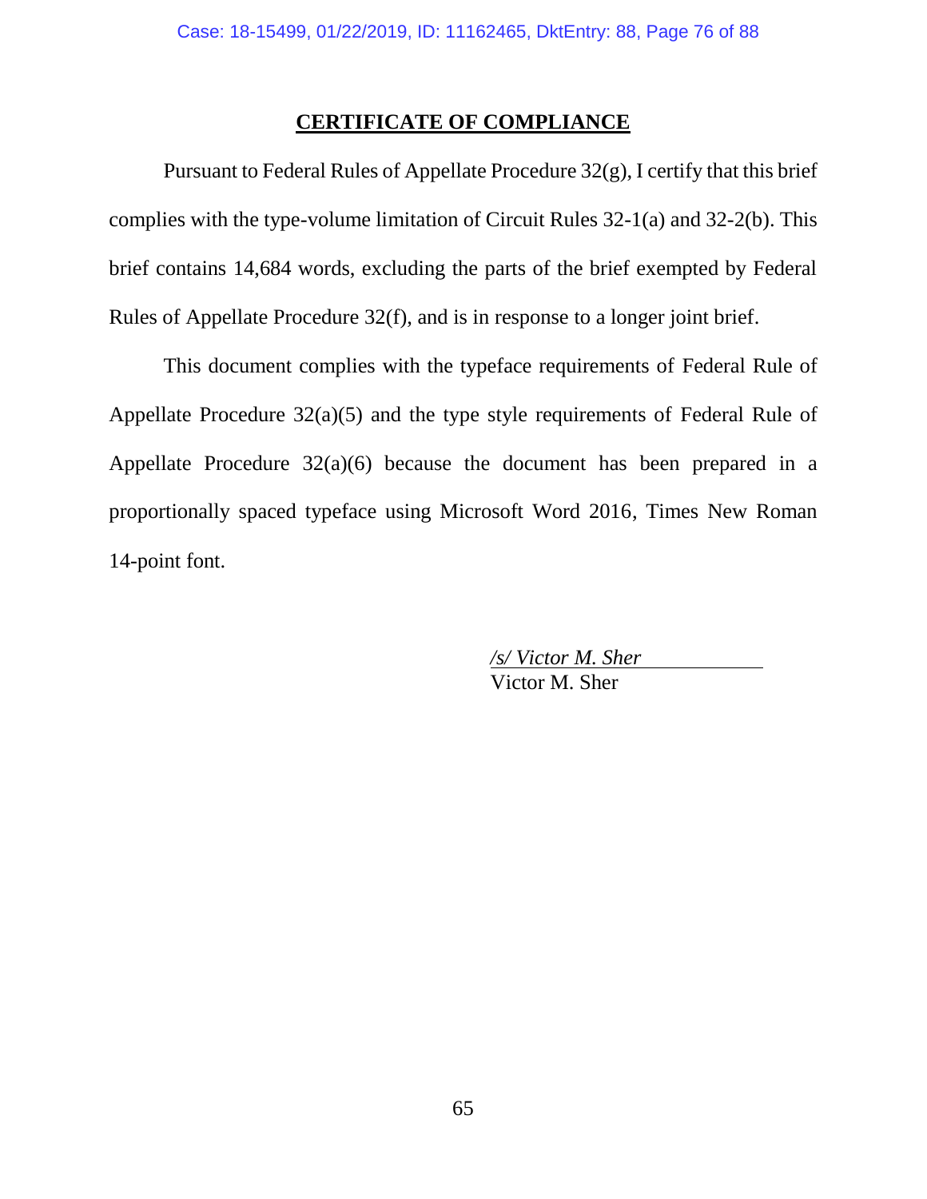## CERTIFICATE OF COMPLIANCE

Pursuant to Federal Rules of Appellate Procedure 32(g), I certify that this brief complies with the type-volume limitation of Circuit Rules 32-1(a) and 32-2(b). This brief contains 14,684 words, excluding the parts of the brief exempted by Federal Rules of Appellate Procedure 32(f), and is in response to a longer joint brief.

This document complies with the typeface requirements of Federal Rule of Appellate Procedure 32(a)(5) and the type style requirements of Federal Rule of Appellate Procedure 32(a)(6) because the document has been prepared in a proportionally spaced typeface using Microsoft Word 2016, Times New Roman 14-point font.

*/s/ Victor M. Sher*
Victor M. Sher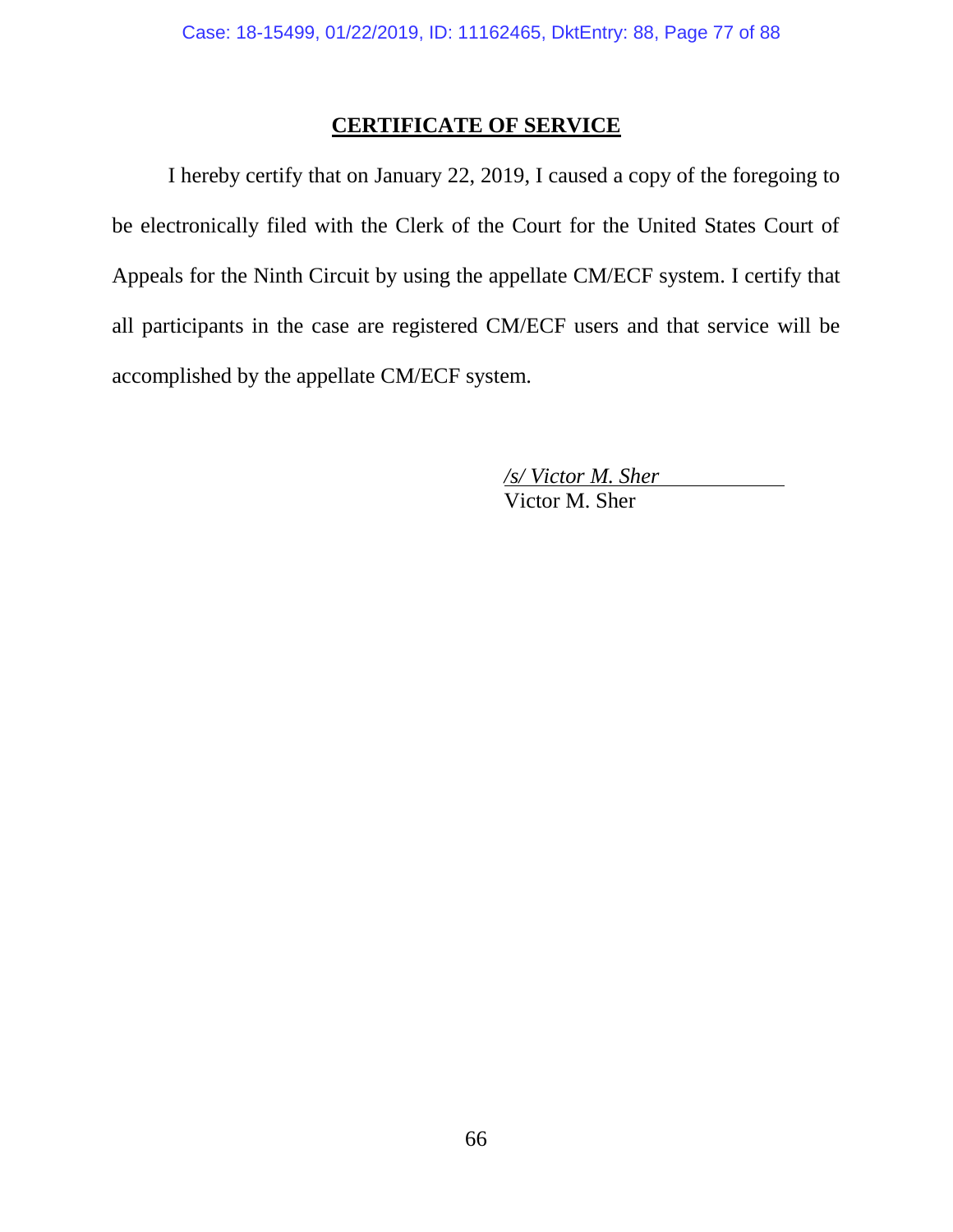## CERTIFICATE OF SERVICE

I hereby certify that on January 22, 2019, I caused a copy of the foregoing to be electronically filed with the Clerk of the Court for the United States Court of Appeals for the Ninth Circuit by using the appellate CM/ECF system. I certify that all participants in the case are registered CM/ECF users and that service will be accomplished by the appellate CM/ECF system.

*/s/ Victor M. Sher*
Victor M. Sher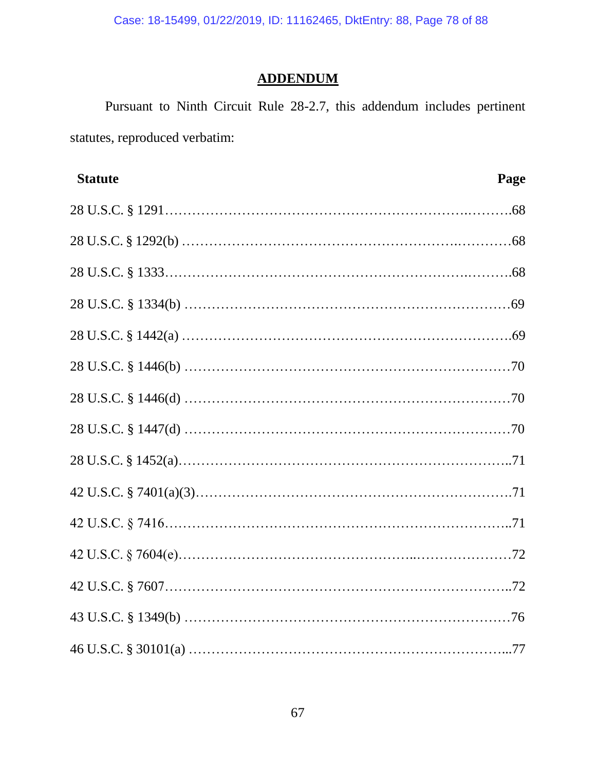## ADDENDUM

Pursuant to Ninth Circuit Rule 28-2.7, this addendum includes pertinent statutes, reproduced verbatim:

| Statute | Page |
|---|---|
| 28 U.S.C. § 1291 | 68 |
| 28 U.S.C. § 1292(b) | 68 |
| 28 U.S.C. § 1333 | 68 |
| 28 U.S.C. § 1334(b) | 69 |
| 28 U.S.C. § 1442(a) | 69 |
| 28 U.S.C. § 1446(b) | 70 |
| 28 U.S.C. § 1446(d) | 70 |
| 28 U.S.C. § 1447(d) | 70 |
| 28 U.S.C. § 1452(a) | 71 |
| 42 U.S.C. § 7401(a)(3) | 71 |
| 42 U.S.C. § 7416 | 71 |
| 42 U.S.C. § 7604(e) | 72 |
| 42 U.S.C. § 7607 | 72 |
| 43 U.S.C. § 1349(b) | 76 |
| 46 U.S.C. § 30101(a) | 77 |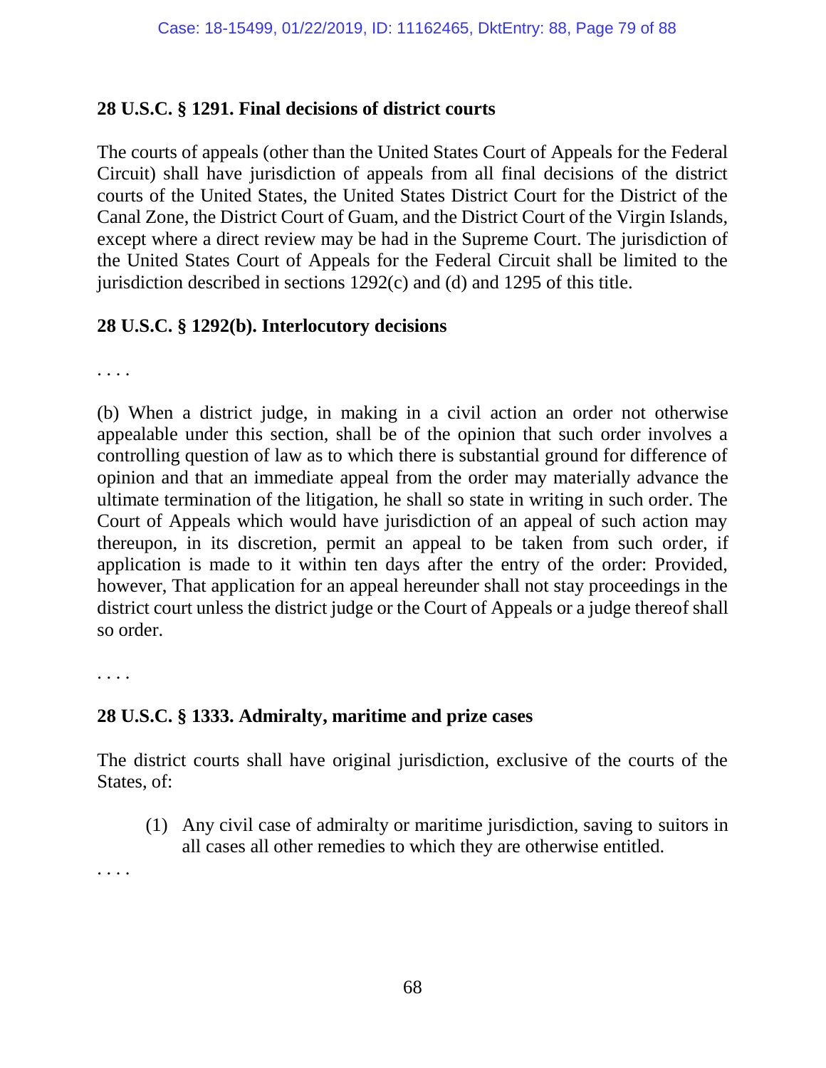**28 U.S.C. § 1291. Final decisions of district courts**

The courts of appeals (other than the United States Court of Appeals for the Federal Circuit) shall have jurisdiction of appeals from all final decisions of the district courts of the United States, the United States District Court for the District of the Canal Zone, the District Court of Guam, and the District Court of the Virgin Islands, except where a direct review may be had in the Supreme Court. The jurisdiction of the United States Court of Appeals for the Federal Circuit shall be limited to the jurisdiction described in sections 1292(c) and (d) and 1295 of this title.

**28 U.S.C. § 1292(b). Interlocutory decisions**

. . . .

(b) When a district judge, in making in a civil action an order not otherwise appealable under this section, shall be of the opinion that such order involves a controlling question of law as to which there is substantial ground for difference of opinion and that an immediate appeal from the order may materially advance the ultimate termination of the litigation, he shall so state in writing in such order. The Court of Appeals which would have jurisdiction of an appeal of such action may thereupon, in its discretion, permit an appeal to be taken from such order, if application is made to it within ten days after the entry of the order: Provided, however, That application for an appeal hereunder shall not stay proceedings in the district court unless the district judge or the Court of Appeals or a judge thereof shall so order.

. . . .

**28 U.S.C. § 1333. Admiralty, maritime and prize cases**

The district courts shall have original jurisdiction, exclusive of the courts of the States, of:

(1) Any civil case of admiralty or maritime jurisdiction, saving to suitors in all cases all other remedies to which they are otherwise entitled.

. . . .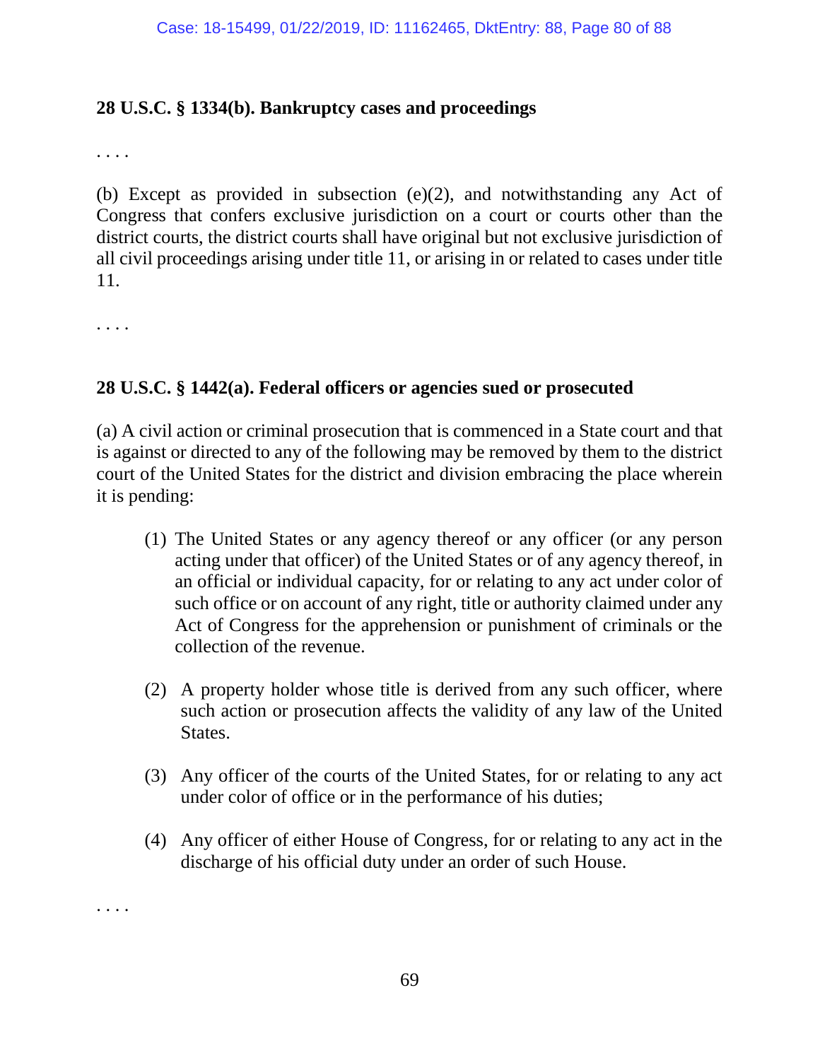**28 U.S.C. § 1334(b). Bankruptcy cases and proceedings**

. . . .

(b) Except as provided in subsection (e)(2), and notwithstanding any Act of Congress that confers exclusive jurisdiction on a court or courts other than the district courts, the district courts shall have original but not exclusive jurisdiction of all civil proceedings arising under title 11, or arising in or related to cases under title 11.

. . . .

**28 U.S.C. § 1442(a). Federal officers or agencies sued or prosecuted**

(a) A civil action or criminal prosecution that is commenced in a State court and that is against or directed to any of the following may be removed by them to the district court of the United States for the district and division embracing the place wherein it is pending:

> (1) The United States or any agency thereof or any officer (or any person acting under that officer) of the United States or of any agency thereof, in an official or individual capacity, for or relating to any act under color of such office or on account of any right, title or authority claimed under any Act of Congress for the apprehension or punishment of criminals or the collection of the revenue.
>
> (2) A property holder whose title is derived from any such officer, where such action or prosecution affects the validity of any law of the United States.
>
> (3) Any officer of the courts of the United States, for or relating to any act under color of office or in the performance of his duties;
>
> (4) Any officer of either House of Congress, for or relating to any act in the discharge of his official duty under an order of such House.

. . . .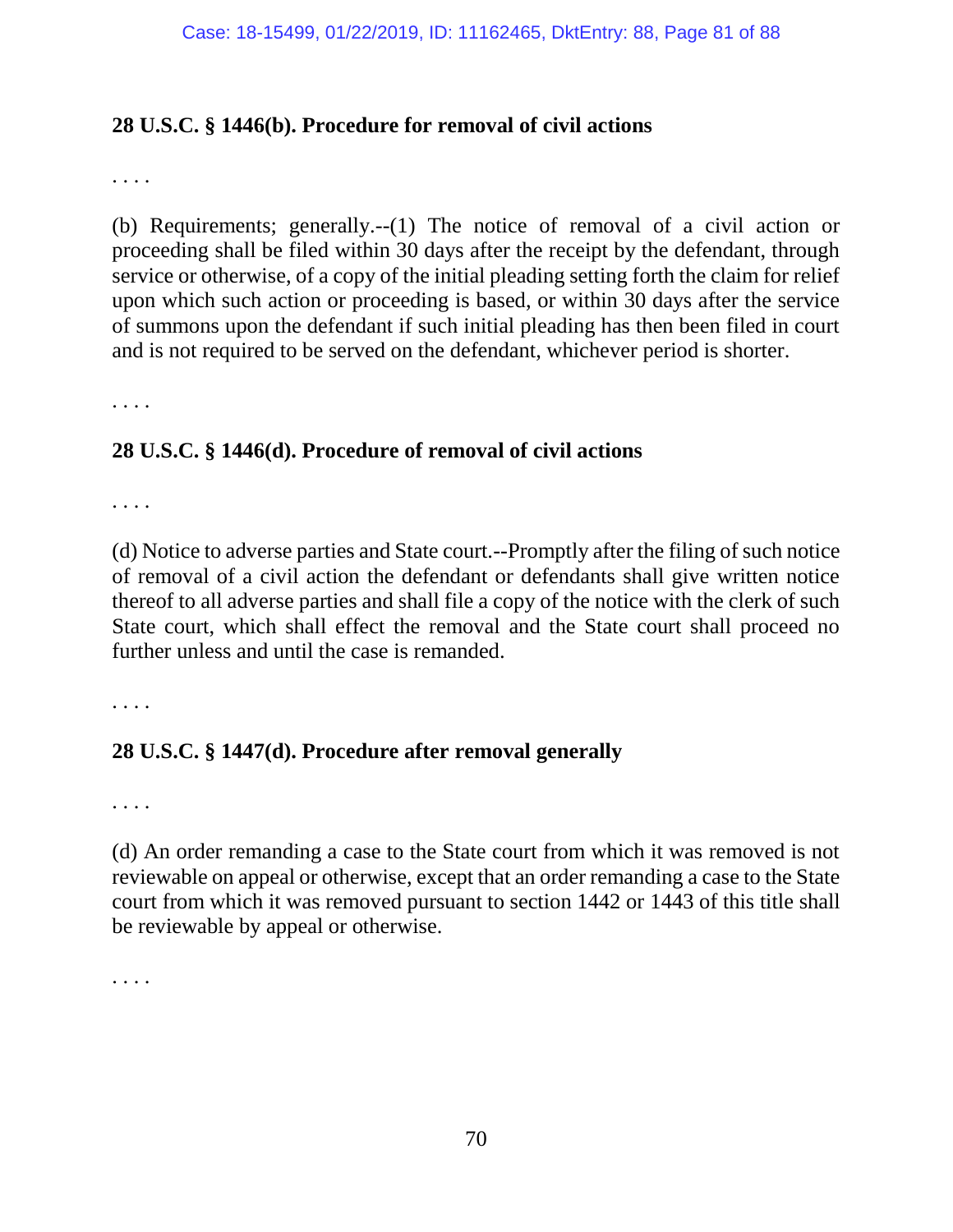**28 U.S.C. § 1446(b). Procedure for removal of civil actions**

. . . .

(b) Requirements; generally.--(1) The notice of removal of a civil action or proceeding shall be filed within 30 days after the receipt by the defendant, through service or otherwise, of a copy of the initial pleading setting forth the claim for relief upon which such action or proceeding is based, or within 30 days after the service of summons upon the defendant if such initial pleading has then been filed in court and is not required to be served on the defendant, whichever period is shorter.

. . . .

**28 U.S.C. § 1446(d). Procedure of removal of civil actions**

. . . .

(d) Notice to adverse parties and State court.--Promptly after the filing of such notice of removal of a civil action the defendant or defendants shall give written notice thereof to all adverse parties and shall file a copy of the notice with the clerk of such State court, which shall effect the removal and the State court shall proceed no further unless and until the case is remanded.

. . . .

**28 U.S.C. § 1447(d). Procedure after removal generally**

. . . .

(d) An order remanding a case to the State court from which it was removed is not reviewable on appeal or otherwise, except that an order remanding a case to the State court from which it was removed pursuant to section 1442 or 1443 of this title shall be reviewable by appeal or otherwise.

. . . .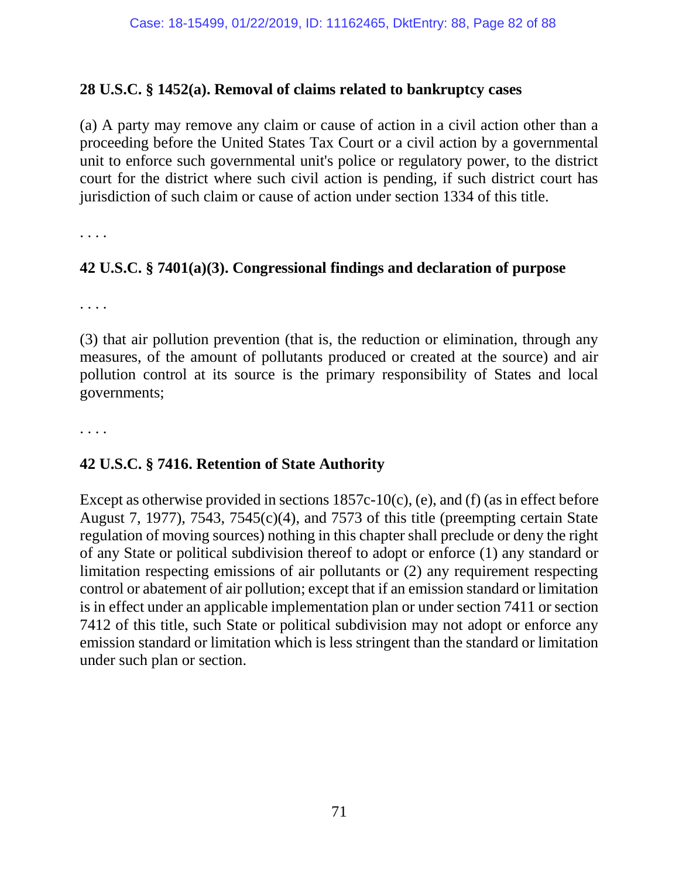**28 U.S.C. § 1452(a). Removal of claims related to bankruptcy cases**

(a) A party may remove any claim or cause of action in a civil action other than a proceeding before the United States Tax Court or a civil action by a governmental unit to enforce such governmental unit's police or regulatory power, to the district court for the district where such civil action is pending, if such district court has jurisdiction of such claim or cause of action under section 1334 of this title.

. . . .

**42 U.S.C. § 7401(a)(3). Congressional findings and declaration of purpose**

. . . .

(3) that air pollution prevention (that is, the reduction or elimination, through any measures, of the amount of pollutants produced or created at the source) and air pollution control at its source is the primary responsibility of States and local governments;

. . . .

**42 U.S.C. § 7416. Retention of State Authority**

Except as otherwise provided in sections 1857c-10(c), (e), and (f) (as in effect before August 7, 1977), 7543, 7545(c)(4), and 7573 of this title (preempting certain State regulation of moving sources) nothing in this chapter shall preclude or deny the right of any State or political subdivision thereof to adopt or enforce (1) any standard or limitation respecting emissions of air pollutants or (2) any requirement respecting control or abatement of air pollution; except that if an emission standard or limitation is in effect under an applicable implementation plan or under section 7411 or section 7412 of this title, such State or political subdivision may not adopt or enforce any emission standard or limitation which is less stringent than the standard or limitation under such plan or section.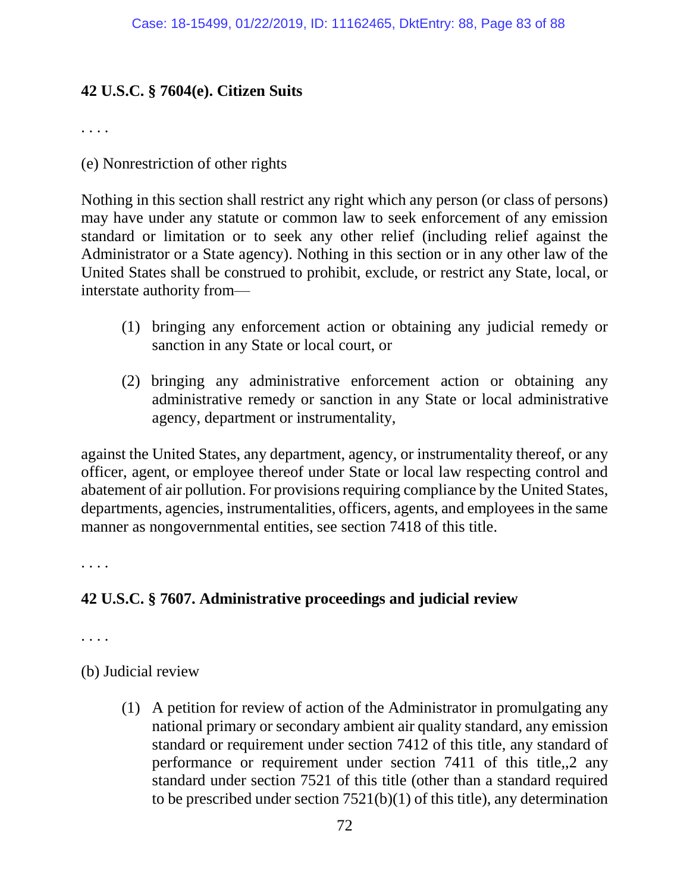**42 U.S.C. § 7604(e). Citizen Suits**

. . . .

(e) Nonrestriction of other rights

Nothing in this section shall restrict any right which any person (or class of persons) may have under any statute or common law to seek enforcement of any emission standard or limitation or to seek any other relief (including relief against the Administrator or a State agency). Nothing in this section or in any other law of the United States shall be construed to prohibit, exclude, or restrict any State, local, or interstate authority from—

> (1) bringing any enforcement action or obtaining any judicial remedy or sanction in any State or local court, or
>
> (2) bringing any administrative enforcement action or obtaining any administrative remedy or sanction in any State or local administrative agency, department or instrumentality,

against the United States, any department, agency, or instrumentality thereof, or any officer, agent, or employee thereof under State or local law respecting control and abatement of air pollution. For provisions requiring compliance by the United States, departments, agencies, instrumentalities, officers, agents, and employees in the same manner as nongovernmental entities, see section 7418 of this title.

. . . .

**42 U.S.C. § 7607. Administrative proceedings and judicial review**

. . . .

(b) Judicial review

> (1) A petition for review of action of the Administrator in promulgating any national primary or secondary ambient air quality standard, any emission standard or requirement under section 7412 of this title, any standard of performance or requirement under section 7411 of this title,,2 any standard under section 7521 of this title (other than a standard required to be prescribed under section 7521(b)(1) of this title), any determination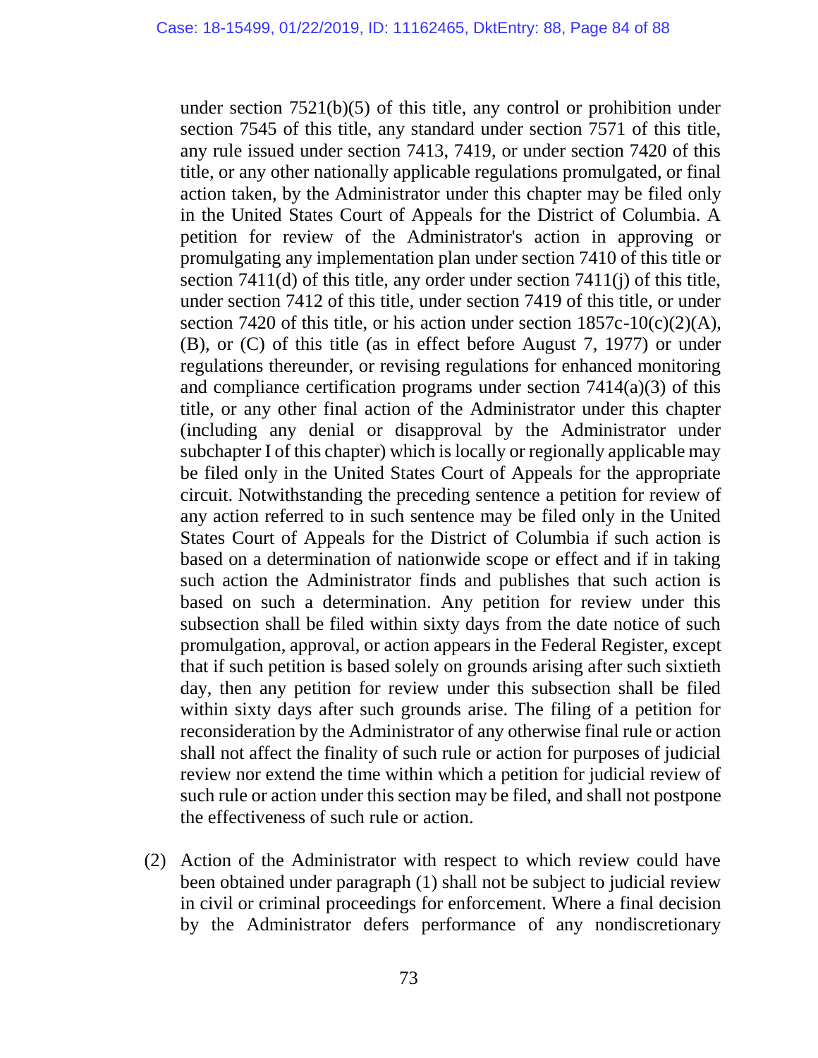under section 7521(b)(5) of this title, any control or prohibition under section 7545 of this title, any standard under section 7571 of this title, any rule issued under section 7413, 7419, or under section 7420 of this title, or any other nationally applicable regulations promulgated, or final action taken, by the Administrator under this chapter may be filed only in the United States Court of Appeals for the District of Columbia. A petition for review of the Administrator's action in approving or promulgating any implementation plan under section 7410 of this title or section 7411(d) of this title, any order under section 7411(j) of this title, under section 7412 of this title, under section 7419 of this title, or under section 7420 of this title, or his action under section 1857c-10(c)(2)(A), (B), or (C) of this title (as in effect before August 7, 1977) or under regulations thereunder, or revising regulations for enhanced monitoring and compliance certification programs under section 7414(a)(3) of this title, or any other final action of the Administrator under this chapter (including any denial or disapproval by the Administrator under subchapter I of this chapter) which is locally or regionally applicable may be filed only in the United States Court of Appeals for the appropriate circuit. Notwithstanding the preceding sentence a petition for review of any action referred to in such sentence may be filed only in the United States Court of Appeals for the District of Columbia if such action is based on a determination of nationwide scope or effect and if in taking such action the Administrator finds and publishes that such action is based on such a determination. Any petition for review under this subsection shall be filed within sixty days from the date notice of such promulgation, approval, or action appears in the Federal Register, except that if such petition is based solely on grounds arising after such sixtieth day, then any petition for review under this subsection shall be filed within sixty days after such grounds arise. The filing of a petition for reconsideration by the Administrator of any otherwise final rule or action shall not affect the finality of such rule or action for purposes of judicial review nor extend the time within which a petition for judicial review of such rule or action under this section may be filed, and shall not postpone the effectiveness of such rule or action.

(2) Action of the Administrator with respect to which review could have been obtained under paragraph (1) shall not be subject to judicial review in civil or criminal proceedings for enforcement. Where a final decision by the Administrator defers performance of any nondiscretionary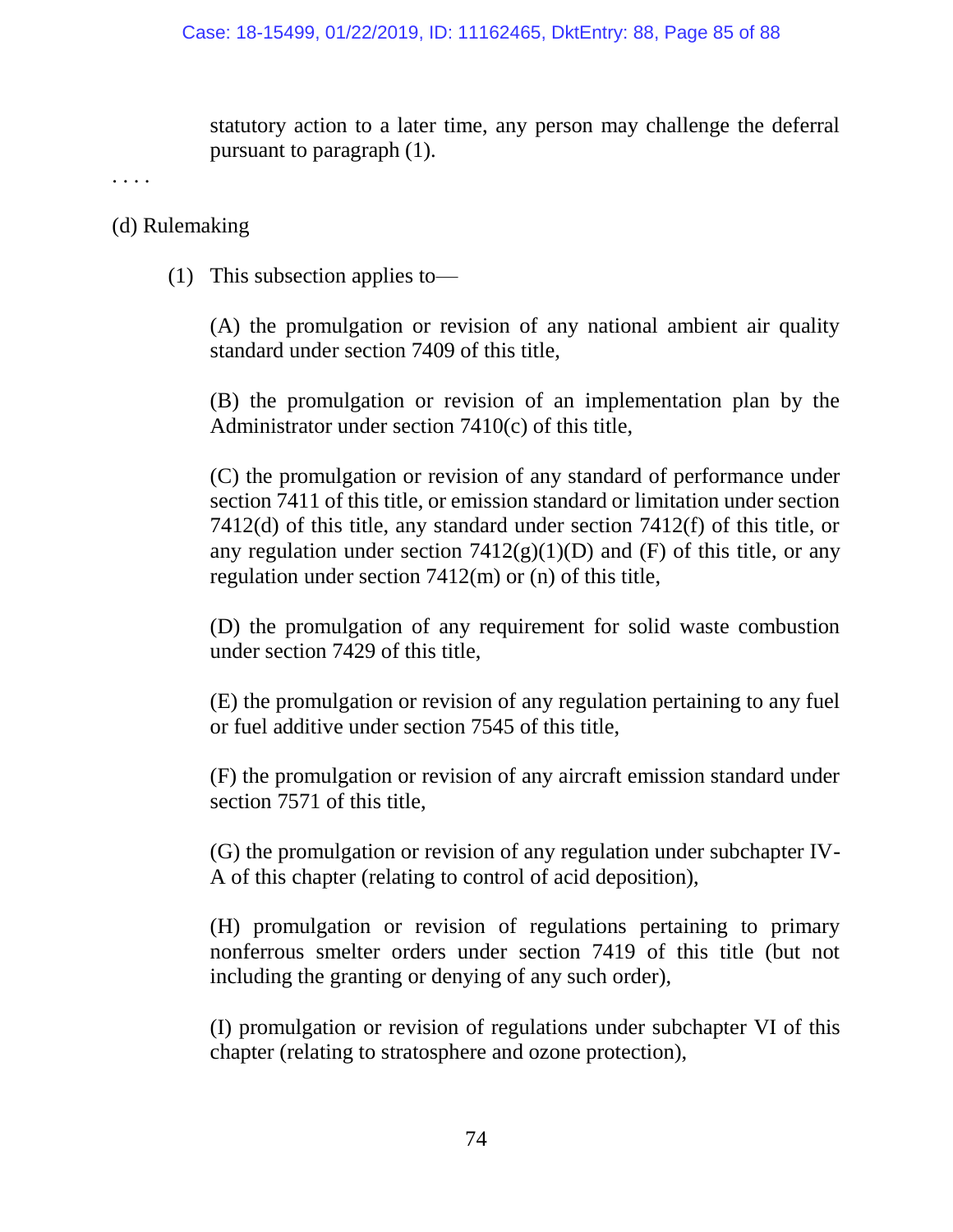statutory action to a later time, any person may challenge the deferral pursuant to paragraph (1).

. . . .

(d) Rulemaking

(1) This subsection applies to—

(A) the promulgation or revision of any national ambient air quality standard under section 7409 of this title,

(B) the promulgation or revision of an implementation plan by the Administrator under section 7410(c) of this title,

(C) the promulgation or revision of any standard of performance under section 7411 of this title, or emission standard or limitation under section 7412(d) of this title, any standard under section 7412(f) of this title, or any regulation under section 7412(g)(1)(D) and (F) of this title, or any regulation under section 7412(m) or (n) of this title,

(D) the promulgation of any requirement for solid waste combustion under section 7429 of this title,

(E) the promulgation or revision of any regulation pertaining to any fuel or fuel additive under section 7545 of this title,

(F) the promulgation or revision of any aircraft emission standard under section 7571 of this title,

(G) the promulgation or revision of any regulation under subchapter IV-A of this chapter (relating to control of acid deposition),

(H) promulgation or revision of regulations pertaining to primary nonferrous smelter orders under section 7419 of this title (but not including the granting or denying of any such order),

(I) promulgation or revision of regulations under subchapter VI of this chapter (relating to stratosphere and ozone protection),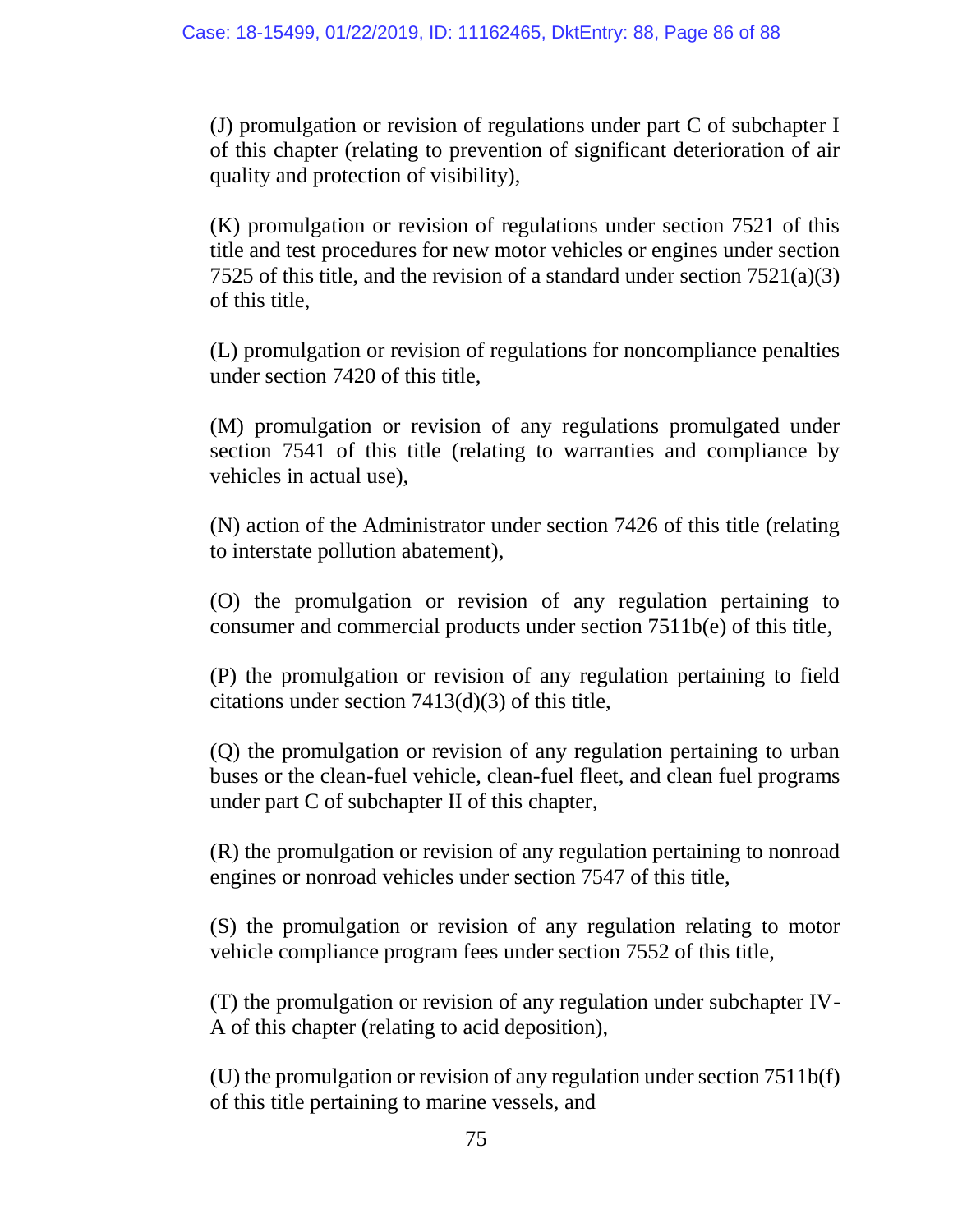(J) promulgation or revision of regulations under part C of subchapter I of this chapter (relating to prevention of significant deterioration of air quality and protection of visibility),

(K) promulgation or revision of regulations under section 7521 of this title and test procedures for new motor vehicles or engines under section 7525 of this title, and the revision of a standard under section 7521(a)(3) of this title,

(L) promulgation or revision of regulations for noncompliance penalties under section 7420 of this title,

(M) promulgation or revision of any regulations promulgated under section 7541 of this title (relating to warranties and compliance by vehicles in actual use),

(N) action of the Administrator under section 7426 of this title (relating to interstate pollution abatement),

(O) the promulgation or revision of any regulation pertaining to consumer and commercial products under section 7511b(e) of this title,

(P) the promulgation or revision of any regulation pertaining to field citations under section 7413(d)(3) of this title,

(Q) the promulgation or revision of any regulation pertaining to urban buses or the clean-fuel vehicle, clean-fuel fleet, and clean fuel programs under part C of subchapter II of this chapter,

(R) the promulgation or revision of any regulation pertaining to nonroad engines or nonroad vehicles under section 7547 of this title,

(S) the promulgation or revision of any regulation relating to motor vehicle compliance program fees under section 7552 of this title,

(T) the promulgation or revision of any regulation under subchapter IV-A of this chapter (relating to acid deposition),

(U) the promulgation or revision of any regulation under section 7511b(f) of this title pertaining to marine vessels, and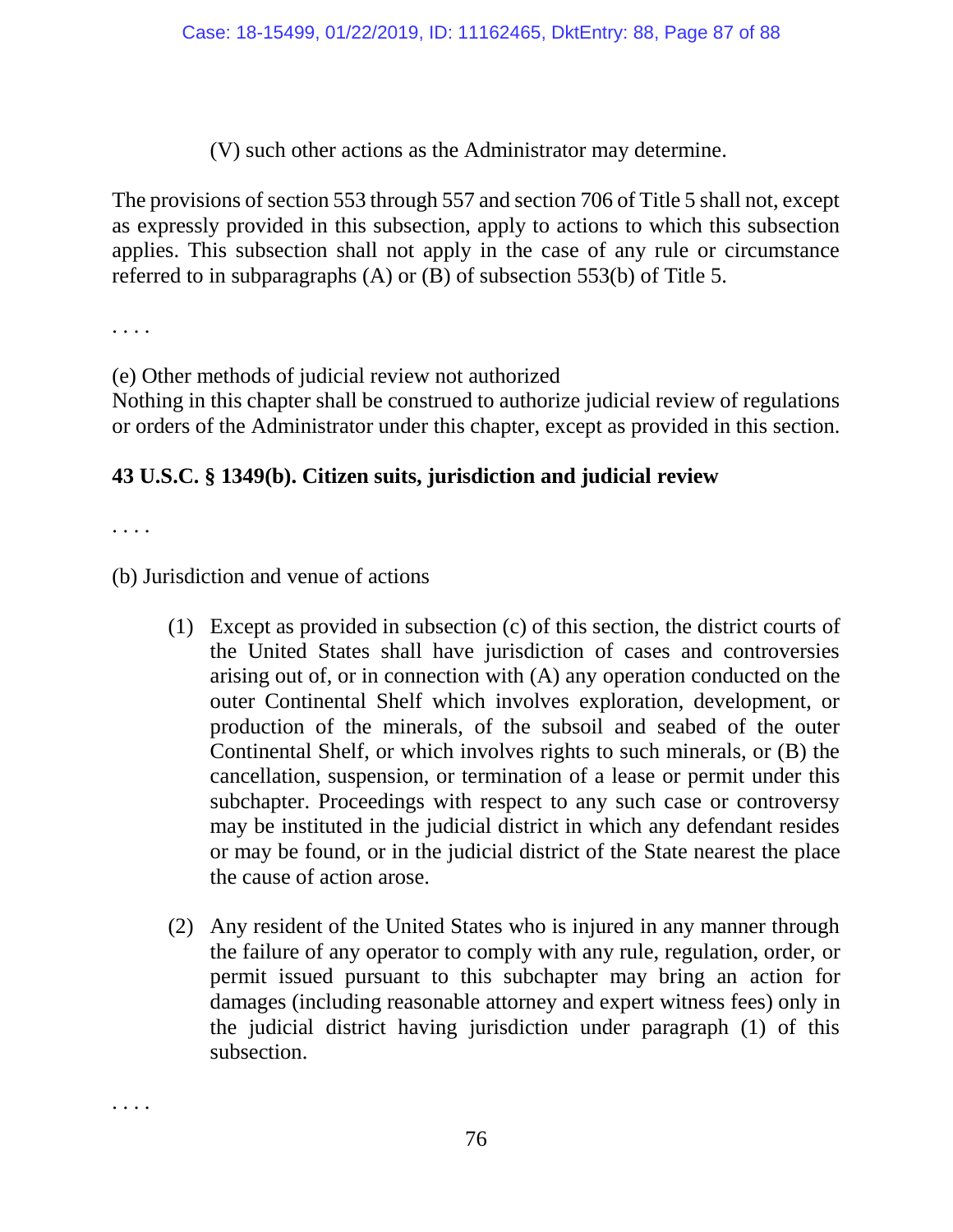(V) such other actions as the Administrator may determine.

The provisions of section 553 through 557 and section 706 of Title 5 shall not, except as expressly provided in this subsection, apply to actions to which this subsection applies. This subsection shall not apply in the case of any rule or circumstance referred to in subparagraphs (A) or (B) of subsection 553(b) of Title 5.

. . . .

(e) Other methods of judicial review not authorized
Nothing in this chapter shall be construed to authorize judicial review of regulations or orders of the Administrator under this chapter, except as provided in this section.

**43 U.S.C. § 1349(b). Citizen suits, jurisdiction and judicial review**

. . . .

(b) Jurisdiction and venue of actions

(1) Except as provided in subsection (c) of this section, the district courts of the United States shall have jurisdiction of cases and controversies arising out of, or in connection with (A) any operation conducted on the outer Continental Shelf which involves exploration, development, or production of the minerals, of the subsoil and seabed of the outer Continental Shelf, or which involves rights to such minerals, or (B) the cancellation, suspension, or termination of a lease or permit under this subchapter. Proceedings with respect to any such case or controversy may be instituted in the judicial district in which any defendant resides or may be found, or in the judicial district of the State nearest the place the cause of action arose.

(2) Any resident of the United States who is injured in any manner through the failure of any operator to comply with any rule, regulation, order, or permit issued pursuant to this subchapter may bring an action for damages (including reasonable attorney and expert witness fees) only in the judicial district having jurisdiction under paragraph (1) of this subsection.

. . . .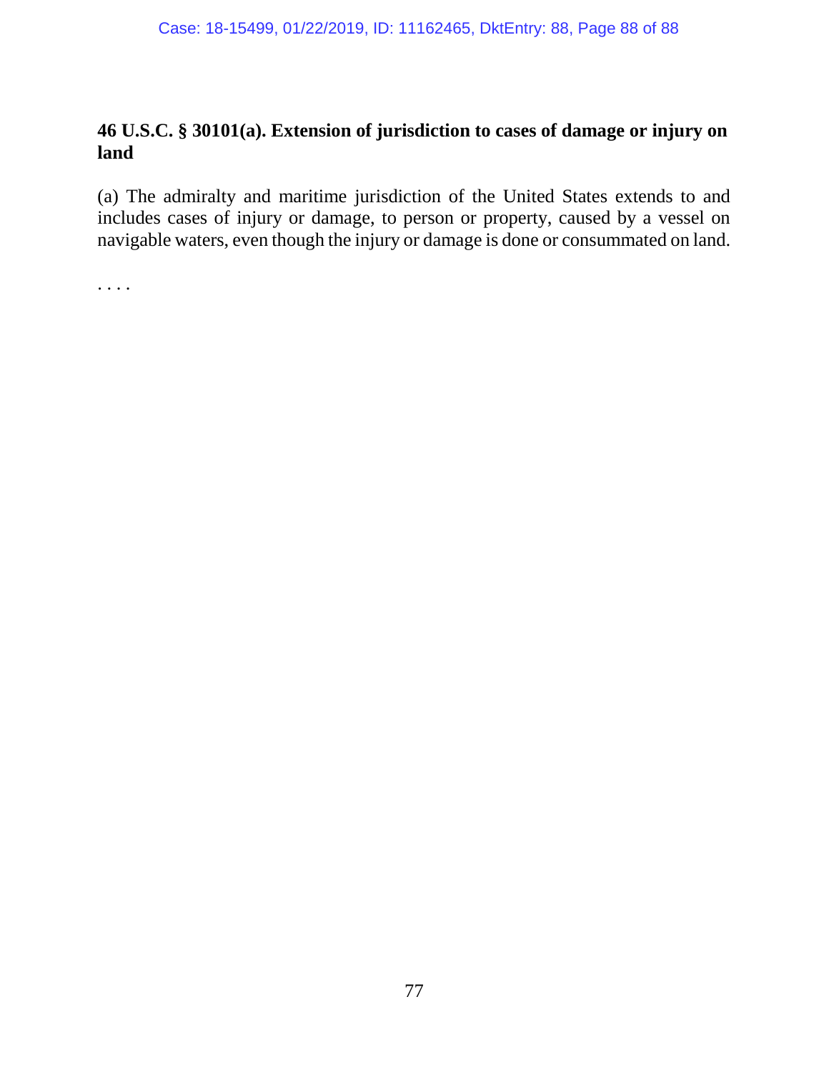**46 U.S.C. § 30101(a). Extension of jurisdiction to cases of damage or injury on land**

(a) The admiralty and maritime jurisdiction of the United States extends to and includes cases of injury or damage, to person or property, caused by a vessel on navigable waters, even though the injury or damage is done or consummated on land.

. . . .